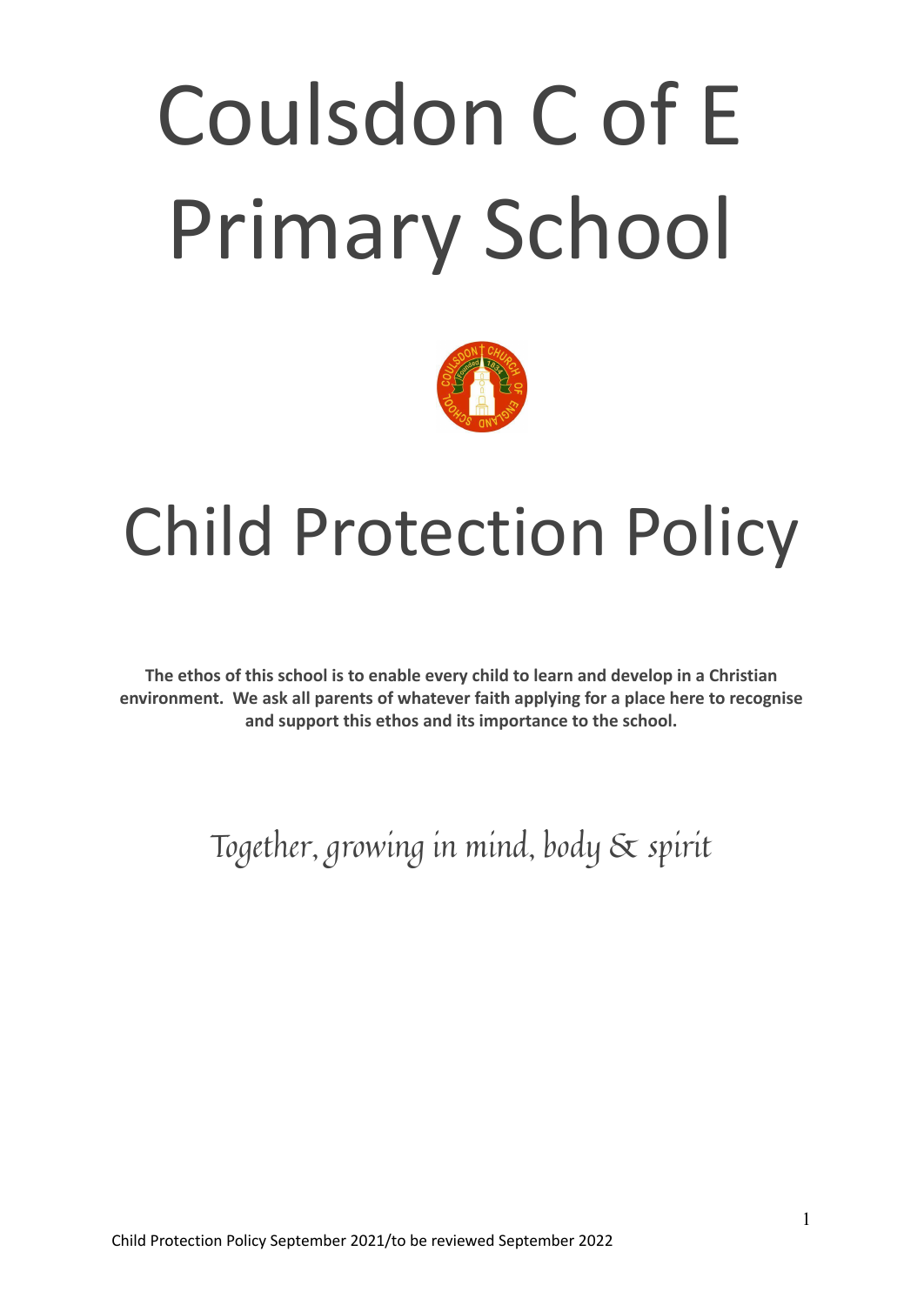# Coulsdon C of E Primary School

# Child Protection Policy

**The ethos of this school is to enable every child to learn and develop in a Christian environment. We ask all parents of whatever faith applying for a place here to recognise and support this ethos and its importance to the school.**

*Together, growing in mind, body & spirit*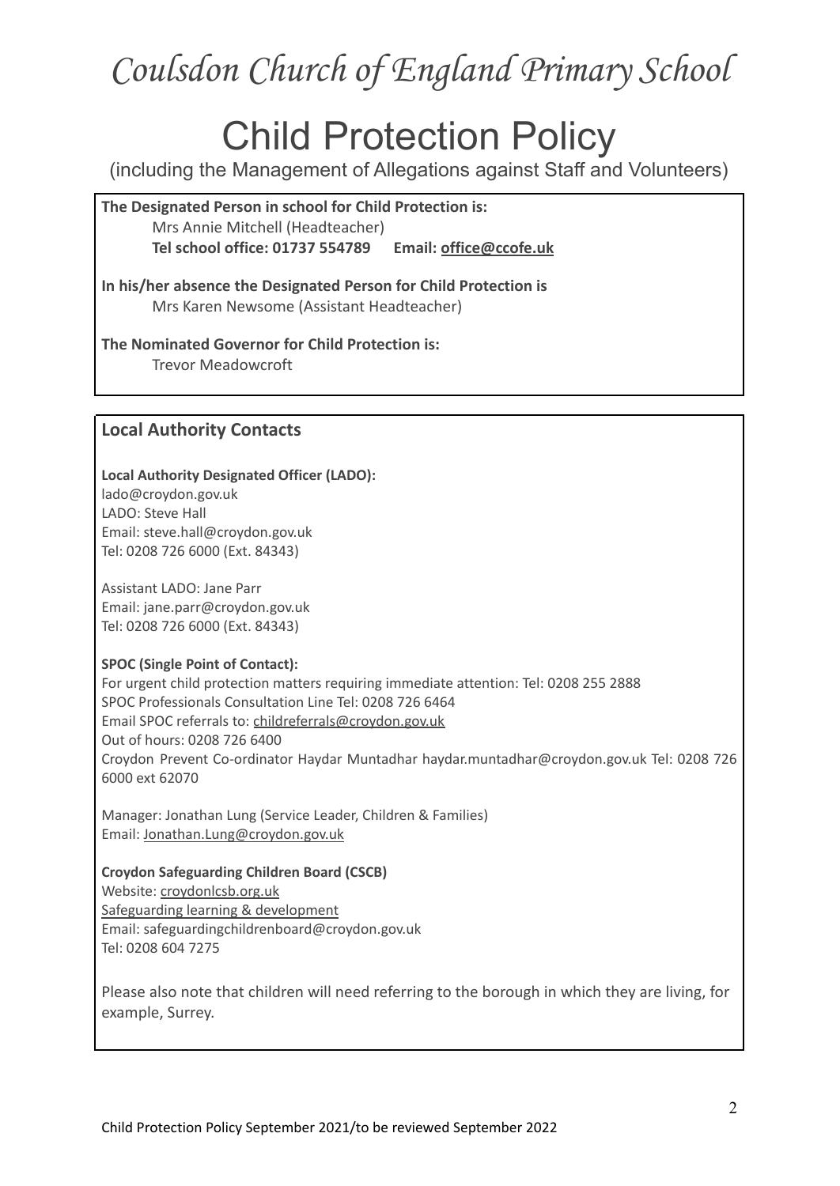# *Coulsdon Church of England Primary School*

# Child Protection Policy

(including the Management of Allegations against Staff and Volunteers)

**The Designated Person in school for Child Protection is:**
Mrs Annie Mitchell (Headteacher)
**Tel school office: 01737 554789 Email: office@ccofe.uk**

**In his/her absence the Designated Person for Child Protection is**
Mrs Karen Newsome (Assistant Headteacher)

**The Nominated Governor for Child Protection is:**
Trevor Meadowcroft

## Local Authority Contacts

**Local Authority Designated Officer (LADO):**
lado@croydon.gov.uk
LADO: Steve Hall
Email: steve.hall@croydon.gov.uk
Tel: 0208 726 6000 (Ext. 84343)

Assistant LADO: Jane Parr
Email: jane.parr@croydon.gov.uk
Tel: 0208 726 6000 (Ext. 84343)

**SPOC (Single Point of Contact):**
For urgent child protection matters requiring immediate attention: Tel: 0208 255 2888
SPOC Professionals Consultation Line Tel: 0208 726 6464
Email SPOC referrals to: childreferrals@croydon.gov.uk
Out of hours: 0208 726 6400
Croydon Prevent Co-ordinator Haydar Muntadhar haydar.muntadhar@croydon.gov.uk Tel: 0208 726 6000 ext 62070

Manager: Jonathan Lung (Service Leader, Children & Families)
Email: Jonathan.Lung@croydon.gov.uk

**Croydon Safeguarding Children Board (CSCB)**
Website: croydonlcsb.org.uk
Safeguarding learning & development
Email: safeguardingchildrenboard@croydon.gov.uk
Tel: 0208 604 7275

Please also note that children will need referring to the borough in which they are living, for example, Surrey.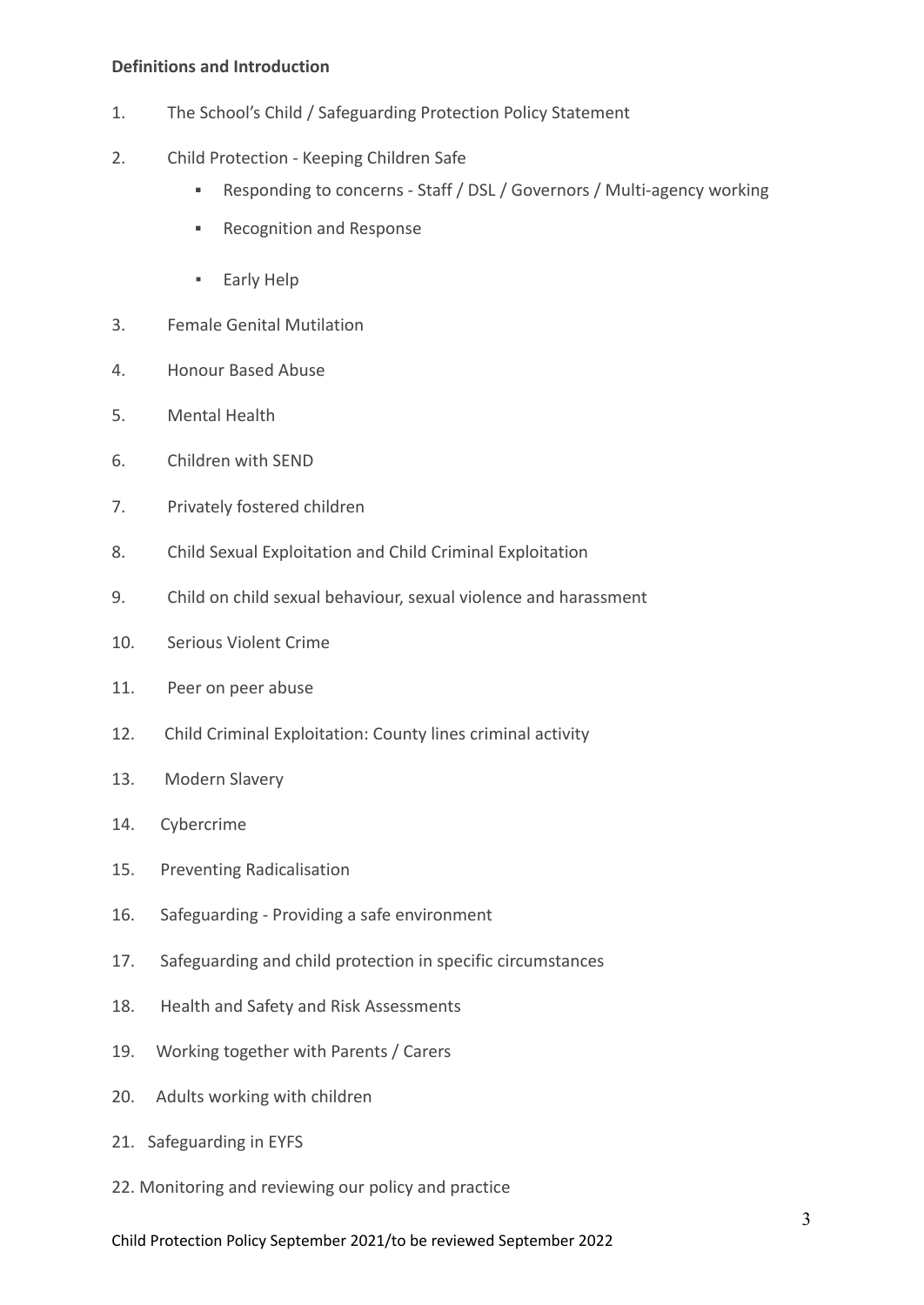**Definitions and Introduction**

1. The School's Child / Safeguarding Protection Policy Statement
2. Child Protection - Keeping Children Safe
   - Responding to concerns - Staff / DSL / Governors / Multi-agency working
   - Recognition and Response
   - Early Help
3. Female Genital Mutilation
4. Honour Based Abuse
5. Mental Health
6. Children with SEND
7. Privately fostered children
8. Child Sexual Exploitation and Child Criminal Exploitation
9. Child on child sexual behaviour, sexual violence and harassment
10. Serious Violent Crime
11. Peer on peer abuse
12. Child Criminal Exploitation: County lines criminal activity
13. Modern Slavery
14. Cybercrime
15. Preventing Radicalisation
16. Safeguarding - Providing a safe environment
17. Safeguarding and child protection in specific circumstances
18. Health and Safety and Risk Assessments
19. Working together with Parents / Carers
20. Adults working with children
21. Safeguarding in EYFS
22. Monitoring and reviewing our policy and practice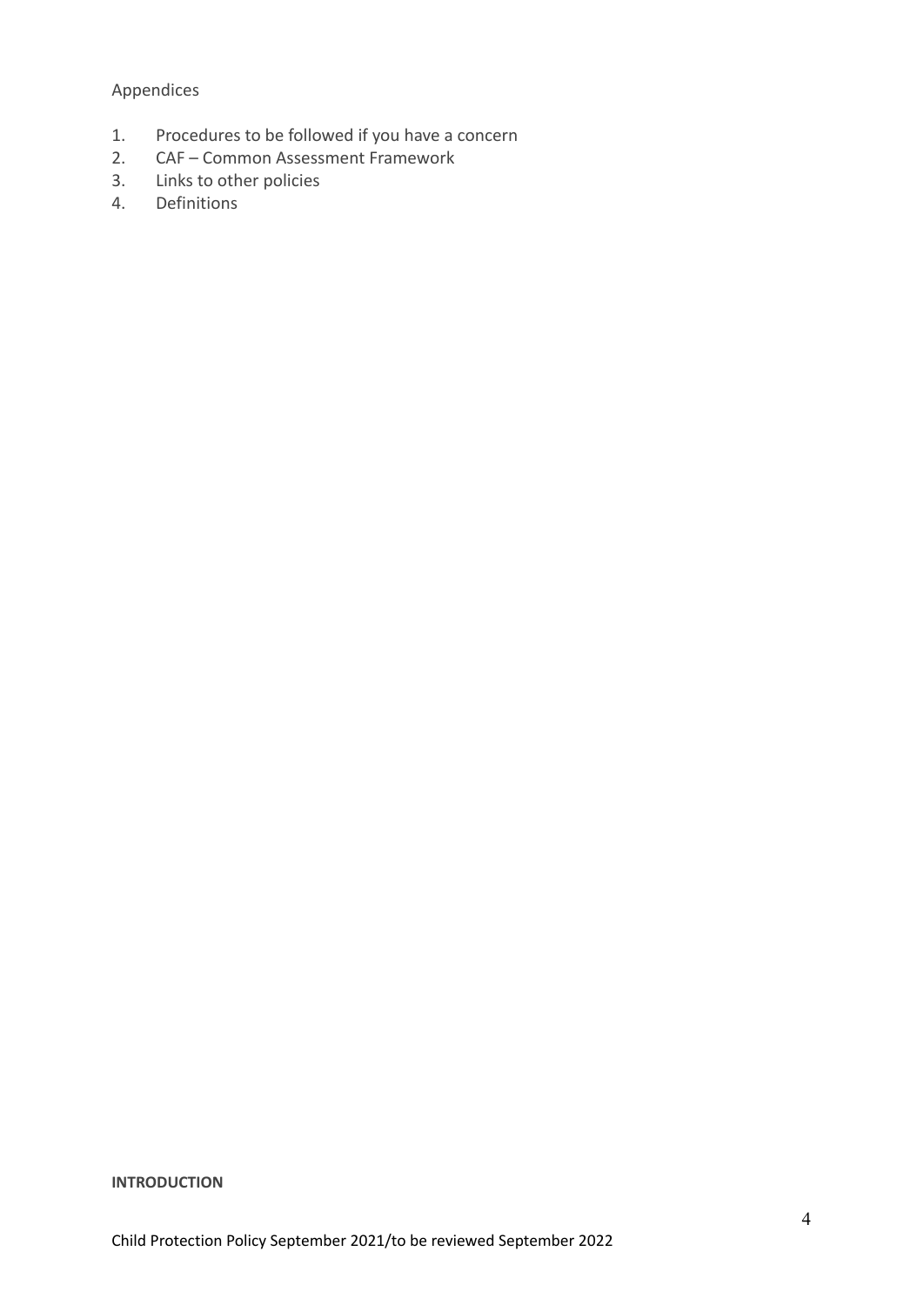Appendices

1. Procedures to be followed if you have a concern
2. CAF – Common Assessment Framework
3. Links to other policies
4. Definitions

**INTRODUCTION**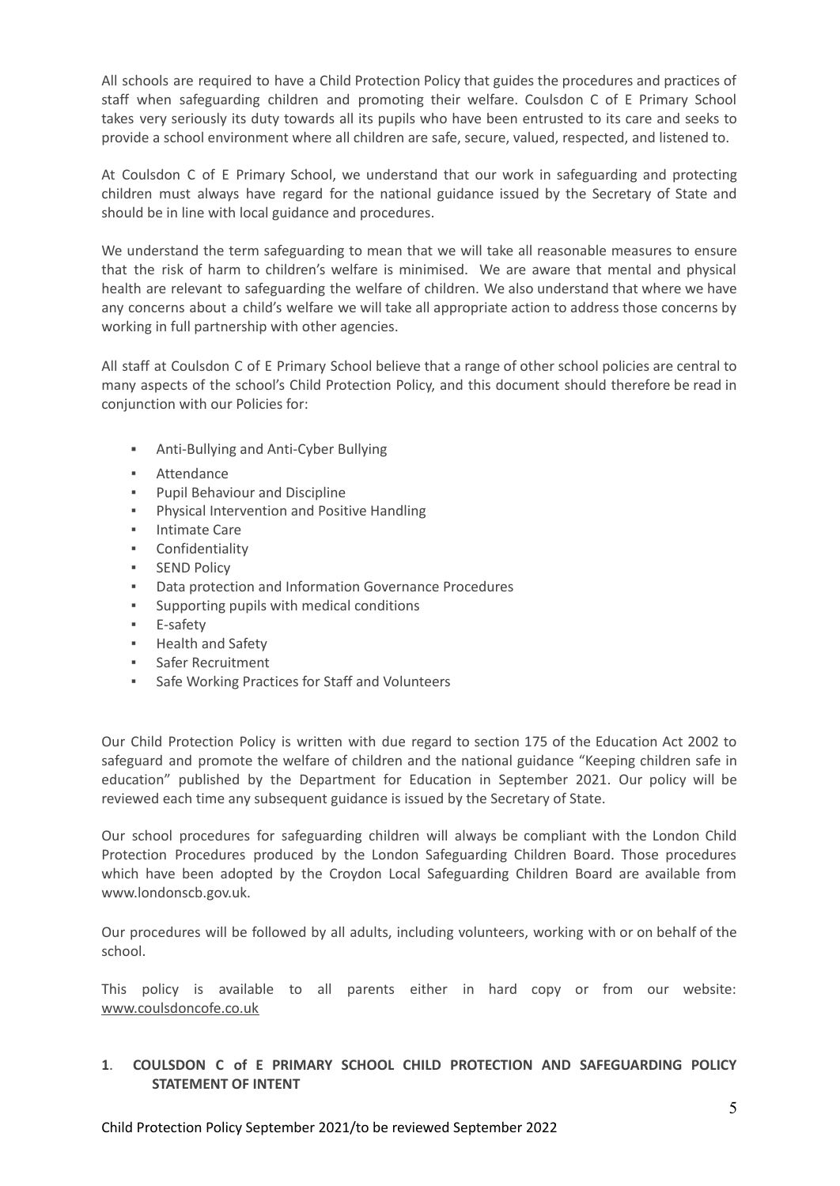All schools are required to have a Child Protection Policy that guides the procedures and practices of staff when safeguarding children and promoting their welfare. Coulsdon C of E Primary School takes very seriously its duty towards all its pupils who have been entrusted to its care and seeks to provide a school environment where all children are safe, secure, valued, respected, and listened to.

At Coulsdon C of E Primary School, we understand that our work in safeguarding and protecting children must always have regard for the national guidance issued by the Secretary of State and should be in line with local guidance and procedures.

We understand the term safeguarding to mean that we will take all reasonable measures to ensure that the risk of harm to children's welfare is minimised. We are aware that mental and physical health are relevant to safeguarding the welfare of children. We also understand that where we have any concerns about a child's welfare we will take all appropriate action to address those concerns by working in full partnership with other agencies.

All staff at Coulsdon C of E Primary School believe that a range of other school policies are central to many aspects of the school's Child Protection Policy, and this document should therefore be read in conjunction with our Policies for:

- Anti-Bullying and Anti-Cyber Bullying
- Attendance
- Pupil Behaviour and Discipline
- Physical Intervention and Positive Handling
- Intimate Care
- Confidentiality
- SEND Policy
- Data protection and Information Governance Procedures
- Supporting pupils with medical conditions
- E-safety
- Health and Safety
- Safer Recruitment
- Safe Working Practices for Staff and Volunteers

Our Child Protection Policy is written with due regard to section 175 of the Education Act 2002 to safeguard and promote the welfare of children and the national guidance "Keeping children safe in education" published by the Department for Education in September 2021. Our policy will be reviewed each time any subsequent guidance is issued by the Secretary of State.

Our school procedures for safeguarding children will always be compliant with the London Child Protection Procedures produced by the London Safeguarding Children Board. Those procedures which have been adopted by the Croydon Local Safeguarding Children Board are available from www.londonscb.gov.uk.

Our procedures will be followed by all adults, including volunteers, working with or on behalf of the school.

This policy is available to all parents either in hard copy or from our website: www.coulsdoncofe.co.uk

## 1. COULSDON C of E PRIMARY SCHOOL CHILD PROTECTION AND SAFEGUARDING POLICY STATEMENT OF INTENT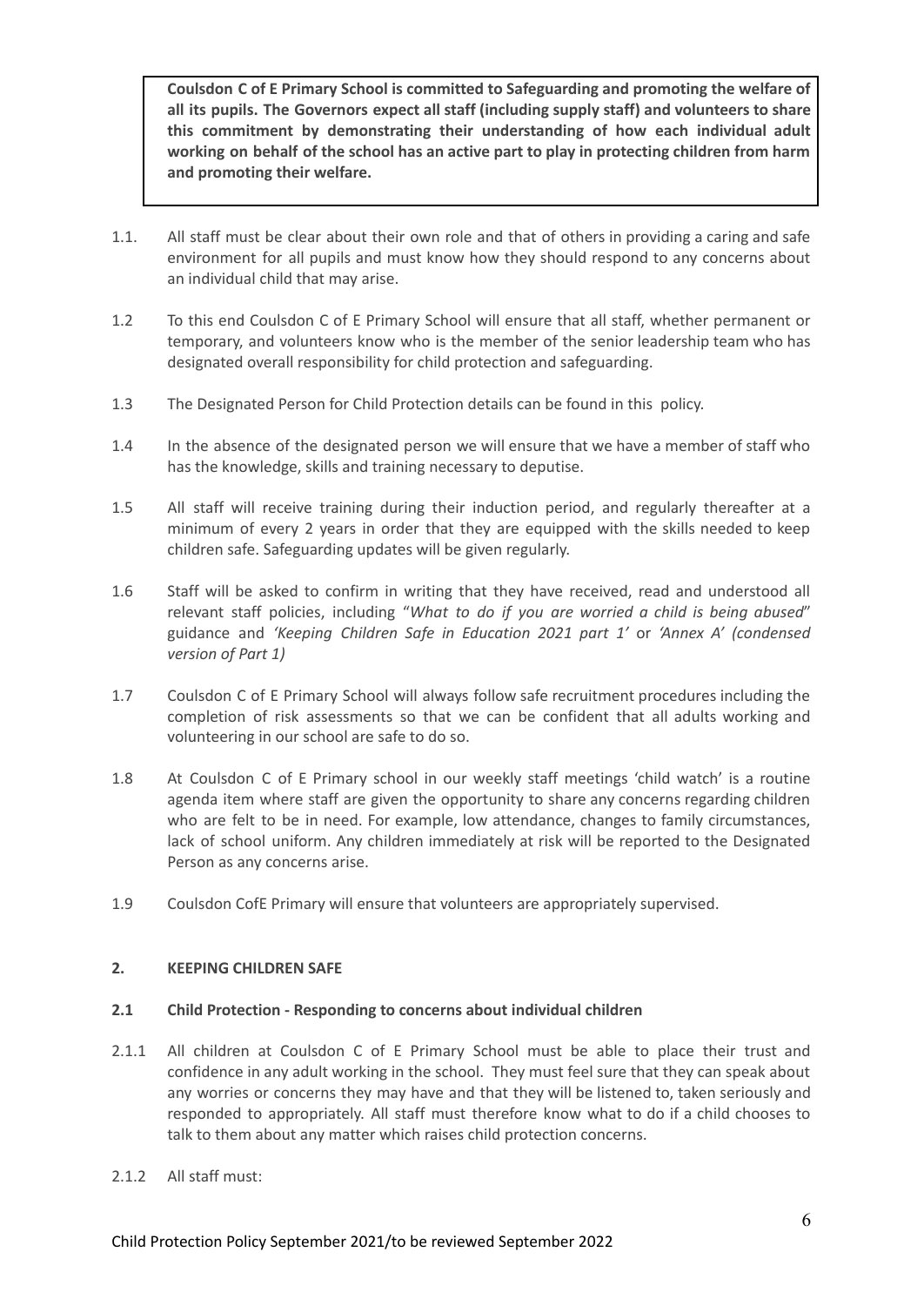**Coulsdon C of E Primary School is committed to Safeguarding and promoting the welfare of all its pupils. The Governors expect all staff (including supply staff) and volunteers to share this commitment by demonstrating their understanding of how each individual adult working on behalf of the school has an active part to play in protecting children from harm and promoting their welfare.**

1.1. All staff must be clear about their own role and that of others in providing a caring and safe environment for all pupils and must know how they should respond to any concerns about an individual child that may arise.

1.2 To this end Coulsdon C of E Primary School will ensure that all staff, whether permanent or temporary, and volunteers know who is the member of the senior leadership team who has designated overall responsibility for child protection and safeguarding.

1.3 The Designated Person for Child Protection details can be found in this policy.

1.4 In the absence of the designated person we will ensure that we have a member of staff who has the knowledge, skills and training necessary to deputise.

1.5 All staff will receive training during their induction period, and regularly thereafter at a minimum of every 2 years in order that they are equipped with the skills needed to keep children safe. Safeguarding updates will be given regularly.

1.6 Staff will be asked to confirm in writing that they have received, read and understood all relevant staff policies, including "*What to do if you are worried a child is being abused*" guidance and *'Keeping Children Safe in Education 2021 part 1'* or *'Annex A' (condensed version of Part 1)*

1.7 Coulsdon C of E Primary School will always follow safe recruitment procedures including the completion of risk assessments so that we can be confident that all adults working and volunteering in our school are safe to do so.

1.8 At Coulsdon C of E Primary school in our weekly staff meetings 'child watch' is a routine agenda item where staff are given the opportunity to share any concerns regarding children who are felt to be in need. For example, low attendance, changes to family circumstances, lack of school uniform. Any children immediately at risk will be reported to the Designated Person as any concerns arise.

1.9 Coulsdon CofE Primary will ensure that volunteers are appropriately supervised.

## 2. KEEPING CHILDREN SAFE

### 2.1 Child Protection - Responding to concerns about individual children

2.1.1 All children at Coulsdon C of E Primary School must be able to place their trust and confidence in any adult working in the school. They must feel sure that they can speak about any worries or concerns they may have and that they will be listened to, taken seriously and responded to appropriately. All staff must therefore know what to do if a child chooses to talk to them about any matter which raises child protection concerns.

2.1.2 All staff must: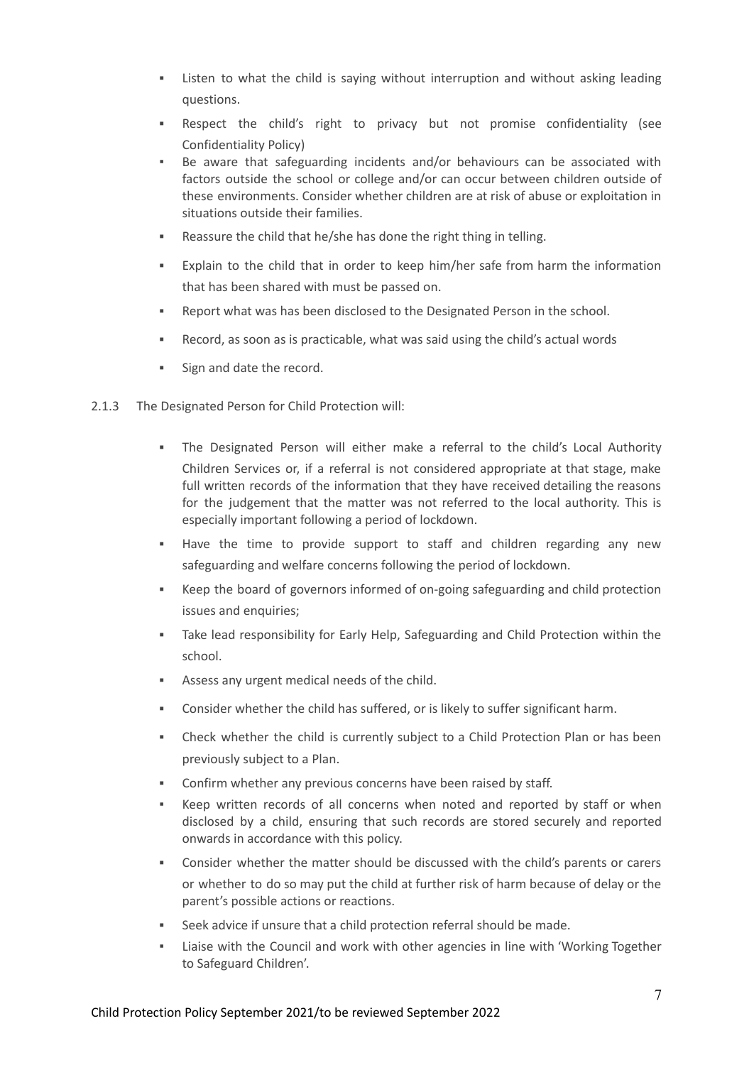- Listen to what the child is saying without interruption and without asking leading questions.
- Respect the child's right to privacy but not promise confidentiality (see Confidentiality Policy)
- Be aware that safeguarding incidents and/or behaviours can be associated with factors outside the school or college and/or can occur between children outside of these environments. Consider whether children are at risk of abuse or exploitation in situations outside their families.
- Reassure the child that he/she has done the right thing in telling.
- Explain to the child that in order to keep him/her safe from harm the information that has been shared with must be passed on.
- Report what was has been disclosed to the Designated Person in the school.
- Record, as soon as is practicable, what was said using the child's actual words
- Sign and date the record.

2.1.3 The Designated Person for Child Protection will:

- The Designated Person will either make a referral to the child's Local Authority Children Services or, if a referral is not considered appropriate at that stage, make full written records of the information that they have received detailing the reasons for the judgement that the matter was not referred to the local authority. This is especially important following a period of lockdown.
- Have the time to provide support to staff and children regarding any new safeguarding and welfare concerns following the period of lockdown.
- Keep the board of governors informed of on-going safeguarding and child protection issues and enquiries;
- Take lead responsibility for Early Help, Safeguarding and Child Protection within the school.
- Assess any urgent medical needs of the child.
- Consider whether the child has suffered, or is likely to suffer significant harm.
- Check whether the child is currently subject to a Child Protection Plan or has been previously subject to a Plan.
- Confirm whether any previous concerns have been raised by staff.
- Keep written records of all concerns when noted and reported by staff or when disclosed by a child, ensuring that such records are stored securely and reported onwards in accordance with this policy.
- Consider whether the matter should be discussed with the child's parents or carers or whether to do so may put the child at further risk of harm because of delay or the parent's possible actions or reactions.
- Seek advice if unsure that a child protection referral should be made.
- Liaise with the Council and work with other agencies in line with 'Working Together to Safeguard Children'.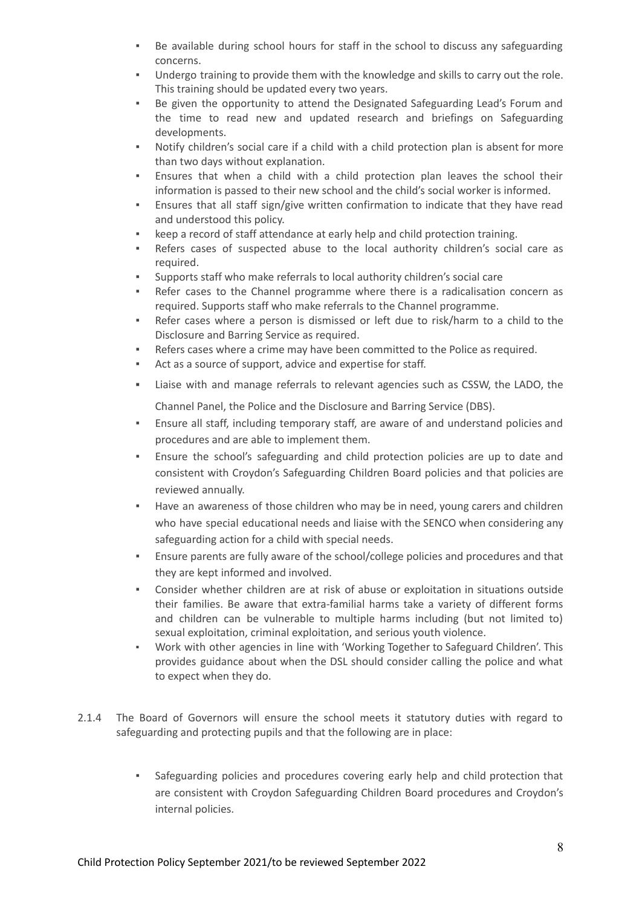- Be available during school hours for staff in the school to discuss any safeguarding concerns.
- Undergo training to provide them with the knowledge and skills to carry out the role. This training should be updated every two years.
- Be given the opportunity to attend the Designated Safeguarding Lead's Forum and the time to read new and updated research and briefings on Safeguarding developments.
- Notify children's social care if a child with a child protection plan is absent for more than two days without explanation.
- Ensures that when a child with a child protection plan leaves the school their information is passed to their new school and the child's social worker is informed.
- Ensures that all staff sign/give written confirmation to indicate that they have read and understood this policy.
- keep a record of staff attendance at early help and child protection training.
- Refers cases of suspected abuse to the local authority children's social care as required.
- Supports staff who make referrals to local authority children's social care
- Refer cases to the Channel programme where there is a radicalisation concern as required. Supports staff who make referrals to the Channel programme.
- Refer cases where a person is dismissed or left due to risk/harm to a child to the Disclosure and Barring Service as required.
- Refers cases where a crime may have been committed to the Police as required.
- Act as a source of support, advice and expertise for staff.
- Liaise with and manage referrals to relevant agencies such as CSSW, the LADO, the Channel Panel, the Police and the Disclosure and Barring Service (DBS).
- Ensure all staff, including temporary staff, are aware of and understand policies and procedures and are able to implement them.
- Ensure the school's safeguarding and child protection policies are up to date and consistent with Croydon's Safeguarding Children Board policies and that policies are reviewed annually.
- Have an awareness of those children who may be in need, young carers and children who have special educational needs and liaise with the SENCO when considering any safeguarding action for a child with special needs.
- Ensure parents are fully aware of the school/college policies and procedures and that they are kept informed and involved.
- Consider whether children are at risk of abuse or exploitation in situations outside their families. Be aware that extra-familial harms take a variety of different forms and children can be vulnerable to multiple harms including (but not limited to) sexual exploitation, criminal exploitation, and serious youth violence.
- Work with other agencies in line with 'Working Together to Safeguard Children'. This provides guidance about when the DSL should consider calling the police and what to expect when they do.

2.1.4 The Board of Governors will ensure the school meets it statutory duties with regard to safeguarding and protecting pupils and that the following are in place:

- Safeguarding policies and procedures covering early help and child protection that are consistent with Croydon Safeguarding Children Board procedures and Croydon's internal policies.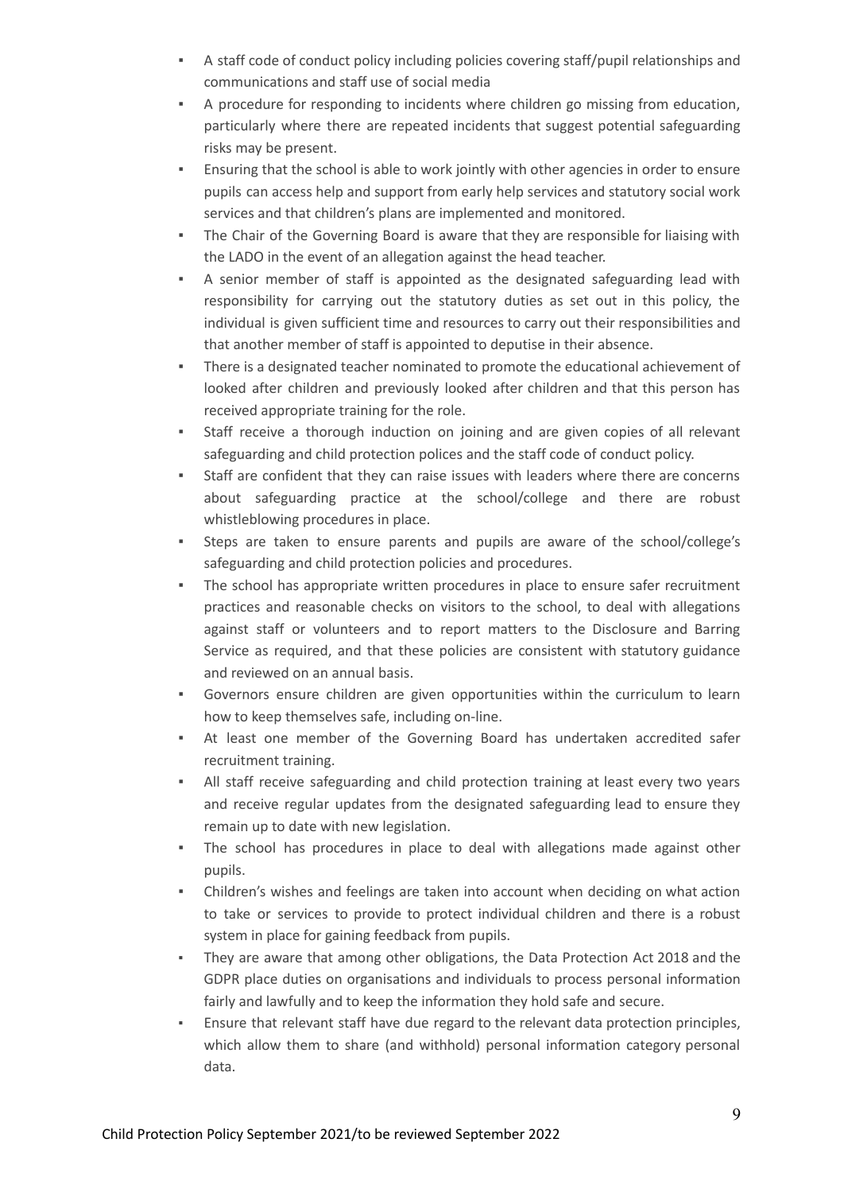- A staff code of conduct policy including policies covering staff/pupil relationships and communications and staff use of social media
- A procedure for responding to incidents where children go missing from education, particularly where there are repeated incidents that suggest potential safeguarding risks may be present.
- Ensuring that the school is able to work jointly with other agencies in order to ensure pupils can access help and support from early help services and statutory social work services and that children's plans are implemented and monitored.
- The Chair of the Governing Board is aware that they are responsible for liaising with the LADO in the event of an allegation against the head teacher.
- A senior member of staff is appointed as the designated safeguarding lead with responsibility for carrying out the statutory duties as set out in this policy, the individual is given sufficient time and resources to carry out their responsibilities and that another member of staff is appointed to deputise in their absence.
- There is a designated teacher nominated to promote the educational achievement of looked after children and previously looked after children and that this person has received appropriate training for the role.
- Staff receive a thorough induction on joining and are given copies of all relevant safeguarding and child protection polices and the staff code of conduct policy.
- Staff are confident that they can raise issues with leaders where there are concerns about safeguarding practice at the school/college and there are robust whistleblowing procedures in place.
- Steps are taken to ensure parents and pupils are aware of the school/college's safeguarding and child protection policies and procedures.
- The school has appropriate written procedures in place to ensure safer recruitment practices and reasonable checks on visitors to the school, to deal with allegations against staff or volunteers and to report matters to the Disclosure and Barring Service as required, and that these policies are consistent with statutory guidance and reviewed on an annual basis.
- Governors ensure children are given opportunities within the curriculum to learn how to keep themselves safe, including on-line.
- At least one member of the Governing Board has undertaken accredited safer recruitment training.
- All staff receive safeguarding and child protection training at least every two years and receive regular updates from the designated safeguarding lead to ensure they remain up to date with new legislation.
- The school has procedures in place to deal with allegations made against other pupils.
- Children's wishes and feelings are taken into account when deciding on what action to take or services to provide to protect individual children and there is a robust system in place for gaining feedback from pupils.
- They are aware that among other obligations, the Data Protection Act 2018 and the GDPR place duties on organisations and individuals to process personal information fairly and lawfully and to keep the information they hold safe and secure.
- Ensure that relevant staff have due regard to the relevant data protection principles, which allow them to share (and withhold) personal information category personal data.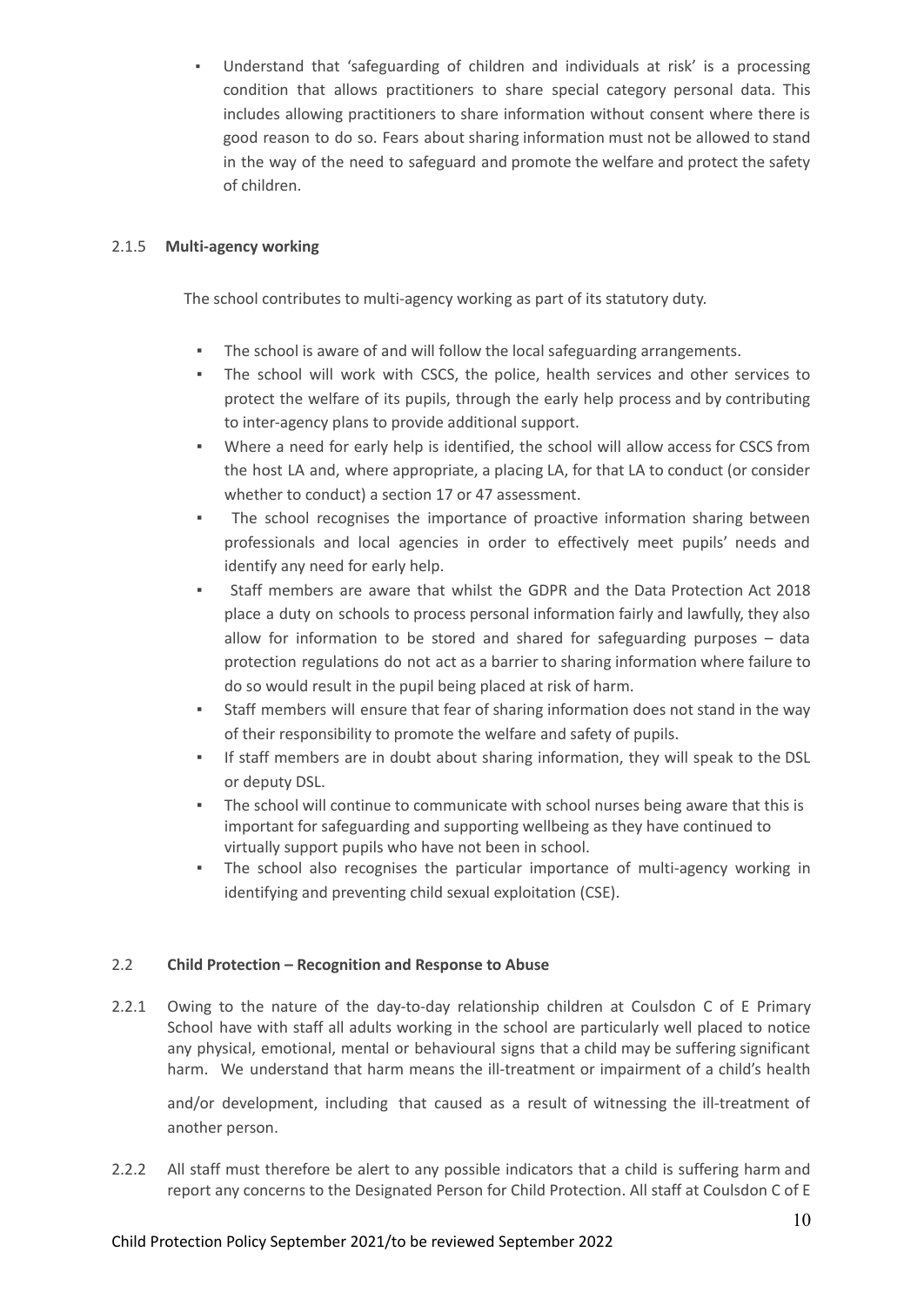- Understand that 'safeguarding of children and individuals at risk' is a processing condition that allows practitioners to share special category personal data. This includes allowing practitioners to share information without consent where there is good reason to do so. Fears about sharing information must not be allowed to stand in the way of the need to safeguard and promote the welfare and protect the safety of children.

### 2.1.5 **Multi-agency working**

The school contributes to multi-agency working as part of its statutory duty.

- The school is aware of and will follow the local safeguarding arrangements.
- The school will work with CSCS, the police, health services and other services to protect the welfare of its pupils, through the early help process and by contributing to inter-agency plans to provide additional support.
- Where a need for early help is identified, the school will allow access for CSCS from the host LA and, where appropriate, a placing LA, for that LA to conduct (or consider whether to conduct) a section 17 or 47 assessment.
- The school recognises the importance of proactive information sharing between professionals and local agencies in order to effectively meet pupils' needs and identify any need for early help.
- Staff members are aware that whilst the GDPR and the Data Protection Act 2018 place a duty on schools to process personal information fairly and lawfully, they also allow for information to be stored and shared for safeguarding purposes – data protection regulations do not act as a barrier to sharing information where failure to do so would result in the pupil being placed at risk of harm.
- Staff members will ensure that fear of sharing information does not stand in the way of their responsibility to promote the welfare and safety of pupils.
- If staff members are in doubt about sharing information, they will speak to the DSL or deputy DSL.
- The school will continue to communicate with school nurses being aware that this is important for safeguarding and supporting wellbeing as they have continued to virtually support pupils who have not been in school.
- The school also recognises the particular importance of multi-agency working in identifying and preventing child sexual exploitation (CSE).

## 2.2 **Child Protection – Recognition and Response to Abuse**

2.2.1 Owing to the nature of the day-to-day relationship children at Coulsdon C of E Primary School have with staff all adults working in the school are particularly well placed to notice any physical, emotional, mental or behavioural signs that a child may be suffering significant harm. We understand that harm means the ill-treatment or impairment of a child's health and/or development, including that caused as a result of witnessing the ill-treatment of another person.

2.2.2 All staff must therefore be alert to any possible indicators that a child is suffering harm and report any concerns to the Designated Person for Child Protection. All staff at Coulsdon C of E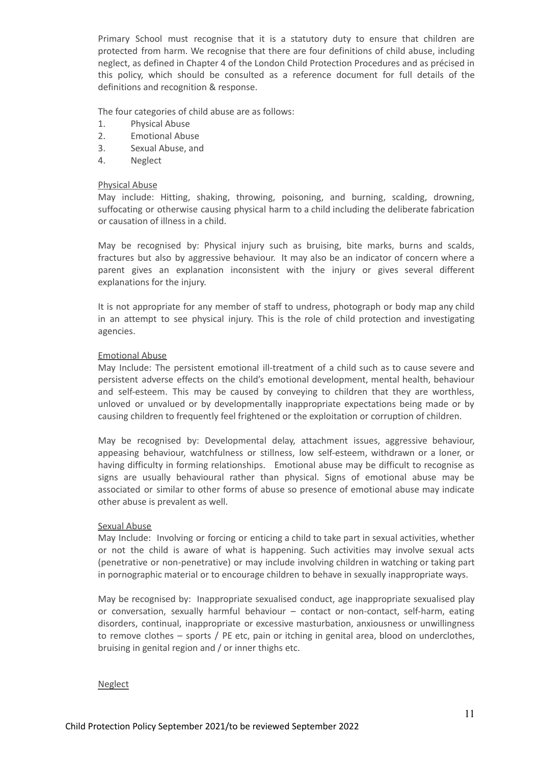Primary School must recognise that it is a statutory duty to ensure that children are protected from harm. We recognise that there are four definitions of child abuse, including neglect, as defined in Chapter 4 of the London Child Protection Procedures and as précised in this policy, which should be consulted as a reference document for full details of the definitions and recognition & response.

The four categories of child abuse are as follows:

1. Physical Abuse
2. Emotional Abuse
3. Sexual Abuse, and
4. Neglect

<u>Physical Abuse</u>

May include: Hitting, shaking, throwing, poisoning, and burning, scalding, drowning, suffocating or otherwise causing physical harm to a child including the deliberate fabrication or causation of illness in a child.

May be recognised by: Physical injury such as bruising, bite marks, burns and scalds, fractures but also by aggressive behaviour. It may also be an indicator of concern where a parent gives an explanation inconsistent with the injury or gives several different explanations for the injury.

It is not appropriate for any member of staff to undress, photograph or body map any child in an attempt to see physical injury. This is the role of child protection and investigating agencies.

<u>Emotional Abuse</u>

May Include: The persistent emotional ill-treatment of a child such as to cause severe and persistent adverse effects on the child's emotional development, mental health, behaviour and self-esteem. This may be caused by conveying to children that they are worthless, unloved or unvalued or by developmentally inappropriate expectations being made or by causing children to frequently feel frightened or the exploitation or corruption of children.

May be recognised by: Developmental delay, attachment issues, aggressive behaviour, appeasing behaviour, watchfulness or stillness, low self-esteem, withdrawn or a loner, or having difficulty in forming relationships. Emotional abuse may be difficult to recognise as signs are usually behavioural rather than physical. Signs of emotional abuse may be associated or similar to other forms of abuse so presence of emotional abuse may indicate other abuse is prevalent as well.

<u>Sexual Abuse</u>

May Include: Involving or forcing or enticing a child to take part in sexual activities, whether or not the child is aware of what is happening. Such activities may involve sexual acts (penetrative or non-penetrative) or may include involving children in watching or taking part in pornographic material or to encourage children to behave in sexually inappropriate ways.

May be recognised by: Inappropriate sexualised conduct, age inappropriate sexualised play or conversation, sexually harmful behaviour – contact or non-contact, self-harm, eating disorders, continual, inappropriate or excessive masturbation, anxiousness or unwillingness to remove clothes – sports / PE etc, pain or itching in genital area, blood on underclothes, bruising in genital region and / or inner thighs etc.

<u>Neglect</u>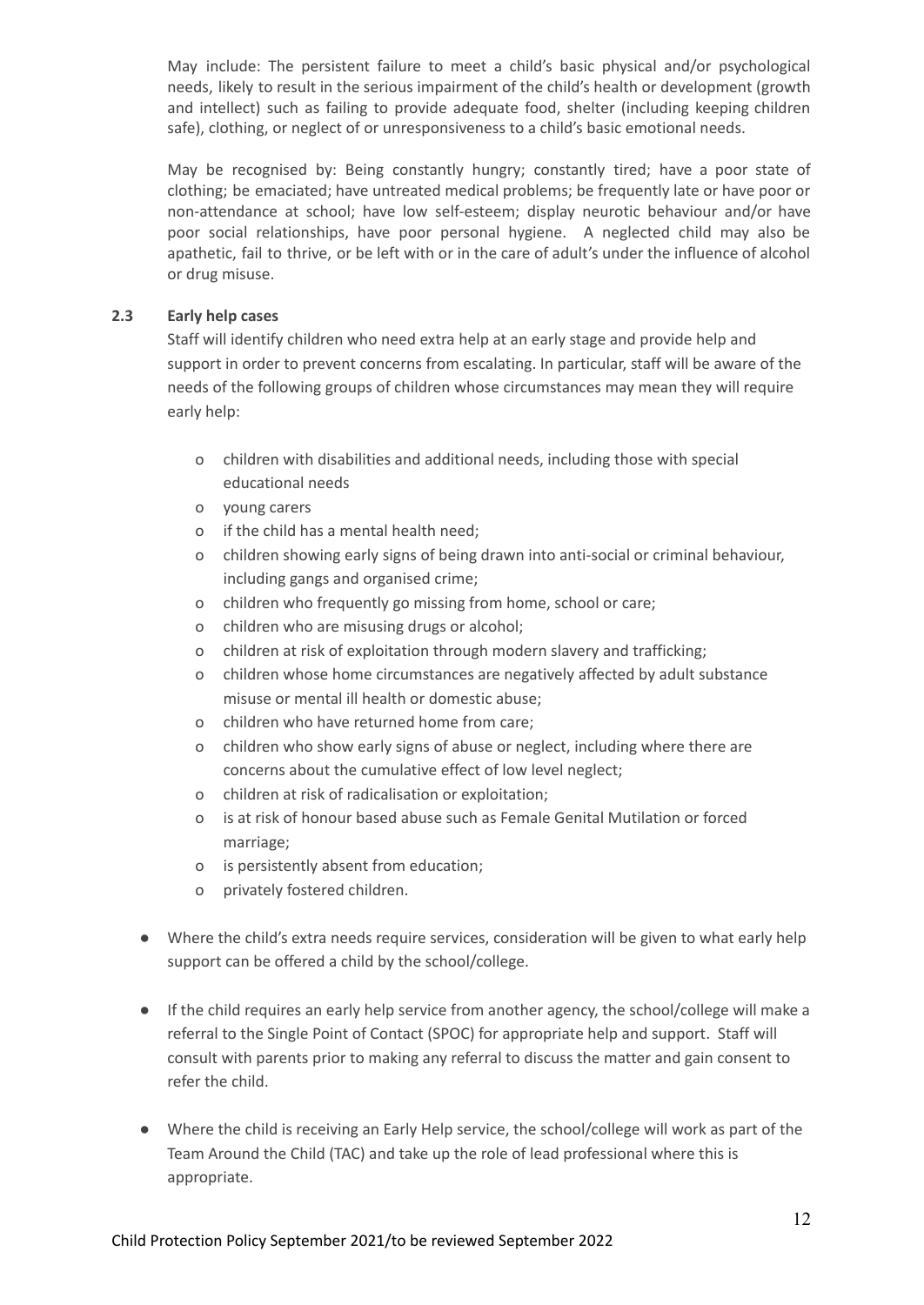May include: The persistent failure to meet a child's basic physical and/or psychological needs, likely to result in the serious impairment of the child's health or development (growth and intellect) such as failing to provide adequate food, shelter (including keeping children safe), clothing, or neglect of or unresponsiveness to a child's basic emotional needs.

May be recognised by: Being constantly hungry; constantly tired; have a poor state of clothing; be emaciated; have untreated medical problems; be frequently late or have poor or non-attendance at school; have low self-esteem; display neurotic behaviour and/or have poor social relationships, have poor personal hygiene. A neglected child may also be apathetic, fail to thrive, or be left with or in the care of adult's under the influence of alcohol or drug misuse.

### 2.3 Early help cases

Staff will identify children who need extra help at an early stage and provide help and support in order to prevent concerns from escalating. In particular, staff will be aware of the needs of the following groups of children whose circumstances may mean they will require early help:

- children with disabilities and additional needs, including those with special educational needs
- young carers
- if the child has a mental health need;
- children showing early signs of being drawn into anti-social or criminal behaviour, including gangs and organised crime;
- children who frequently go missing from home, school or care;
- children who are misusing drugs or alcohol;
- children at risk of exploitation through modern slavery and trafficking;
- children whose home circumstances are negatively affected by adult substance misuse or mental ill health or domestic abuse;
- children who have returned home from care;
- children who show early signs of abuse or neglect, including where there are concerns about the cumulative effect of low level neglect;
- children at risk of radicalisation or exploitation;
- is at risk of honour based abuse such as Female Genital Mutilation or forced marriage;
- is persistently absent from education;
- privately fostered children.

- Where the child's extra needs require services, consideration will be given to what early help support can be offered a child by the school/college.
- If the child requires an early help service from another agency, the school/college will make a referral to the Single Point of Contact (SPOC) for appropriate help and support. Staff will consult with parents prior to making any referral to discuss the matter and gain consent to refer the child.
- Where the child is receiving an Early Help service, the school/college will work as part of the Team Around the Child (TAC) and take up the role of lead professional where this is appropriate.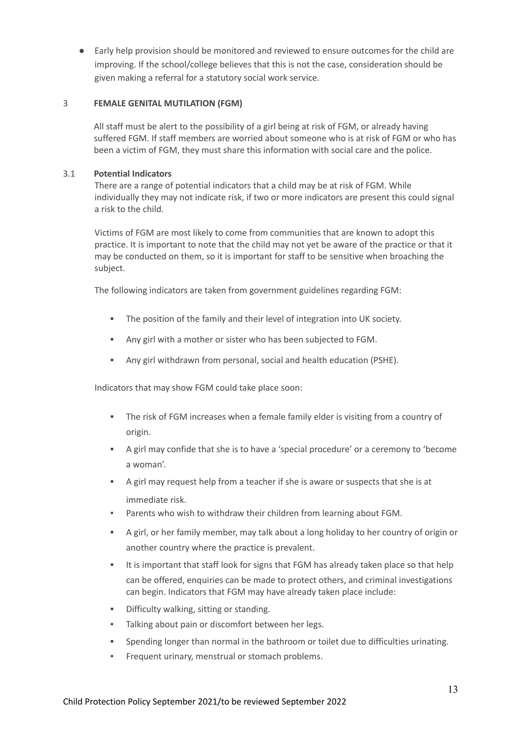- Early help provision should be monitored and reviewed to ensure outcomes for the child are improving. If the school/college believes that this is not the case, consideration should be given making a referral for a statutory social work service.

## 3 FEMALE GENITAL MUTILATION (FGM)

All staff must be alert to the possibility of a girl being at risk of FGM, or already having suffered FGM. If staff members are worried about someone who is at risk of FGM or who has been a victim of FGM, they must share this information with social care and the police.

### 3.1 Potential Indicators

There are a range of potential indicators that a child may be at risk of FGM. While individually they may not indicate risk, if two or more indicators are present this could signal a risk to the child.

Victims of FGM are most likely to come from communities that are known to adopt this practice. It is important to note that the child may not yet be aware of the practice or that it may be conducted on them, so it is important for staff to be sensitive when broaching the subject.

The following indicators are taken from government guidelines regarding FGM:

- The position of the family and their level of integration into UK society.
- Any girl with a mother or sister who has been subjected to FGM.
- Any girl withdrawn from personal, social and health education (PSHE).

Indicators that may show FGM could take place soon:

- The risk of FGM increases when a female family elder is visiting from a country of origin.
- A girl may confide that she is to have a 'special procedure' or a ceremony to 'become a woman'.
- A girl may request help from a teacher if she is aware or suspects that she is at immediate risk.
- Parents who wish to withdraw their children from learning about FGM.
- A girl, or her family member, may talk about a long holiday to her country of origin or another country where the practice is prevalent.
- It is important that staff look for signs that FGM has already taken place so that help can be offered, enquiries can be made to protect others, and criminal investigations can begin. Indicators that FGM may have already taken place include:
- Difficulty walking, sitting or standing.
- Talking about pain or discomfort between her legs.
- Spending longer than normal in the bathroom or toilet due to difficulties urinating.
- Frequent urinary, menstrual or stomach problems.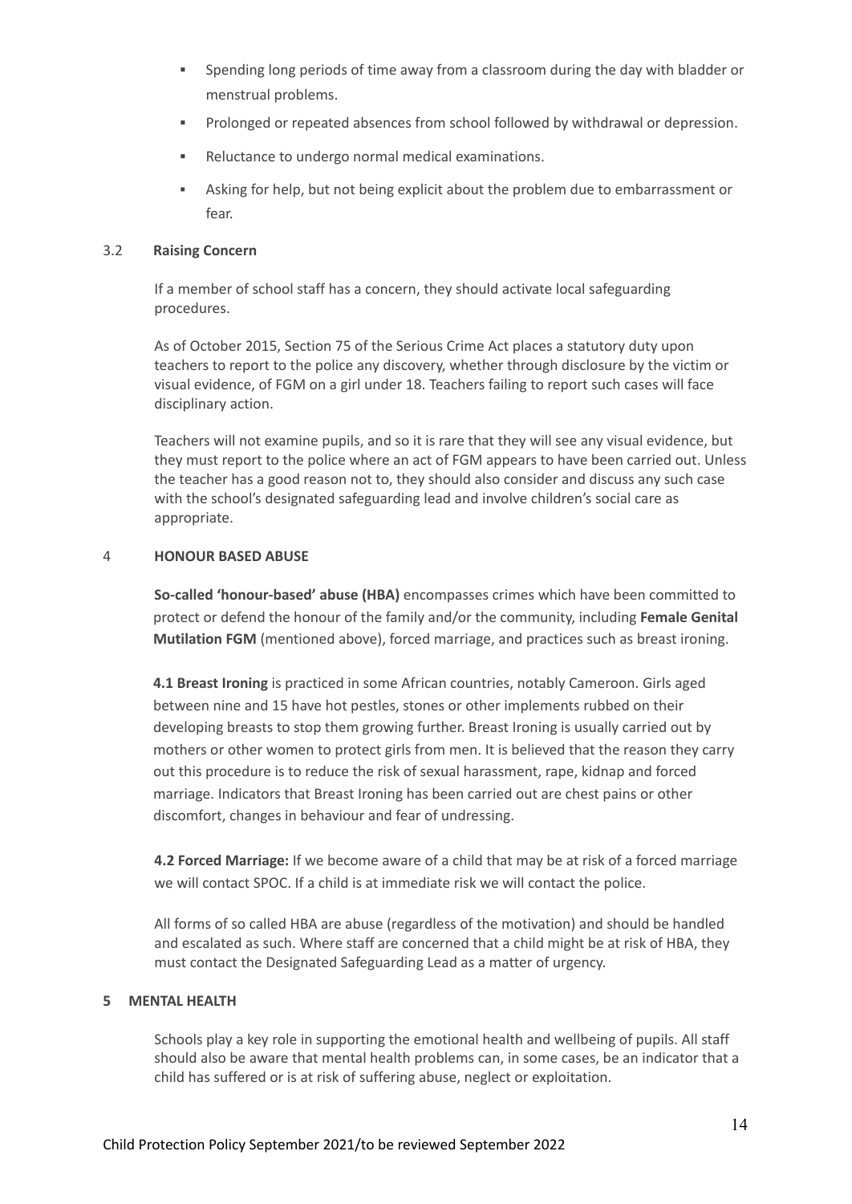- Spending long periods of time away from a classroom during the day with bladder or menstrual problems.
- Prolonged or repeated absences from school followed by withdrawal or depression.
- Reluctance to undergo normal medical examinations.
- Asking for help, but not being explicit about the problem due to embarrassment or fear.

### 3.2 Raising Concern

If a member of school staff has a concern, they should activate local safeguarding procedures.

As of October 2015, Section 75 of the Serious Crime Act places a statutory duty upon teachers to report to the police any discovery, whether through disclosure by the victim or visual evidence, of FGM on a girl under 18. Teachers failing to report such cases will face disciplinary action.

Teachers will not examine pupils, and so it is rare that they will see any visual evidence, but they must report to the police where an act of FGM appears to have been carried out. Unless the teacher has a good reason not to, they should also consider and discuss any such case with the school's designated safeguarding lead and involve children's social care as appropriate.

## 4 HONOUR BASED ABUSE

**So-called 'honour-based' abuse (HBA)** encompasses crimes which have been committed to protect or defend the honour of the family and/or the community, including **Female Genital Mutilation FGM** (mentioned above), forced marriage, and practices such as breast ironing.

**4.1 Breast Ironing** is practiced in some African countries, notably Cameroon. Girls aged between nine and 15 have hot pestles, stones or other implements rubbed on their developing breasts to stop them growing further. Breast Ironing is usually carried out by mothers or other women to protect girls from men. It is believed that the reason they carry out this procedure is to reduce the risk of sexual harassment, rape, kidnap and forced marriage. Indicators that Breast Ironing has been carried out are chest pains or other discomfort, changes in behaviour and fear of undressing.

**4.2 Forced Marriage:** If we become aware of a child that may be at risk of a forced marriage we will contact SPOC. If a child is at immediate risk we will contact the police.

All forms of so called HBA are abuse (regardless of the motivation) and should be handled and escalated as such. Where staff are concerned that a child might be at risk of HBA, they must contact the Designated Safeguarding Lead as a matter of urgency.

## 5 MENTAL HEALTH

Schools play a key role in supporting the emotional health and wellbeing of pupils. All staff should also be aware that mental health problems can, in some cases, be an indicator that a child has suffered or is at risk of suffering abuse, neglect or exploitation.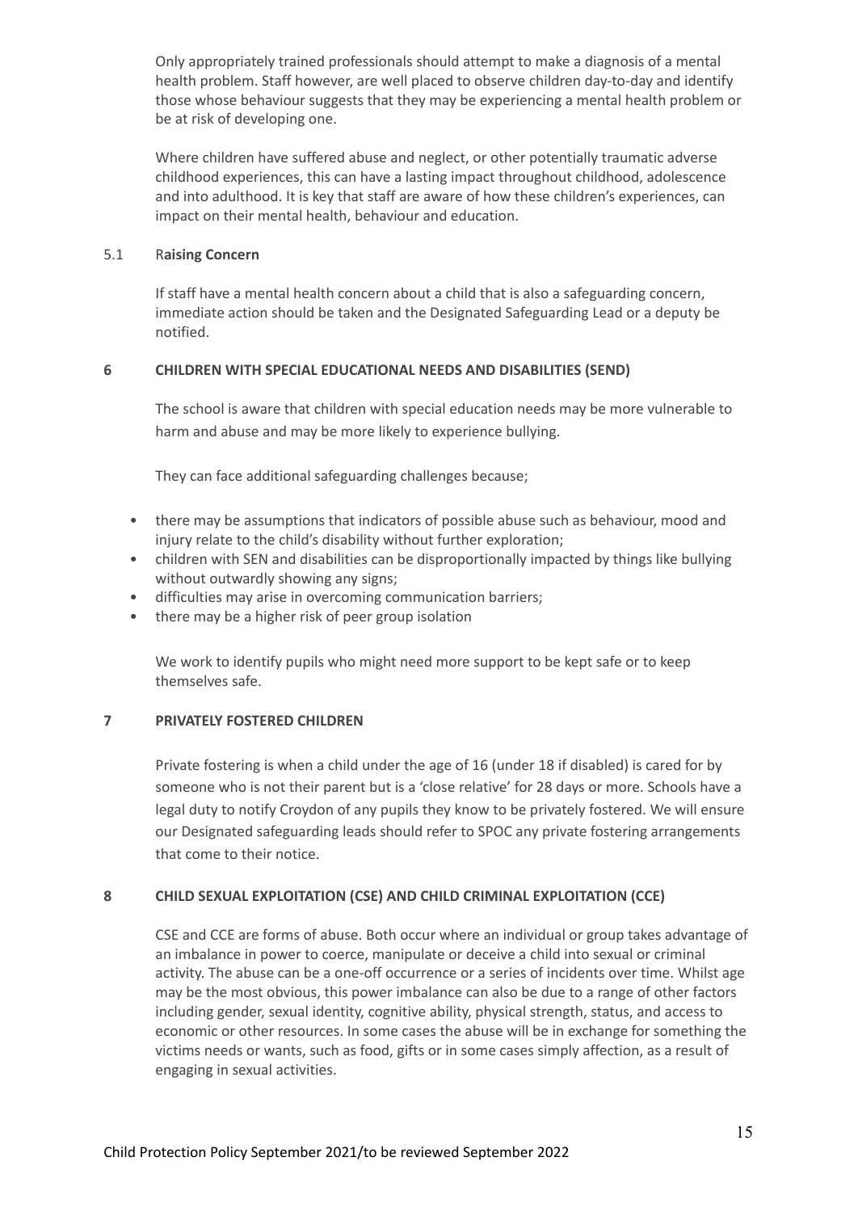Only appropriately trained professionals should attempt to make a diagnosis of a mental health problem. Staff however, are well placed to observe children day-to-day and identify those whose behaviour suggests that they may be experiencing a mental health problem or be at risk of developing one.

Where children have suffered abuse and neglect, or other potentially traumatic adverse childhood experiences, this can have a lasting impact throughout childhood, adolescence and into adulthood. It is key that staff are aware of how these children's experiences, can impact on their mental health, behaviour and education.

### 5.1 Raising Concern

If staff have a mental health concern about a child that is also a safeguarding concern, immediate action should be taken and the Designated Safeguarding Lead or a deputy be notified.

## 6 CHILDREN WITH SPECIAL EDUCATIONAL NEEDS AND DISABILITIES (SEND)

The school is aware that children with special education needs may be more vulnerable to harm and abuse and may be more likely to experience bullying.

They can face additional safeguarding challenges because;

- there may be assumptions that indicators of possible abuse such as behaviour, mood and injury relate to the child's disability without further exploration;
- children with SEN and disabilities can be disproportionally impacted by things like bullying without outwardly showing any signs;
- difficulties may arise in overcoming communication barriers;
- there may be a higher risk of peer group isolation

We work to identify pupils who might need more support to be kept safe or to keep themselves safe.

## 7 PRIVATELY FOSTERED CHILDREN

Private fostering is when a child under the age of 16 (under 18 if disabled) is cared for by someone who is not their parent but is a 'close relative' for 28 days or more. Schools have a legal duty to notify Croydon of any pupils they know to be privately fostered. We will ensure our Designated safeguarding leads should refer to SPOC any private fostering arrangements that come to their notice.

## 8 CHILD SEXUAL EXPLOITATION (CSE) AND CHILD CRIMINAL EXPLOITATION (CCE)

CSE and CCE are forms of abuse. Both occur where an individual or group takes advantage of an imbalance in power to coerce, manipulate or deceive a child into sexual or criminal activity. The abuse can be a one-off occurrence or a series of incidents over time. Whilst age may be the most obvious, this power imbalance can also be due to a range of other factors including gender, sexual identity, cognitive ability, physical strength, status, and access to economic or other resources. In some cases the abuse will be in exchange for something the victims needs or wants, such as food, gifts or in some cases simply affection, as a result of engaging in sexual activities.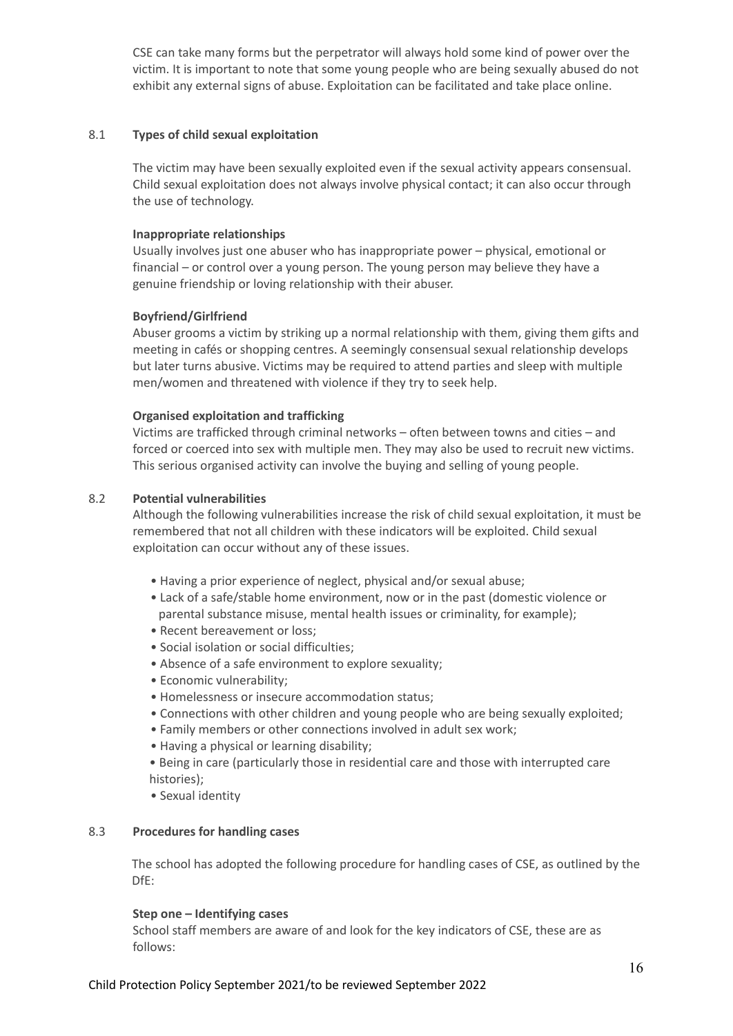CSE can take many forms but the perpetrator will always hold some kind of power over the victim. It is important to note that some young people who are being sexually abused do not exhibit any external signs of abuse. Exploitation can be facilitated and take place online.

## 8.1 Types of child sexual exploitation

The victim may have been sexually exploited even if the sexual activity appears consensual. Child sexual exploitation does not always involve physical contact; it can also occur through the use of technology.

**Inappropriate relationships**
Usually involves just one abuser who has inappropriate power – physical, emotional or financial – or control over a young person. The young person may believe they have a genuine friendship or loving relationship with their abuser.

**Boyfriend/Girlfriend**
Abuser grooms a victim by striking up a normal relationship with them, giving them gifts and meeting in cafés or shopping centres. A seemingly consensual sexual relationship develops but later turns abusive. Victims may be required to attend parties and sleep with multiple men/women and threatened with violence if they try to seek help.

**Organised exploitation and trafficking**
Victims are trafficked through criminal networks – often between towns and cities – and forced or coerced into sex with multiple men. They may also be used to recruit new victims. This serious organised activity can involve the buying and selling of young people.

## 8.2 Potential vulnerabilities

Although the following vulnerabilities increase the risk of child sexual exploitation, it must be remembered that not all children with these indicators will be exploited. Child sexual exploitation can occur without any of these issues.

- Having a prior experience of neglect, physical and/or sexual abuse;
- Lack of a safe/stable home environment, now or in the past (domestic violence or parental substance misuse, mental health issues or criminality, for example);
- Recent bereavement or loss;
- Social isolation or social difficulties;
- Absence of a safe environment to explore sexuality;
- Economic vulnerability;
- Homelessness or insecure accommodation status;
- Connections with other children and young people who are being sexually exploited;
- Family members or other connections involved in adult sex work;
- Having a physical or learning disability;
- Being in care (particularly those in residential care and those with interrupted care histories);
- Sexual identity

## 8.3 Procedures for handling cases

The school has adopted the following procedure for handling cases of CSE, as outlined by the DfE:

**Step one – Identifying cases**
School staff members are aware of and look for the key indicators of CSE, these are as follows: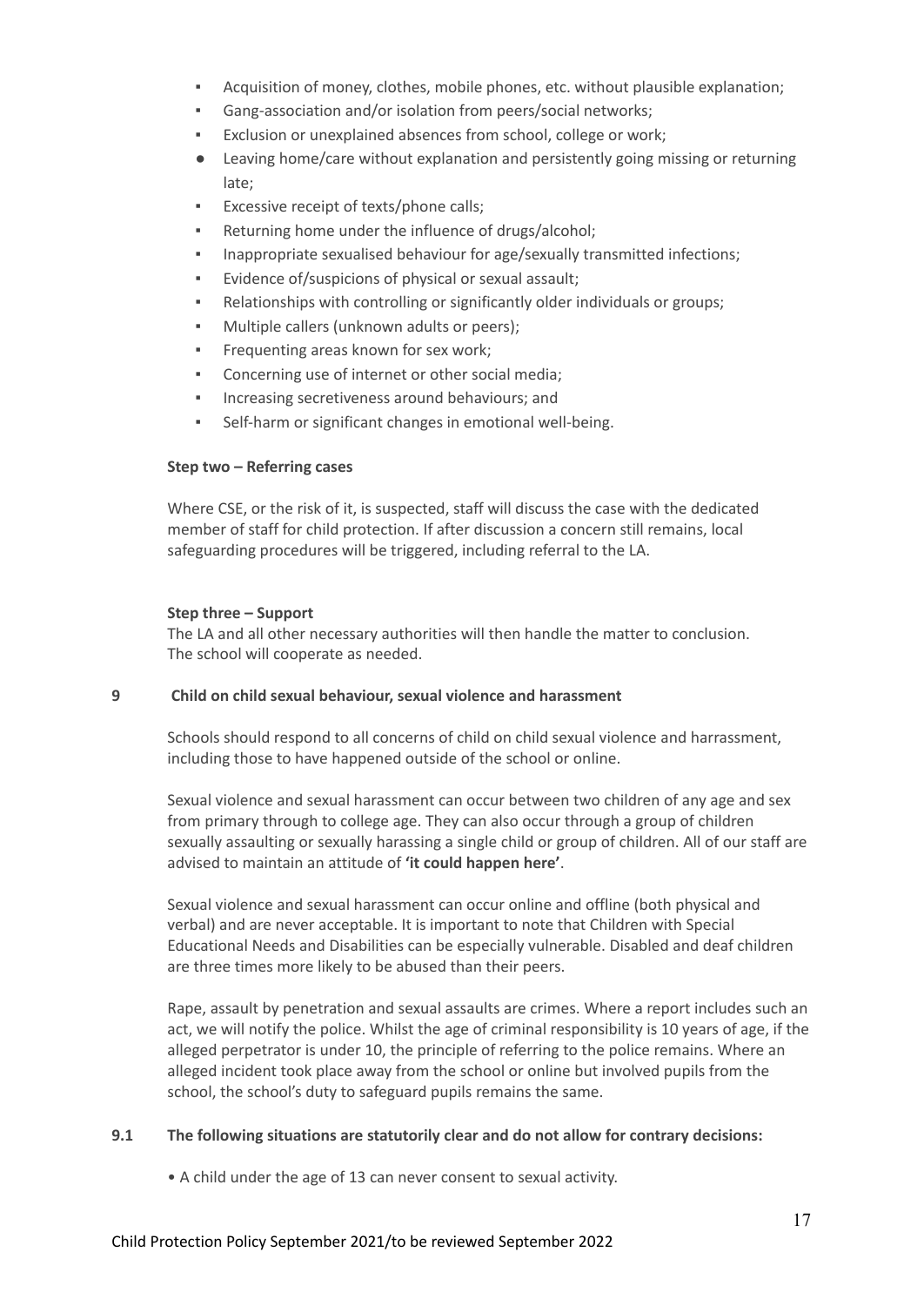- Acquisition of money, clothes, mobile phones, etc. without plausible explanation;
- Gang-association and/or isolation from peers/social networks;
- Exclusion or unexplained absences from school, college or work;
- Leaving home/care without explanation and persistently going missing or returning late;
- Excessive receipt of texts/phone calls;
- Returning home under the influence of drugs/alcohol;
- Inappropriate sexualised behaviour for age/sexually transmitted infections;
- Evidence of/suspicions of physical or sexual assault;
- Relationships with controlling or significantly older individuals or groups;
- Multiple callers (unknown adults or peers);
- Frequenting areas known for sex work;
- Concerning use of internet or other social media;
- Increasing secretiveness around behaviours; and
- Self-harm or significant changes in emotional well-being.

**Step two – Referring cases**

Where CSE, or the risk of it, is suspected, staff will discuss the case with the dedicated member of staff for child protection. If after discussion a concern still remains, local safeguarding procedures will be triggered, including referral to the LA.

**Step three – Support**

The LA and all other necessary authorities will then handle the matter to conclusion. The school will cooperate as needed.

## 9 Child on child sexual behaviour, sexual violence and harassment

Schools should respond to all concerns of child on child sexual violence and harrassment, including those to have happened outside of the school or online.

Sexual violence and sexual harassment can occur between two children of any age and sex from primary through to college age. They can also occur through a group of children sexually assaulting or sexually harassing a single child or group of children. All of our staff are advised to maintain an attitude of **'it could happen here'**.

Sexual violence and sexual harassment can occur online and offline (both physical and verbal) and are never acceptable. It is important to note that Children with Special Educational Needs and Disabilities can be especially vulnerable. Disabled and deaf children are three times more likely to be abused than their peers.

Rape, assault by penetration and sexual assaults are crimes. Where a report includes such an act, we will notify the police. Whilst the age of criminal responsibility is 10 years of age, if the alleged perpetrator is under 10, the principle of referring to the police remains. Where an alleged incident took place away from the school or online but involved pupils from the school, the school's duty to safeguard pupils remains the same.

### 9.1 The following situations are statutorily clear and do not allow for contrary decisions:

- A child under the age of 13 can never consent to sexual activity.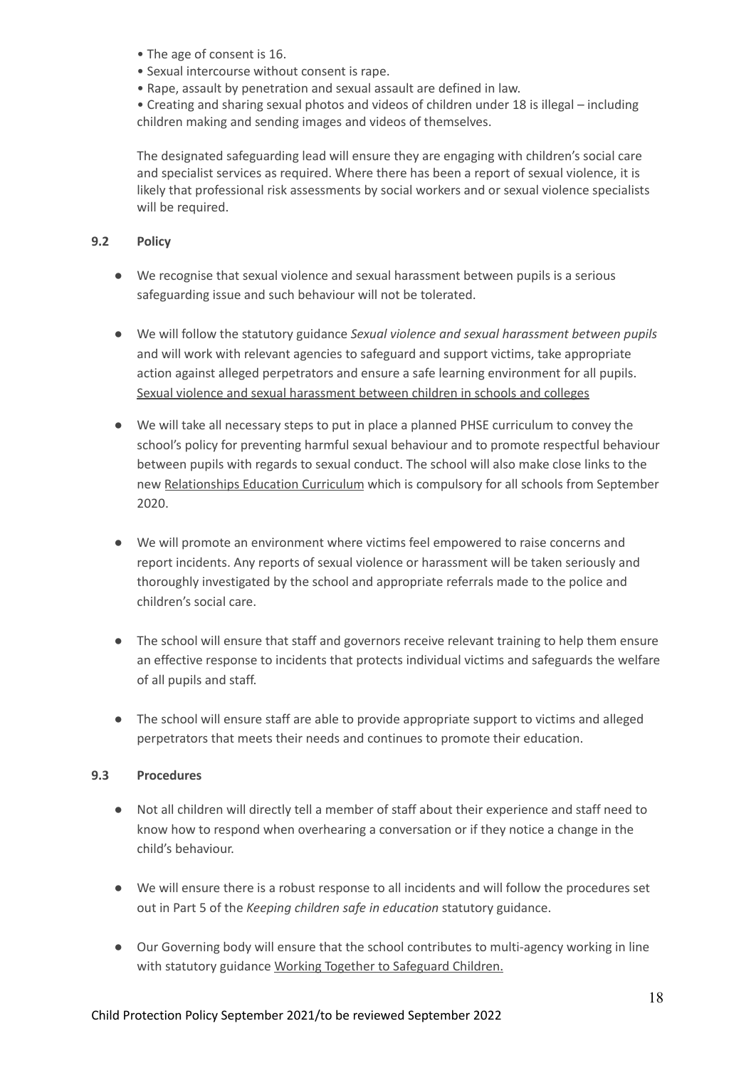- The age of consent is 16.
- Sexual intercourse without consent is rape.
- Rape, assault by penetration and sexual assault are defined in law.
- Creating and sharing sexual photos and videos of children under 18 is illegal – including children making and sending images and videos of themselves.

The designated safeguarding lead will ensure they are engaging with children's social care and specialist services as required. Where there has been a report of sexual violence, it is likely that professional risk assessments by social workers and or sexual violence specialists will be required.

### 9.2 Policy

- We recognise that sexual violence and sexual harassment between pupils is a serious safeguarding issue and such behaviour will not be tolerated.
- We will follow the statutory guidance *Sexual violence and sexual harassment between pupils* and will work with relevant agencies to safeguard and support victims, take appropriate action against alleged perpetrators and ensure a safe learning environment for all pupils. Sexual violence and sexual harassment between children in schools and colleges
- We will take all necessary steps to put in place a planned PHSE curriculum to convey the school's policy for preventing harmful sexual behaviour and to promote respectful behaviour between pupils with regards to sexual conduct. The school will also make close links to the new Relationships Education Curriculum which is compulsory for all schools from September 2020.
- We will promote an environment where victims feel empowered to raise concerns and report incidents. Any reports of sexual violence or harassment will be taken seriously and thoroughly investigated by the school and appropriate referrals made to the police and children's social care.
- The school will ensure that staff and governors receive relevant training to help them ensure an effective response to incidents that protects individual victims and safeguards the welfare of all pupils and staff.
- The school will ensure staff are able to provide appropriate support to victims and alleged perpetrators that meets their needs and continues to promote their education.

### 9.3 Procedures

- Not all children will directly tell a member of staff about their experience and staff need to know how to respond when overhearing a conversation or if they notice a change in the child's behaviour.
- We will ensure there is a robust response to all incidents and will follow the procedures set out in Part 5 of the *Keeping children safe in education* statutory guidance.
- Our Governing body will ensure that the school contributes to multi-agency working in line with statutory guidance Working Together to Safeguard Children.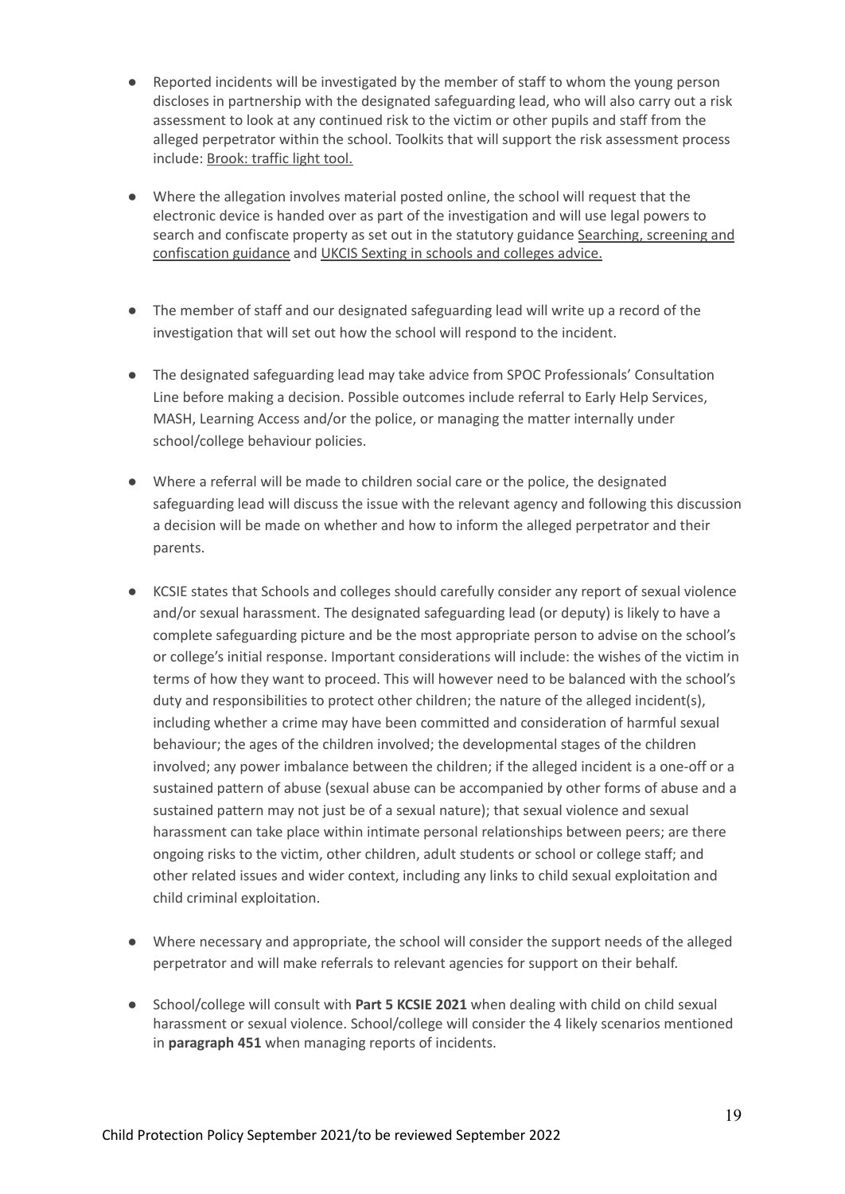- Reported incidents will be investigated by the member of staff to whom the young person discloses in partnership with the designated safeguarding lead, who will also carry out a risk assessment to look at any continued risk to the victim or other pupils and staff from the alleged perpetrator within the school. Toolkits that will support the risk assessment process include: Brook: traffic light tool.

- Where the allegation involves material posted online, the school will request that the electronic device is handed over as part of the investigation and will use legal powers to search and confiscate property as set out in the statutory guidance Searching, screening and confiscation guidance and UKCIS Sexting in schools and colleges advice.

- The member of staff and our designated safeguarding lead will write up a record of the investigation that will set out how the school will respond to the incident.

- The designated safeguarding lead may take advice from SPOC Professionals' Consultation Line before making a decision. Possible outcomes include referral to Early Help Services, MASH, Learning Access and/or the police, or managing the matter internally under school/college behaviour policies.

- Where a referral will be made to children social care or the police, the designated safeguarding lead will discuss the issue with the relevant agency and following this discussion a decision will be made on whether and how to inform the alleged perpetrator and their parents.

- KCSIE states that Schools and colleges should carefully consider any report of sexual violence and/or sexual harassment. The designated safeguarding lead (or deputy) is likely to have a complete safeguarding picture and be the most appropriate person to advise on the school's or college's initial response. Important considerations will include: the wishes of the victim in terms of how they want to proceed. This will however need to be balanced with the school's duty and responsibilities to protect other children; the nature of the alleged incident(s), including whether a crime may have been committed and consideration of harmful sexual behaviour; the ages of the children involved; the developmental stages of the children involved; any power imbalance between the children; if the alleged incident is a one-off or a sustained pattern of abuse (sexual abuse can be accompanied by other forms of abuse and a sustained pattern may not just be of a sexual nature); that sexual violence and sexual harassment can take place within intimate personal relationships between peers; are there ongoing risks to the victim, other children, adult students or school or college staff; and other related issues and wider context, including any links to child sexual exploitation and child criminal exploitation.

- Where necessary and appropriate, the school will consider the support needs of the alleged perpetrator and will make referrals to relevant agencies for support on their behalf.

- School/college will consult with **Part 5 KCSIE 2021** when dealing with child on child sexual harassment or sexual violence. School/college will consider the 4 likely scenarios mentioned in **paragraph 451** when managing reports of incidents.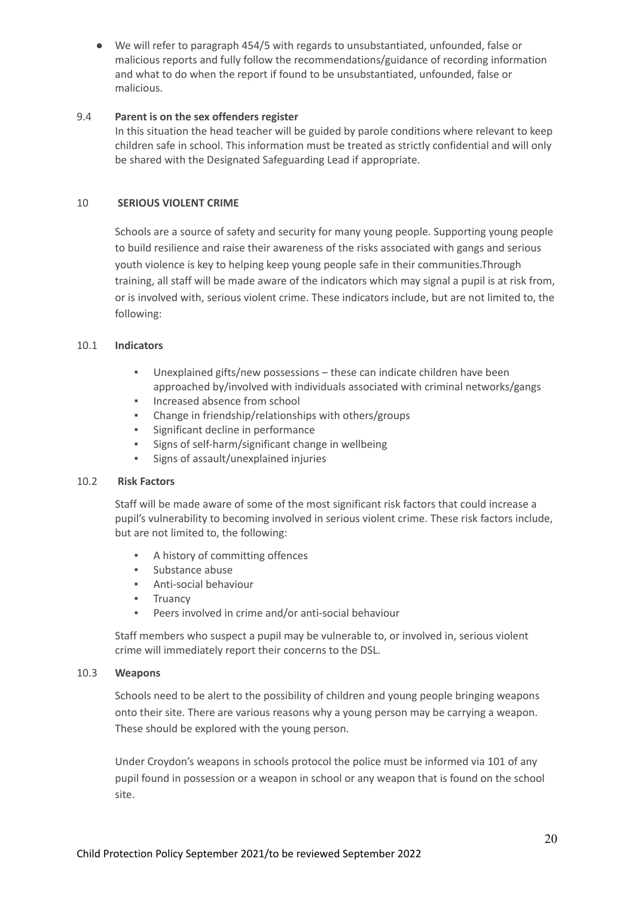- We will refer to paragraph 454/5 with regards to unsubstantiated, unfounded, false or malicious reports and fully follow the recommendations/guidance of recording information and what to do when the report if found to be unsubstantiated, unfounded, false or malicious.

### 9.4 Parent is on the sex offenders register

In this situation the head teacher will be guided by parole conditions where relevant to keep children safe in school. This information must be treated as strictly confidential and will only be shared with the Designated Safeguarding Lead if appropriate.

## 10 SERIOUS VIOLENT CRIME

Schools are a source of safety and security for many young people. Supporting young people to build resilience and raise their awareness of the risks associated with gangs and serious youth violence is key to helping keep young people safe in their communities.Through training, all staff will be made aware of the indicators which may signal a pupil is at risk from, or is involved with, serious violent crime. These indicators include, but are not limited to, the following:

### 10.1 Indicators

- Unexplained gifts/new possessions – these can indicate children have been approached by/involved with individuals associated with criminal networks/gangs
- Increased absence from school
- Change in friendship/relationships with others/groups
- Significant decline in performance
- Signs of self-harm/significant change in wellbeing
- Signs of assault/unexplained injuries

### 10.2 Risk Factors

Staff will be made aware of some of the most significant risk factors that could increase a pupil's vulnerability to becoming involved in serious violent crime. These risk factors include, but are not limited to, the following:

- A history of committing offences
- Substance abuse
- Anti-social behaviour
- Truancy
- Peers involved in crime and/or anti-social behaviour

Staff members who suspect a pupil may be vulnerable to, or involved in, serious violent crime will immediately report their concerns to the DSL.

### 10.3 Weapons

Schools need to be alert to the possibility of children and young people bringing weapons onto their site. There are various reasons why a young person may be carrying a weapon. These should be explored with the young person.

Under Croydon's weapons in schools protocol the police must be informed via 101 of any pupil found in possession or a weapon in school or any weapon that is found on the school site.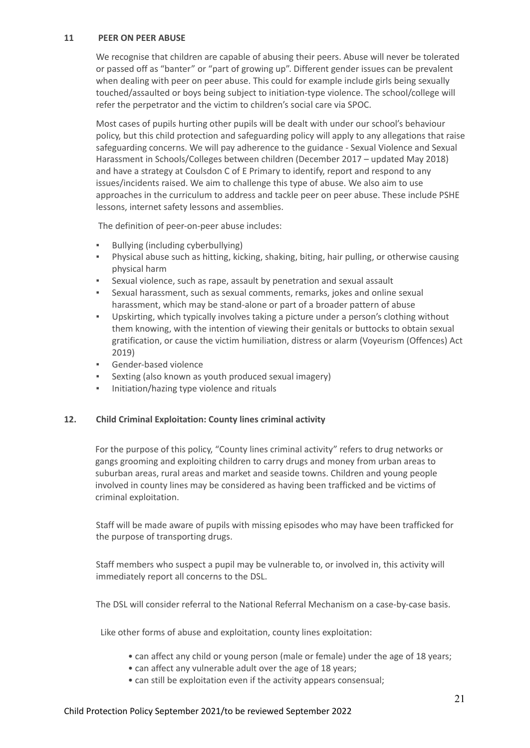## 11 PEER ON PEER ABUSE

We recognise that children are capable of abusing their peers. Abuse will never be tolerated or passed off as "banter" or "part of growing up". Different gender issues can be prevalent when dealing with peer on peer abuse. This could for example include girls being sexually touched/assaulted or boys being subject to initiation-type violence. The school/college will refer the perpetrator and the victim to children's social care via SPOC.

Most cases of pupils hurting other pupils will be dealt with under our school's behaviour policy, but this child protection and safeguarding policy will apply to any allegations that raise safeguarding concerns. We will pay adherence to the guidance - Sexual Violence and Sexual Harassment in Schools/Colleges between children (December 2017 – updated May 2018) and have a strategy at Coulsdon C of E Primary to identify, report and respond to any issues/incidents raised. We aim to challenge this type of abuse. We also aim to use approaches in the curriculum to address and tackle peer on peer abuse. These include PSHE lessons, internet safety lessons and assemblies.

The definition of peer-on-peer abuse includes:

- Bullying (including cyberbullying)
- Physical abuse such as hitting, kicking, shaking, biting, hair pulling, or otherwise causing physical harm
- Sexual violence, such as rape, assault by penetration and sexual assault
- Sexual harassment, such as sexual comments, remarks, jokes and online sexual harassment, which may be stand-alone or part of a broader pattern of abuse
- Upskirting, which typically involves taking a picture under a person's clothing without them knowing, with the intention of viewing their genitals or buttocks to obtain sexual gratification, or cause the victim humiliation, distress or alarm (Voyeurism (Offences) Act 2019)
- Gender-based violence
- Sexting (also known as youth produced sexual imagery)
- Initiation/hazing type violence and rituals

## 12. Child Criminal Exploitation: County lines criminal activity

For the purpose of this policy, "County lines criminal activity" refers to drug networks or gangs grooming and exploiting children to carry drugs and money from urban areas to suburban areas, rural areas and market and seaside towns. Children and young people involved in county lines may be considered as having been trafficked and be victims of criminal exploitation.

Staff will be made aware of pupils with missing episodes who may have been trafficked for the purpose of transporting drugs.

Staff members who suspect a pupil may be vulnerable to, or involved in, this activity will immediately report all concerns to the DSL.

The DSL will consider referral to the National Referral Mechanism on a case-by-case basis.

Like other forms of abuse and exploitation, county lines exploitation:

- can affect any child or young person (male or female) under the age of 18 years;
- can affect any vulnerable adult over the age of 18 years;
- can still be exploitation even if the activity appears consensual;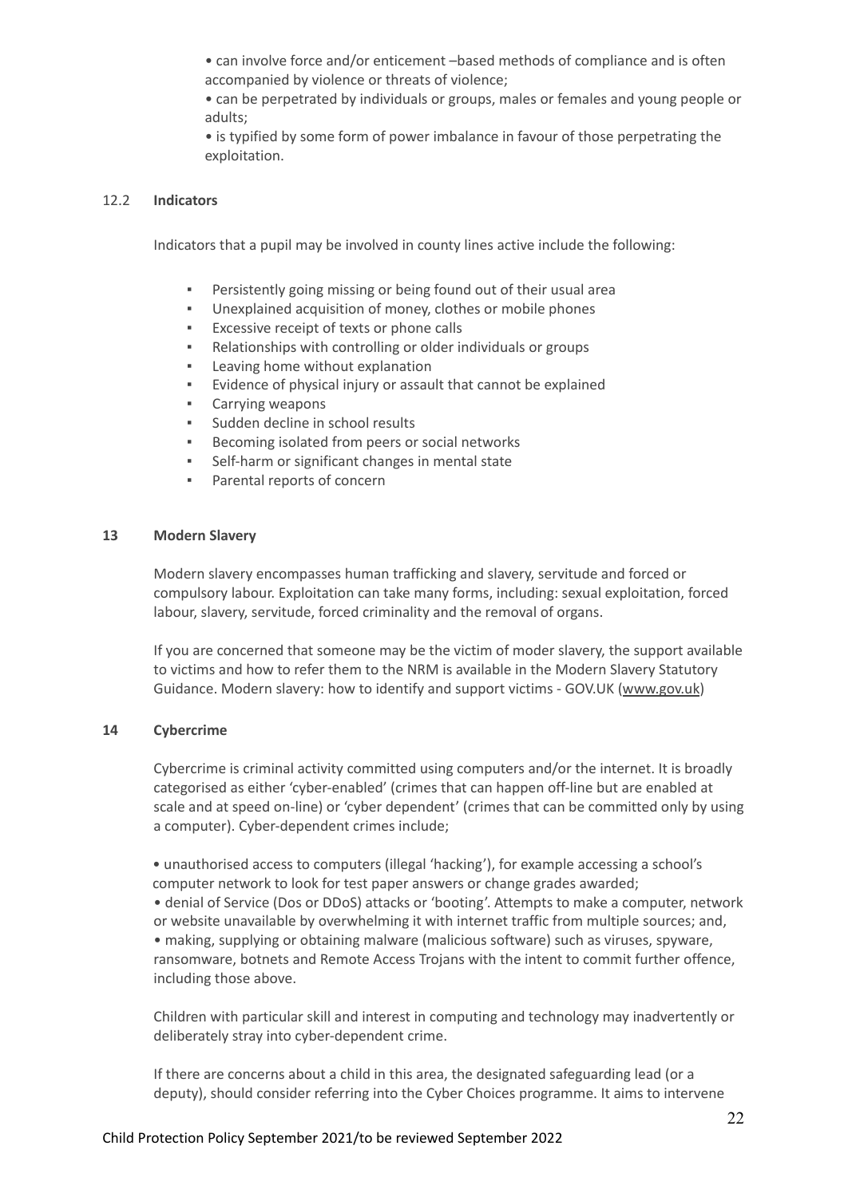• can involve force and/or enticement –based methods of compliance and is often accompanied by violence or threats of violence;

• can be perpetrated by individuals or groups, males or females and young people or adults;

• is typified by some form of power imbalance in favour of those perpetrating the exploitation.

### 12.2 **Indicators**

Indicators that a pupil may be involved in county lines active include the following:

- Persistently going missing or being found out of their usual area
- Unexplained acquisition of money, clothes or mobile phones
- Excessive receipt of texts or phone calls
- Relationships with controlling or older individuals or groups
- Leaving home without explanation
- Evidence of physical injury or assault that cannot be explained
- Carrying weapons
- Sudden decline in school results
- Becoming isolated from peers or social networks
- Self-harm or significant changes in mental state
- Parental reports of concern

## 13 Modern Slavery

Modern slavery encompasses human trafficking and slavery, servitude and forced or compulsory labour. Exploitation can take many forms, including: sexual exploitation, forced labour, slavery, servitude, forced criminality and the removal of organs.

If you are concerned that someone may be the victim of moder slavery, the support available to victims and how to refer them to the NRM is available in the Modern Slavery Statutory Guidance. Modern slavery: how to identify and support victims - GOV.UK (www.gov.uk)

## 14 Cybercrime

Cybercrime is criminal activity committed using computers and/or the internet. It is broadly categorised as either 'cyber-enabled' (crimes that can happen off-line but are enabled at scale and at speed on-line) or 'cyber dependent' (crimes that can be committed only by using a computer). Cyber-dependent crimes include;

• unauthorised access to computers (illegal 'hacking'), for example accessing a school's computer network to look for test paper answers or change grades awarded;

• denial of Service (Dos or DDoS) attacks or 'booting'. Attempts to make a computer, network or website unavailable by overwhelming it with internet traffic from multiple sources; and,

• making, supplying or obtaining malware (malicious software) such as viruses, spyware, ransomware, botnets and Remote Access Trojans with the intent to commit further offence, including those above.

Children with particular skill and interest in computing and technology may inadvertently or deliberately stray into cyber-dependent crime.

If there are concerns about a child in this area, the designated safeguarding lead (or a deputy), should consider referring into the Cyber Choices programme. It aims to intervene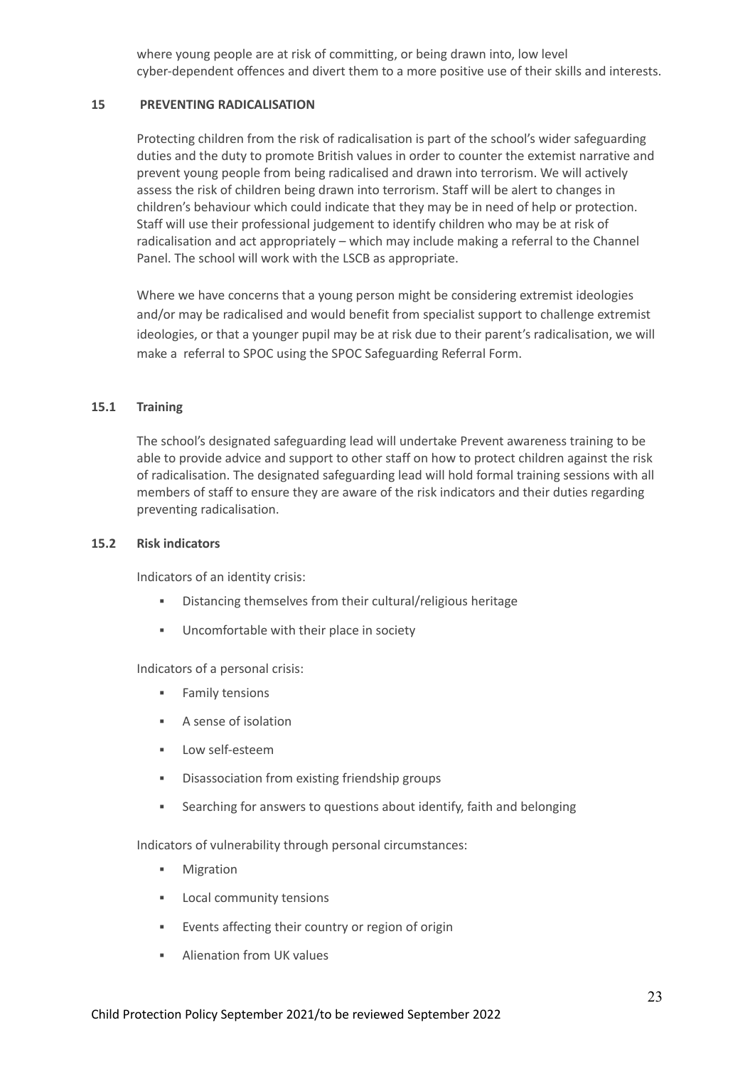where young people are at risk of committing, or being drawn into, low level cyber-dependent offences and divert them to a more positive use of their skills and interests.

## 15 PREVENTING RADICALISATION

Protecting children from the risk of radicalisation is part of the school's wider safeguarding duties and the duty to promote British values in order to counter the extemist narrative and prevent young people from being radicalised and drawn into terrorism. We will actively assess the risk of children being drawn into terrorism. Staff will be alert to changes in children's behaviour which could indicate that they may be in need of help or protection. Staff will use their professional judgement to identify children who may be at risk of radicalisation and act appropriately – which may include making a referral to the Channel Panel. The school will work with the LSCB as appropriate.

Where we have concerns that a young person might be considering extremist ideologies and/or may be radicalised and would benefit from specialist support to challenge extremist ideologies, or that a younger pupil may be at risk due to their parent's radicalisation, we will make a referral to SPOC using the SPOC Safeguarding Referral Form.

### 15.1 Training

The school's designated safeguarding lead will undertake Prevent awareness training to be able to provide advice and support to other staff on how to protect children against the risk of radicalisation. The designated safeguarding lead will hold formal training sessions with all members of staff to ensure they are aware of the risk indicators and their duties regarding preventing radicalisation.

### 15.2 Risk indicators

Indicators of an identity crisis:

- Distancing themselves from their cultural/religious heritage
- Uncomfortable with their place in society

Indicators of a personal crisis:

- Family tensions
- A sense of isolation
- Low self-esteem
- Disassociation from existing friendship groups
- Searching for answers to questions about identify, faith and belonging

Indicators of vulnerability through personal circumstances:

- Migration
- Local community tensions
- Events affecting their country or region of origin
- Alienation from UK values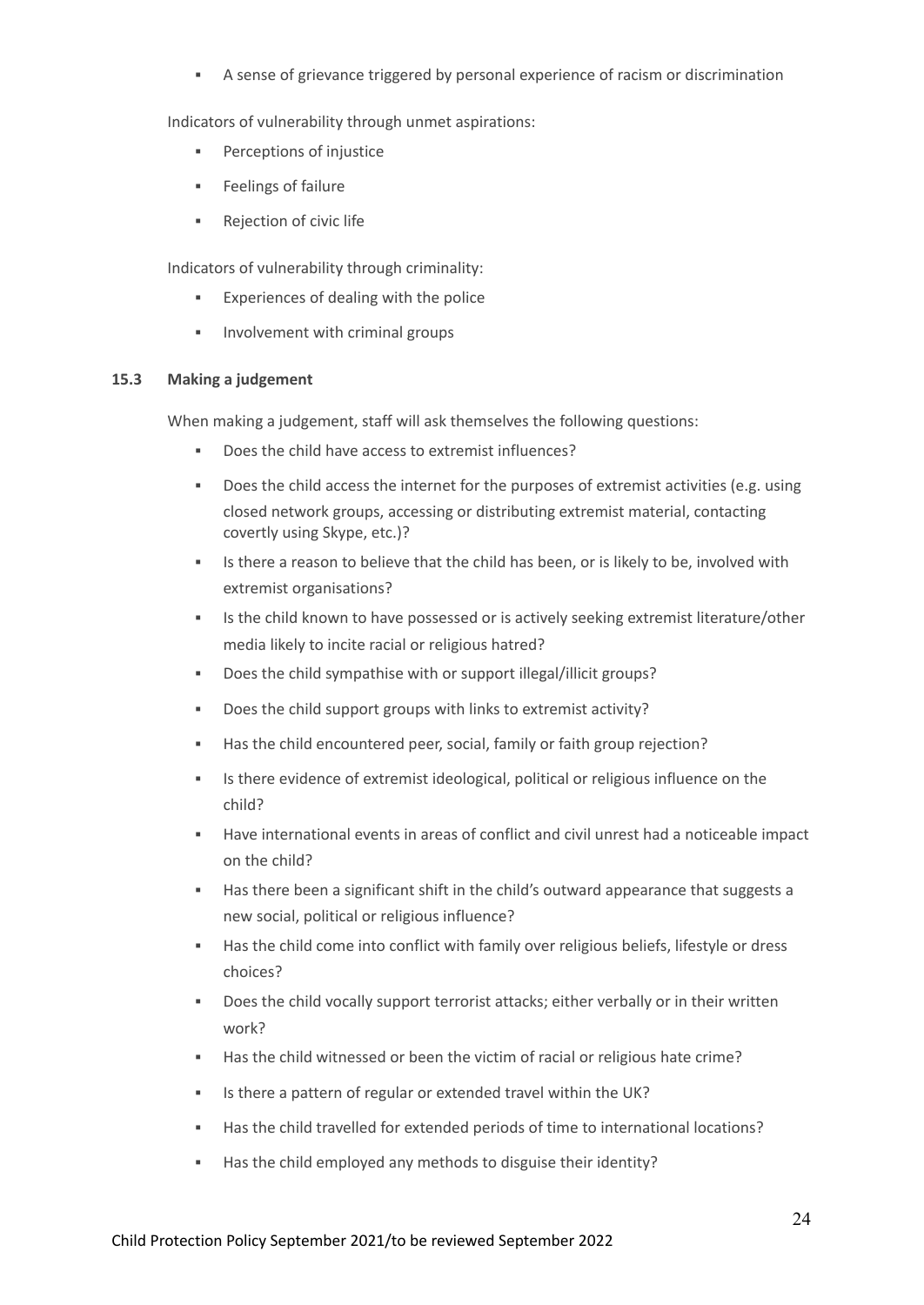- A sense of grievance triggered by personal experience of racism or discrimination

Indicators of vulnerability through unmet aspirations:

- Perceptions of injustice
- Feelings of failure
- Rejection of civic life

Indicators of vulnerability through criminality:

- Experiences of dealing with the police
- Involvement with criminal groups

### 15.3 Making a judgement

When making a judgement, staff will ask themselves the following questions:

- Does the child have access to extremist influences?
- Does the child access the internet for the purposes of extremist activities (e.g. using closed network groups, accessing or distributing extremist material, contacting covertly using Skype, etc.)?
- Is there a reason to believe that the child has been, or is likely to be, involved with extremist organisations?
- Is the child known to have possessed or is actively seeking extremist literature/other media likely to incite racial or religious hatred?
- Does the child sympathise with or support illegal/illicit groups?
- Does the child support groups with links to extremist activity?
- Has the child encountered peer, social, family or faith group rejection?
- Is there evidence of extremist ideological, political or religious influence on the child?
- Have international events in areas of conflict and civil unrest had a noticeable impact on the child?
- Has there been a significant shift in the child's outward appearance that suggests a new social, political or religious influence?
- Has the child come into conflict with family over religious beliefs, lifestyle or dress choices?
- Does the child vocally support terrorist attacks; either verbally or in their written work?
- Has the child witnessed or been the victim of racial or religious hate crime?
- Is there a pattern of regular or extended travel within the UK?
- Has the child travelled for extended periods of time to international locations?
- Has the child employed any methods to disguise their identity?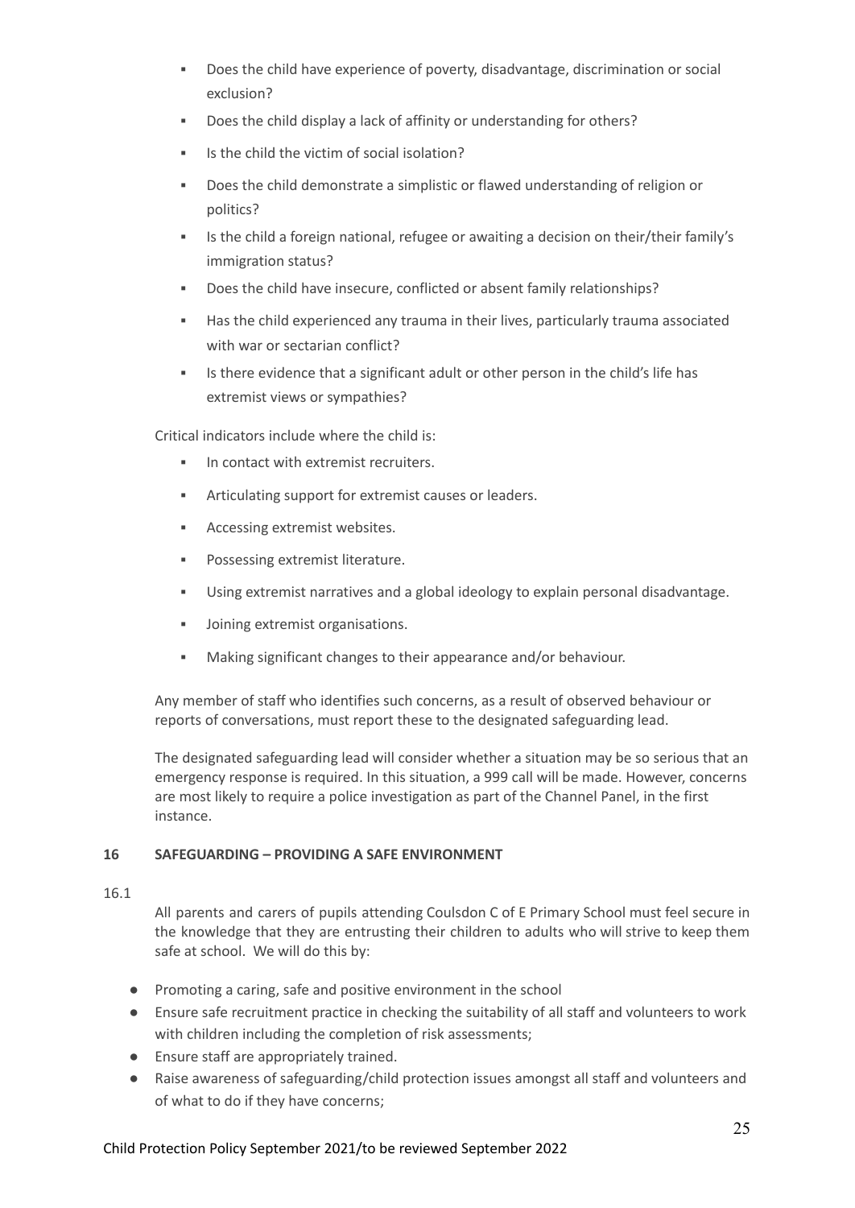- Does the child have experience of poverty, disadvantage, discrimination or social exclusion?
- Does the child display a lack of affinity or understanding for others?
- Is the child the victim of social isolation?
- Does the child demonstrate a simplistic or flawed understanding of religion or politics?
- Is the child a foreign national, refugee or awaiting a decision on their/their family's immigration status?
- Does the child have insecure, conflicted or absent family relationships?
- Has the child experienced any trauma in their lives, particularly trauma associated with war or sectarian conflict?
- Is there evidence that a significant adult or other person in the child's life has extremist views or sympathies?

Critical indicators include where the child is:

- In contact with extremist recruiters.
- Articulating support for extremist causes or leaders.
- Accessing extremist websites.
- Possessing extremist literature.
- Using extremist narratives and a global ideology to explain personal disadvantage.
- Joining extremist organisations.
- Making significant changes to their appearance and/or behaviour.

Any member of staff who identifies such concerns, as a result of observed behaviour or reports of conversations, must report these to the designated safeguarding lead.

The designated safeguarding lead will consider whether a situation may be so serious that an emergency response is required. In this situation, a 999 call will be made. However, concerns are most likely to require a police investigation as part of the Channel Panel, in the first instance.

## 16 SAFEGUARDING – PROVIDING A SAFE ENVIRONMENT

16.1

All parents and carers of pupils attending Coulsdon C of E Primary School must feel secure in the knowledge that they are entrusting their children to adults who will strive to keep them safe at school. We will do this by:

- Promoting a caring, safe and positive environment in the school
- Ensure safe recruitment practice in checking the suitability of all staff and volunteers to work with children including the completion of risk assessments;
- Ensure staff are appropriately trained.
- Raise awareness of safeguarding/child protection issues amongst all staff and volunteers and of what to do if they have concerns;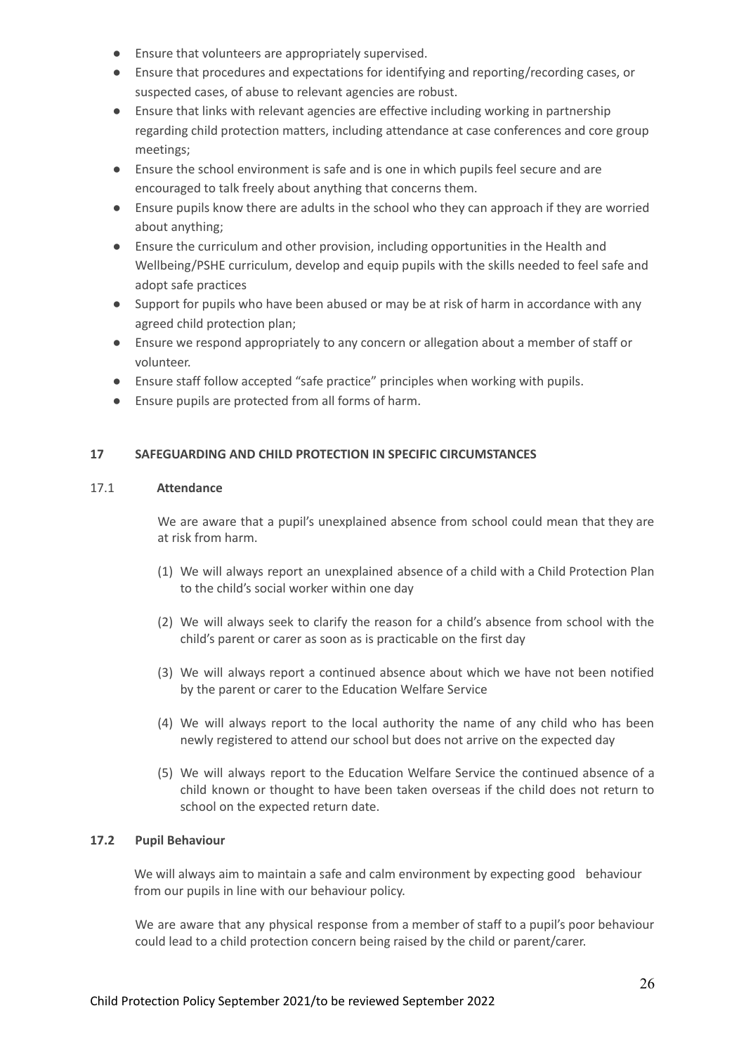- Ensure that volunteers are appropriately supervised.
- Ensure that procedures and expectations for identifying and reporting/recording cases, or suspected cases, of abuse to relevant agencies are robust.
- Ensure that links with relevant agencies are effective including working in partnership regarding child protection matters, including attendance at case conferences and core group meetings;
- Ensure the school environment is safe and is one in which pupils feel secure and are encouraged to talk freely about anything that concerns them.
- Ensure pupils know there are adults in the school who they can approach if they are worried about anything;
- Ensure the curriculum and other provision, including opportunities in the Health and Wellbeing/PSHE curriculum, develop and equip pupils with the skills needed to feel safe and adopt safe practices
- Support for pupils who have been abused or may be at risk of harm in accordance with any agreed child protection plan;
- Ensure we respond appropriately to any concern or allegation about a member of staff or volunteer.
- Ensure staff follow accepted "safe practice" principles when working with pupils.
- Ensure pupils are protected from all forms of harm.

## 17 SAFEGUARDING AND CHILD PROTECTION IN SPECIFIC CIRCUMSTANCES

### 17.1 Attendance

We are aware that a pupil's unexplained absence from school could mean that they are at risk from harm.

(1) We will always report an unexplained absence of a child with a Child Protection Plan to the child's social worker within one day

(2) We will always seek to clarify the reason for a child's absence from school with the child's parent or carer as soon as is practicable on the first day

(3) We will always report a continued absence about which we have not been notified by the parent or carer to the Education Welfare Service

(4) We will always report to the local authority the name of any child who has been newly registered to attend our school but does not arrive on the expected day

(5) We will always report to the Education Welfare Service the continued absence of a child known or thought to have been taken overseas if the child does not return to school on the expected return date.

### 17.2 Pupil Behaviour

We will always aim to maintain a safe and calm environment by expecting good behaviour from our pupils in line with our behaviour policy.

We are aware that any physical response from a member of staff to a pupil's poor behaviour could lead to a child protection concern being raised by the child or parent/carer.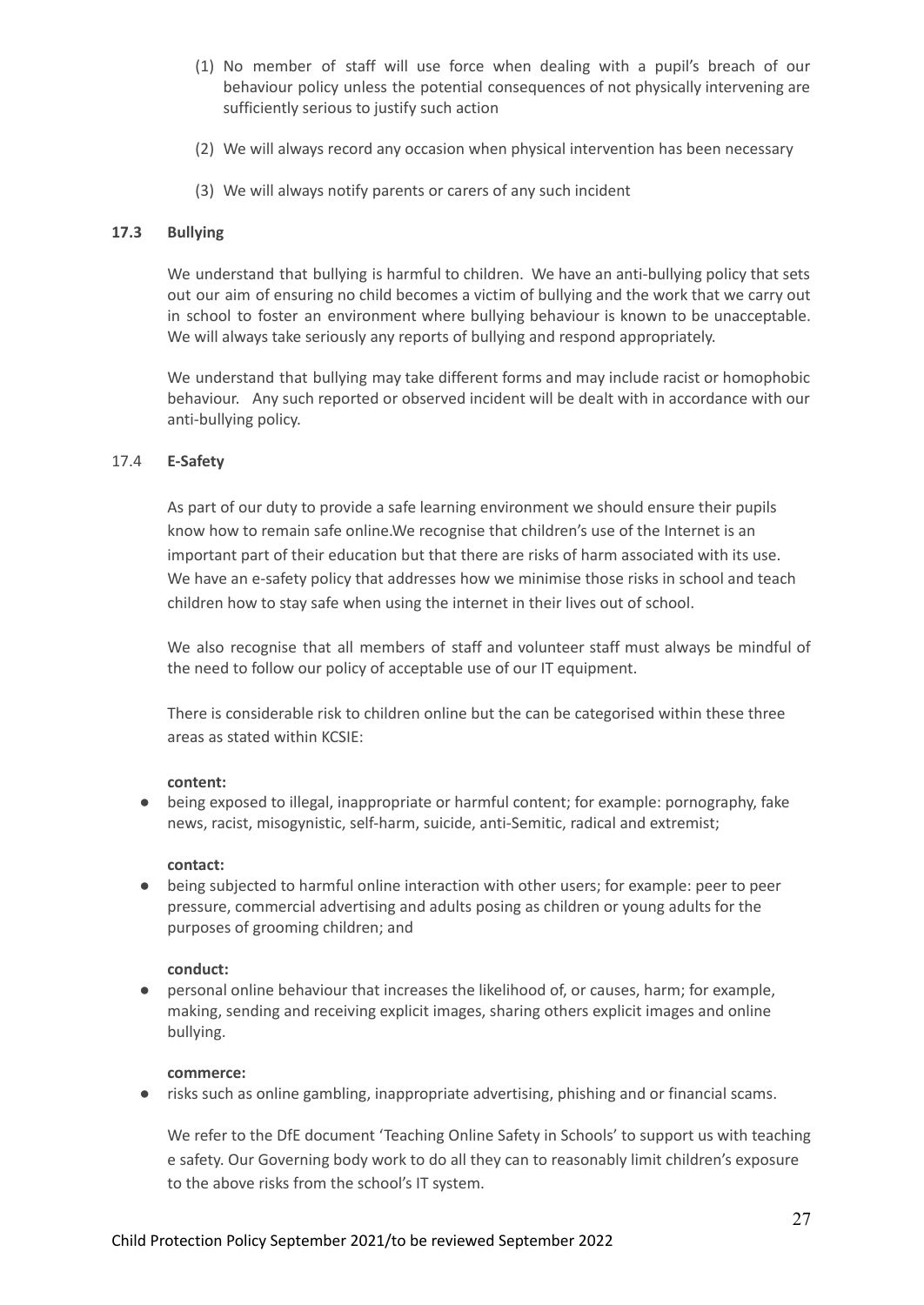(1) No member of staff will use force when dealing with a pupil's breach of our behaviour policy unless the potential consequences of not physically intervening are sufficiently serious to justify such action

(2) We will always record any occasion when physical intervention has been necessary

(3) We will always notify parents or carers of any such incident

### 17.3 Bullying

We understand that bullying is harmful to children. We have an anti-bullying policy that sets out our aim of ensuring no child becomes a victim of bullying and the work that we carry out in school to foster an environment where bullying behaviour is known to be unacceptable. We will always take seriously any reports of bullying and respond appropriately.

We understand that bullying may take different forms and may include racist or homophobic behaviour. Any such reported or observed incident will be dealt with in accordance with our anti-bullying policy.

### 17.4 E-Safety

As part of our duty to provide a safe learning environment we should ensure their pupils know how to remain safe online.We recognise that children's use of the Internet is an important part of their education but that there are risks of harm associated with its use. We have an e-safety policy that addresses how we minimise those risks in school and teach children how to stay safe when using the internet in their lives out of school.

We also recognise that all members of staff and volunteer staff must always be mindful of the need to follow our policy of acceptable use of our IT equipment.

There is considerable risk to children online but the can be categorised within these three areas as stated within KCSIE:

**content:**

- being exposed to illegal, inappropriate or harmful content; for example: pornography, fake news, racist, misogynistic, self-harm, suicide, anti-Semitic, radical and extremist;

**contact:**

- being subjected to harmful online interaction with other users; for example: peer to peer pressure, commercial advertising and adults posing as children or young adults for the purposes of grooming children; and

**conduct:**

- personal online behaviour that increases the likelihood of, or causes, harm; for example, making, sending and receiving explicit images, sharing others explicit images and online bullying.

**commerce:**

- risks such as online gambling, inappropriate advertising, phishing and or financial scams.

We refer to the DfE document 'Teaching Online Safety in Schools' to support us with teaching e safety. Our Governing body work to do all they can to reasonably limit children's exposure to the above risks from the school's IT system.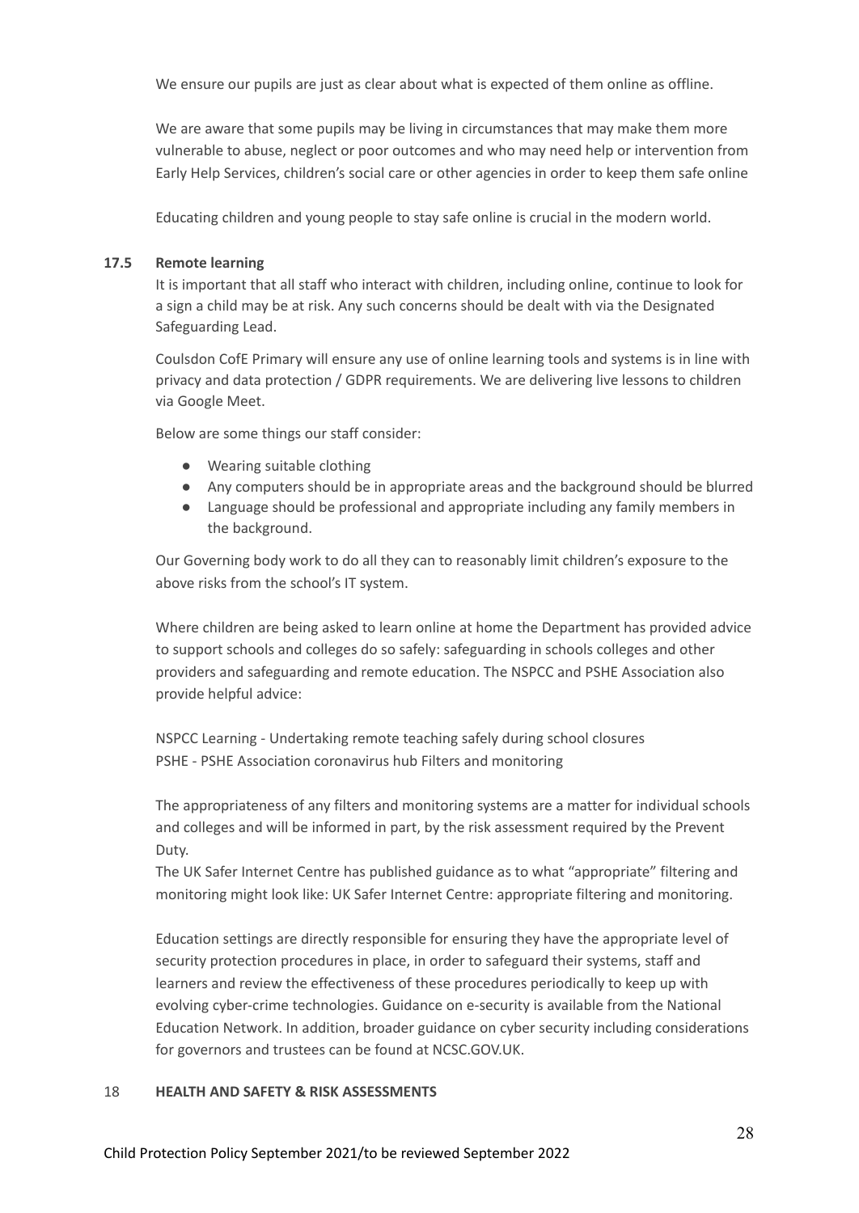We ensure our pupils are just as clear about what is expected of them online as offline.

We are aware that some pupils may be living in circumstances that may make them more vulnerable to abuse, neglect or poor outcomes and who may need help or intervention from Early Help Services, children's social care or other agencies in order to keep them safe online

Educating children and young people to stay safe online is crucial in the modern world.

### 17.5 Remote learning

It is important that all staff who interact with children, including online, continue to look for a sign a child may be at risk. Any such concerns should be dealt with via the Designated Safeguarding Lead.

Coulsdon CofE Primary will ensure any use of online learning tools and systems is in line with privacy and data protection / GDPR requirements. We are delivering live lessons to children via Google Meet.

Below are some things our staff consider:

- Wearing suitable clothing
- Any computers should be in appropriate areas and the background should be blurred
- Language should be professional and appropriate including any family members in the background.

Our Governing body work to do all they can to reasonably limit children's exposure to the above risks from the school's IT system.

Where children are being asked to learn online at home the Department has provided advice to support schools and colleges do so safely: safeguarding in schools colleges and other providers and safeguarding and remote education. The NSPCC and PSHE Association also provide helpful advice:

NSPCC Learning - Undertaking remote teaching safely during school closures
PSHE - PSHE Association coronavirus hub Filters and monitoring

The appropriateness of any filters and monitoring systems are a matter for individual schools and colleges and will be informed in part, by the risk assessment required by the Prevent Duty.
The UK Safer Internet Centre has published guidance as to what "appropriate" filtering and monitoring might look like: UK Safer Internet Centre: appropriate filtering and monitoring.

Education settings are directly responsible for ensuring they have the appropriate level of security protection procedures in place, in order to safeguard their systems, staff and learners and review the effectiveness of these procedures periodically to keep up with evolving cyber-crime technologies. Guidance on e-security is available from the National Education Network. In addition, broader guidance on cyber security including considerations for governors and trustees can be found at NCSC.GOV.UK.

## 18 HEALTH AND SAFETY & RISK ASSESSMENTS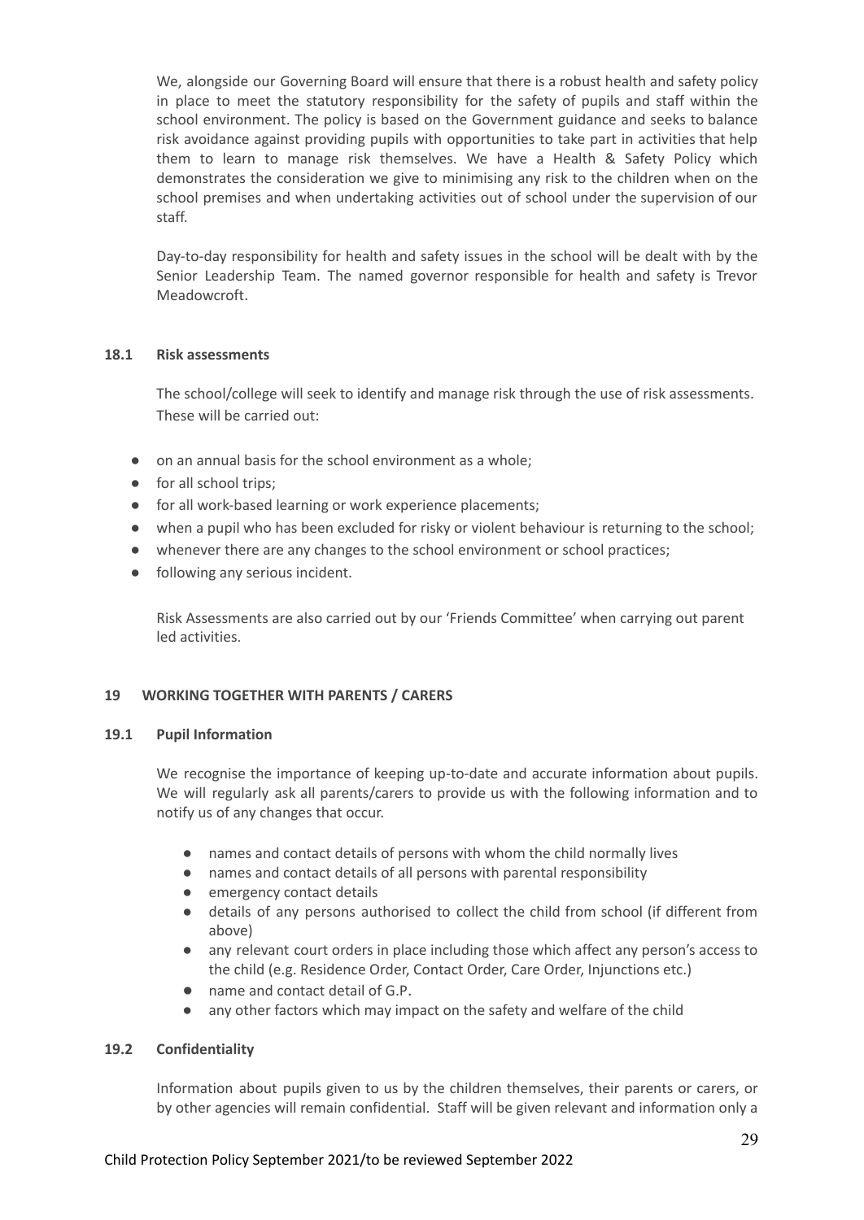We, alongside our Governing Board will ensure that there is a robust health and safety policy in place to meet the statutory responsibility for the safety of pupils and staff within the school environment. The policy is based on the Government guidance and seeks to balance risk avoidance against providing pupils with opportunities to take part in activities that help them to learn to manage risk themselves. We have a Health & Safety Policy which demonstrates the consideration we give to minimising any risk to the children when on the school premises and when undertaking activities out of school under the supervision of our staff.

Day-to-day responsibility for health and safety issues in the school will be dealt with by the Senior Leadership Team. The named governor responsible for health and safety is Trevor Meadowcroft.

### 18.1 Risk assessments

The school/college will seek to identify and manage risk through the use of risk assessments. These will be carried out:

- on an annual basis for the school environment as a whole;
- for all school trips;
- for all work-based learning or work experience placements;
- when a pupil who has been excluded for risky or violent behaviour is returning to the school;
- whenever there are any changes to the school environment or school practices;
- following any serious incident.

Risk Assessments are also carried out by our 'Friends Committee' when carrying out parent led activities.

## 19 WORKING TOGETHER WITH PARENTS / CARERS

### 19.1 Pupil Information

We recognise the importance of keeping up-to-date and accurate information about pupils. We will regularly ask all parents/carers to provide us with the following information and to notify us of any changes that occur.

- names and contact details of persons with whom the child normally lives
- names and contact details of all persons with parental responsibility
- emergency contact details
- details of any persons authorised to collect the child from school (if different from above)
- any relevant court orders in place including those which affect any person's access to the child (e.g. Residence Order, Contact Order, Care Order, Injunctions etc.)
- name and contact detail of G.P.
- any other factors which may impact on the safety and welfare of the child

### 19.2 Confidentiality

Information about pupils given to us by the children themselves, their parents or carers, or by other agencies will remain confidential. Staff will be given relevant and information only a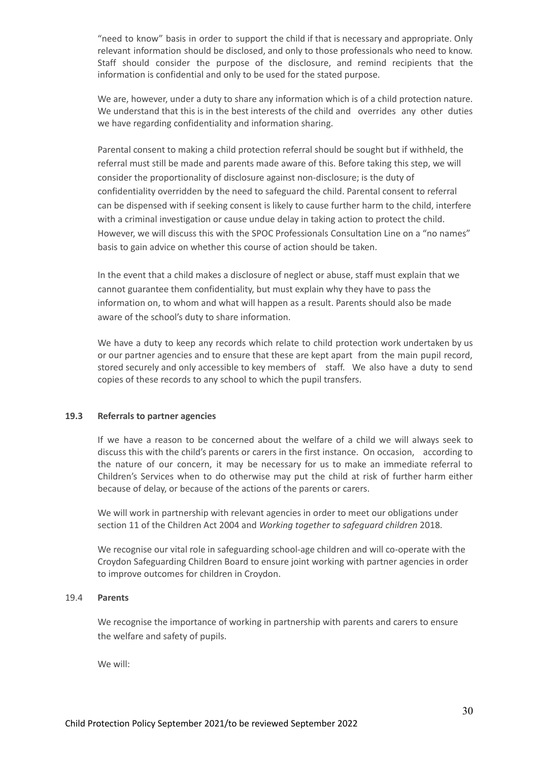"need to know" basis in order to support the child if that is necessary and appropriate. Only relevant information should be disclosed, and only to those professionals who need to know. Staff should consider the purpose of the disclosure, and remind recipients that the information is confidential and only to be used for the stated purpose.

We are, however, under a duty to share any information which is of a child protection nature. We understand that this is in the best interests of the child and overrides any other duties we have regarding confidentiality and information sharing.

Parental consent to making a child protection referral should be sought but if withheld, the referral must still be made and parents made aware of this. Before taking this step, we will consider the proportionality of disclosure against non-disclosure; is the duty of confidentiality overridden by the need to safeguard the child. Parental consent to referral can be dispensed with if seeking consent is likely to cause further harm to the child, interfere with a criminal investigation or cause undue delay in taking action to protect the child. However, we will discuss this with the SPOC Professionals Consultation Line on a "no names" basis to gain advice on whether this course of action should be taken.

In the event that a child makes a disclosure of neglect or abuse, staff must explain that we cannot guarantee them confidentiality, but must explain why they have to pass the information on, to whom and what will happen as a result. Parents should also be made aware of the school's duty to share information.

We have a duty to keep any records which relate to child protection work undertaken by us or our partner agencies and to ensure that these are kept apart from the main pupil record, stored securely and only accessible to key members of staff. We also have a duty to send copies of these records to any school to which the pupil transfers.

### 19.3 Referrals to partner agencies

If we have a reason to be concerned about the welfare of a child we will always seek to discuss this with the child's parents or carers in the first instance. On occasion, according to the nature of our concern, it may be necessary for us to make an immediate referral to Children's Services when to do otherwise may put the child at risk of further harm either because of delay, or because of the actions of the parents or carers.

We will work in partnership with relevant agencies in order to meet our obligations under section 11 of the Children Act 2004 and *Working together to safeguard children* 2018.

We recognise our vital role in safeguarding school-age children and will co-operate with the Croydon Safeguarding Children Board to ensure joint working with partner agencies in order to improve outcomes for children in Croydon.

### 19.4 Parents

We recognise the importance of working in partnership with parents and carers to ensure the welfare and safety of pupils.

We will: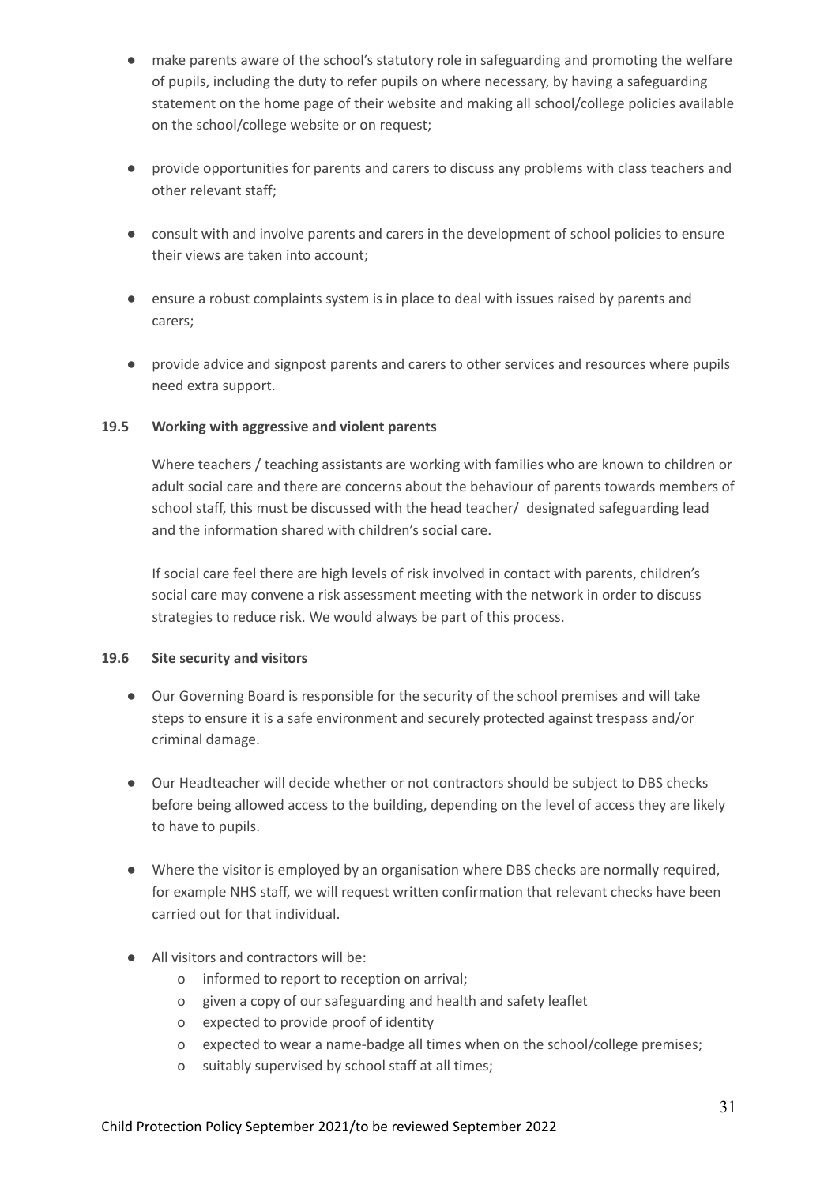- make parents aware of the school's statutory role in safeguarding and promoting the welfare of pupils, including the duty to refer pupils on where necessary, by having a safeguarding statement on the home page of their website and making all school/college policies available on the school/college website or on request;

- provide opportunities for parents and carers to discuss any problems with class teachers and other relevant staff;

- consult with and involve parents and carers in the development of school policies to ensure their views are taken into account;

- ensure a robust complaints system is in place to deal with issues raised by parents and carers;

- provide advice and signpost parents and carers to other services and resources where pupils need extra support.

### 19.5 Working with aggressive and violent parents

Where teachers / teaching assistants are working with families who are known to children or adult social care and there are concerns about the behaviour of parents towards members of school staff, this must be discussed with the head teacher/ designated safeguarding lead and the information shared with children's social care.

If social care feel there are high levels of risk involved in contact with parents, children's social care may convene a risk assessment meeting with the network in order to discuss strategies to reduce risk. We would always be part of this process.

### 19.6 Site security and visitors

- Our Governing Board is responsible for the security of the school premises and will take steps to ensure it is a safe environment and securely protected against trespass and/or criminal damage.

- Our Headteacher will decide whether or not contractors should be subject to DBS checks before being allowed access to the building, depending on the level of access they are likely to have to pupils.

- Where the visitor is employed by an organisation where DBS checks are normally required, for example NHS staff, we will request written confirmation that relevant checks have been carried out for that individual.

- All visitors and contractors will be:
    - informed to report to reception on arrival;
    - given a copy of our safeguarding and health and safety leaflet
    - expected to provide proof of identity
    - expected to wear a name-badge all times when on the school/college premises;
    - suitably supervised by school staff at all times;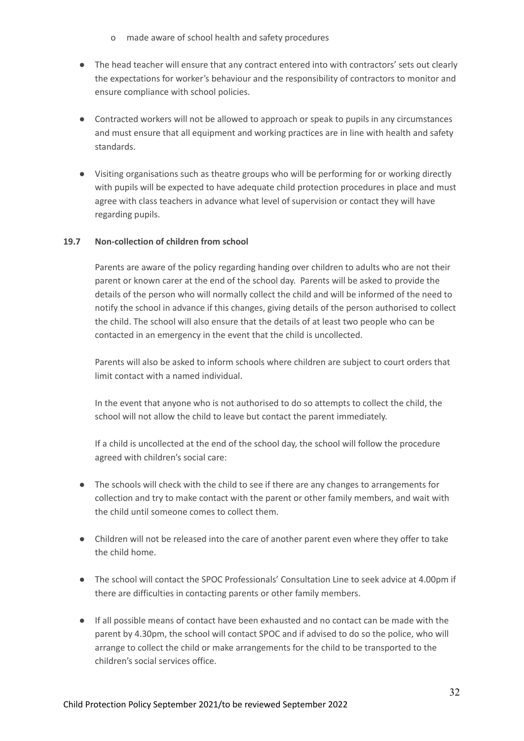- made aware of school health and safety procedures

- The head teacher will ensure that any contract entered into with contractors' sets out clearly the expectations for worker's behaviour and the responsibility of contractors to monitor and ensure compliance with school policies.

- Contracted workers will not be allowed to approach or speak to pupils in any circumstances and must ensure that all equipment and working practices are in line with health and safety standards.

- Visiting organisations such as theatre groups who will be performing for or working directly with pupils will be expected to have adequate child protection procedures in place and must agree with class teachers in advance what level of supervision or contact they will have regarding pupils.

### 19.7 Non-collection of children from school

Parents are aware of the policy regarding handing over children to adults who are not their parent or known carer at the end of the school day. Parents will be asked to provide the details of the person who will normally collect the child and will be informed of the need to notify the school in advance if this changes, giving details of the person authorised to collect the child. The school will also ensure that the details of at least two people who can be contacted in an emergency in the event that the child is uncollected.

Parents will also be asked to inform schools where children are subject to court orders that limit contact with a named individual.

In the event that anyone who is not authorised to do so attempts to collect the child, the school will not allow the child to leave but contact the parent immediately.

If a child is uncollected at the end of the school day, the school will follow the procedure agreed with children's social care:

- The schools will check with the child to see if there are any changes to arrangements for collection and try to make contact with the parent or other family members, and wait with the child until someone comes to collect them.

- Children will not be released into the care of another parent even where they offer to take the child home.

- The school will contact the SPOC Professionals' Consultation Line to seek advice at 4.00pm if there are difficulties in contacting parents or other family members.

- If all possible means of contact have been exhausted and no contact can be made with the parent by 4.30pm, the school will contact SPOC and if advised to do so the police, who will arrange to collect the child or make arrangements for the child to be transported to the children's social services office.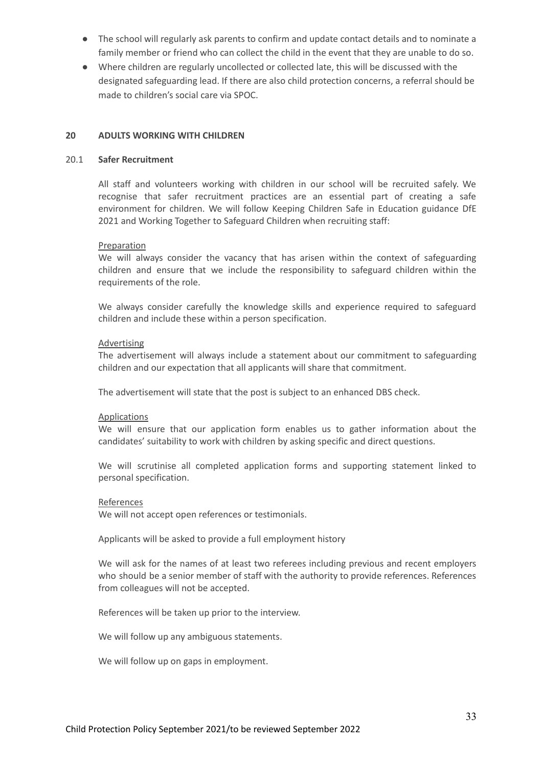- The school will regularly ask parents to confirm and update contact details and to nominate a family member or friend who can collect the child in the event that they are unable to do so.
- Where children are regularly uncollected or collected late, this will be discussed with the designated safeguarding lead. If there are also child protection concerns, a referral should be made to children's social care via SPOC.

## 20 ADULTS WORKING WITH CHILDREN

### 20.1 Safer Recruitment

All staff and volunteers working with children in our school will be recruited safely. We recognise that safer recruitment practices are an essential part of creating a safe environment for children. We will follow Keeping Children Safe in Education guidance DfE 2021 and Working Together to Safeguard Children when recruiting staff:

<u>Preparation</u>

We will always consider the vacancy that has arisen within the context of safeguarding children and ensure that we include the responsibility to safeguard children within the requirements of the role.

We always consider carefully the knowledge skills and experience required to safeguard children and include these within a person specification.

<u>Advertising</u>

The advertisement will always include a statement about our commitment to safeguarding children and our expectation that all applicants will share that commitment.

The advertisement will state that the post is subject to an enhanced DBS check.

<u>Applications</u>

We will ensure that our application form enables us to gather information about the candidates' suitability to work with children by asking specific and direct questions.

We will scrutinise all completed application forms and supporting statement linked to personal specification.

<u>References</u>

We will not accept open references or testimonials.

Applicants will be asked to provide a full employment history

We will ask for the names of at least two referees including previous and recent employers who should be a senior member of staff with the authority to provide references. References from colleagues will not be accepted.

References will be taken up prior to the interview.

We will follow up any ambiguous statements.

We will follow up on gaps in employment.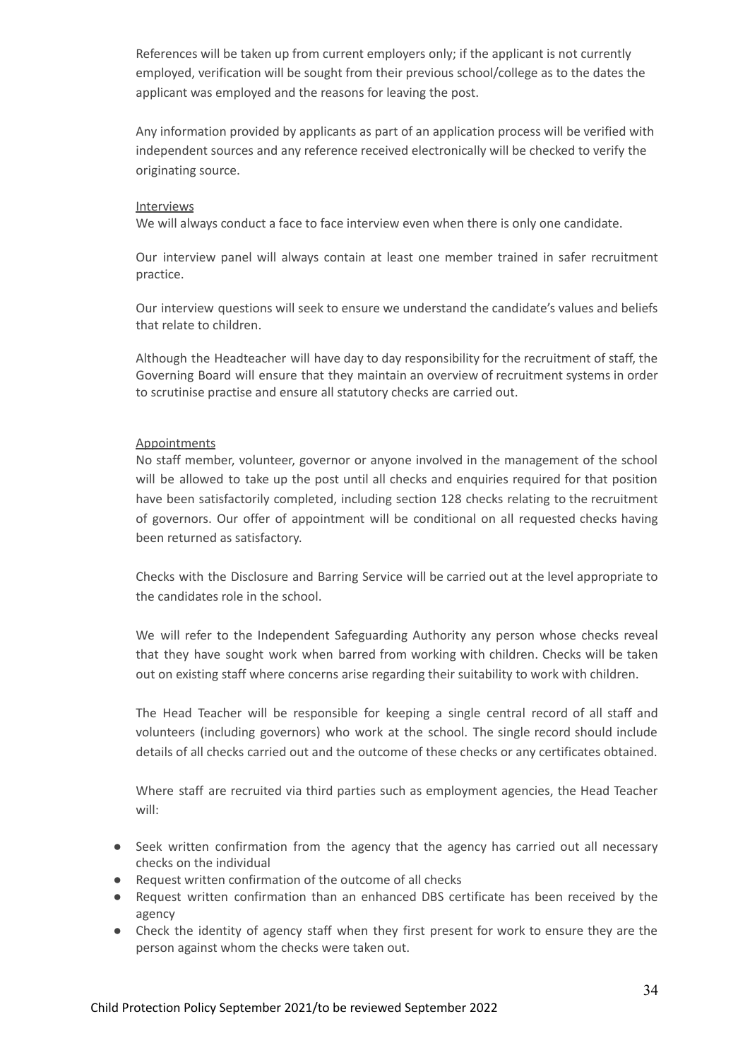References will be taken up from current employers only; if the applicant is not currently employed, verification will be sought from their previous school/college as to the dates the applicant was employed and the reasons for leaving the post.

Any information provided by applicants as part of an application process will be verified with independent sources and any reference received electronically will be checked to verify the originating source.

Interviews

We will always conduct a face to face interview even when there is only one candidate.

Our interview panel will always contain at least one member trained in safer recruitment practice.

Our interview questions will seek to ensure we understand the candidate's values and beliefs that relate to children.

Although the Headteacher will have day to day responsibility for the recruitment of staff, the Governing Board will ensure that they maintain an overview of recruitment systems in order to scrutinise practise and ensure all statutory checks are carried out.

Appointments

No staff member, volunteer, governor or anyone involved in the management of the school will be allowed to take up the post until all checks and enquiries required for that position have been satisfactorily completed, including section 128 checks relating to the recruitment of governors. Our offer of appointment will be conditional on all requested checks having been returned as satisfactory.

Checks with the Disclosure and Barring Service will be carried out at the level appropriate to the candidates role in the school.

We will refer to the Independent Safeguarding Authority any person whose checks reveal that they have sought work when barred from working with children. Checks will be taken out on existing staff where concerns arise regarding their suitability to work with children.

The Head Teacher will be responsible for keeping a single central record of all staff and volunteers (including governors) who work at the school. The single record should include details of all checks carried out and the outcome of these checks or any certificates obtained.

Where staff are recruited via third parties such as employment agencies, the Head Teacher will:

- Seek written confirmation from the agency that the agency has carried out all necessary checks on the individual
- Request written confirmation of the outcome of all checks
- Request written confirmation than an enhanced DBS certificate has been received by the agency
- Check the identity of agency staff when they first present for work to ensure they are the person against whom the checks were taken out.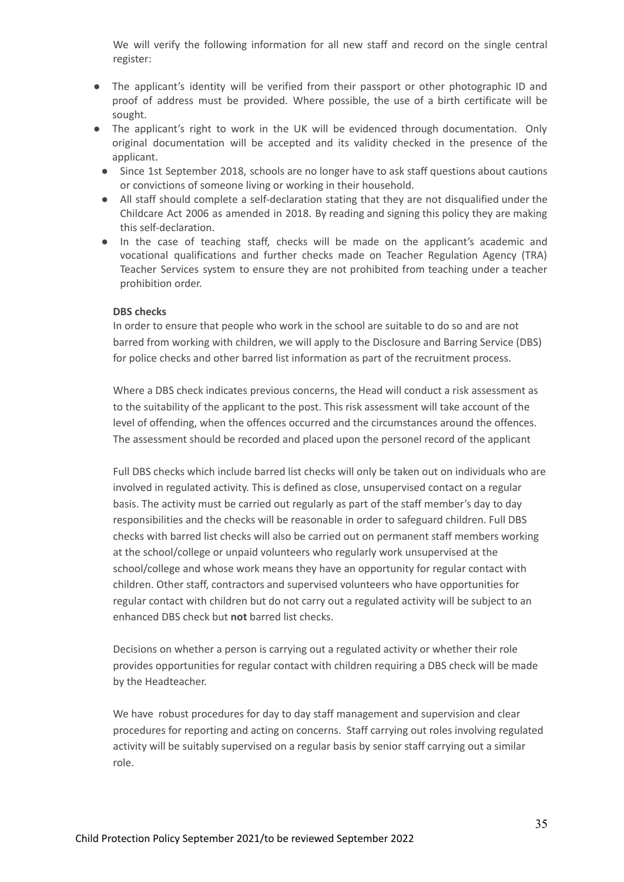We will verify the following information for all new staff and record on the single central register:

- The applicant's identity will be verified from their passport or other photographic ID and proof of address must be provided. Where possible, the use of a birth certificate will be sought.
- The applicant's right to work in the UK will be evidenced through documentation. Only original documentation will be accepted and its validity checked in the presence of the applicant.
- Since 1st September 2018, schools are no longer have to ask staff questions about cautions or convictions of someone living or working in their household.
- All staff should complete a self-declaration stating that they are not disqualified under the Childcare Act 2006 as amended in 2018. By reading and signing this policy they are making this self-declaration.
- In the case of teaching staff, checks will be made on the applicant's academic and vocational qualifications and further checks made on Teacher Regulation Agency (TRA) Teacher Services system to ensure they are not prohibited from teaching under a teacher prohibition order.

**DBS checks**

In order to ensure that people who work in the school are suitable to do so and are not barred from working with children, we will apply to the Disclosure and Barring Service (DBS) for police checks and other barred list information as part of the recruitment process.

Where a DBS check indicates previous concerns, the Head will conduct a risk assessment as to the suitability of the applicant to the post. This risk assessment will take account of the level of offending, when the offences occurred and the circumstances around the offences. The assessment should be recorded and placed upon the personel record of the applicant

Full DBS checks which include barred list checks will only be taken out on individuals who are involved in regulated activity. This is defined as close, unsupervised contact on a regular basis. The activity must be carried out regularly as part of the staff member's day to day responsibilities and the checks will be reasonable in order to safeguard children. Full DBS checks with barred list checks will also be carried out on permanent staff members working at the school/college or unpaid volunteers who regularly work unsupervised at the school/college and whose work means they have an opportunity for regular contact with children. Other staff, contractors and supervised volunteers who have opportunities for regular contact with children but do not carry out a regulated activity will be subject to an enhanced DBS check but **not** barred list checks.

Decisions on whether a person is carrying out a regulated activity or whether their role provides opportunities for regular contact with children requiring a DBS check will be made by the Headteacher.

We have robust procedures for day to day staff management and supervision and clear procedures for reporting and acting on concerns. Staff carrying out roles involving regulated activity will be suitably supervised on a regular basis by senior staff carrying out a similar role.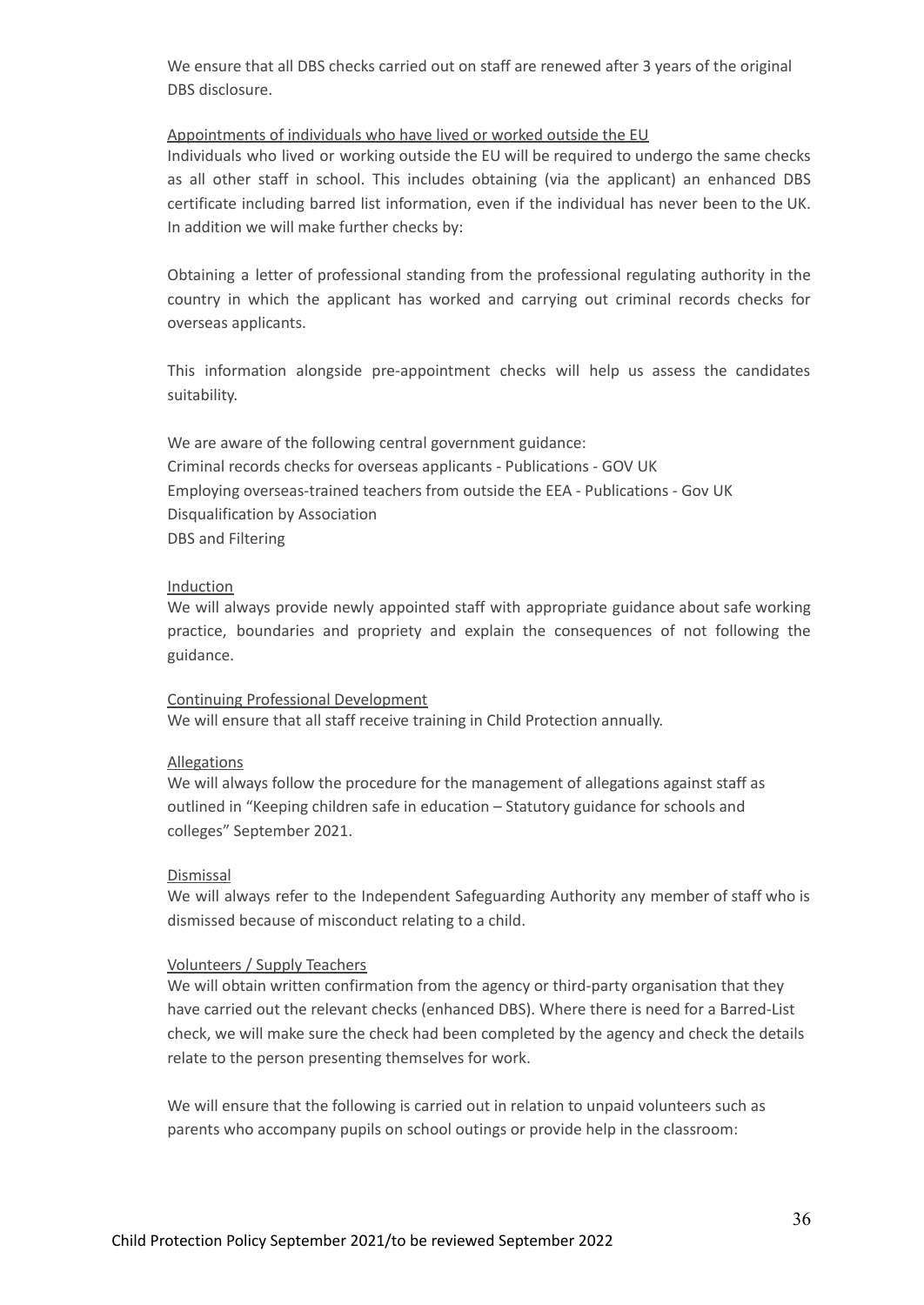We ensure that all DBS checks carried out on staff are renewed after 3 years of the original DBS disclosure.

<u>Appointments of individuals who have lived or worked outside the EU</u>

Individuals who lived or working outside the EU will be required to undergo the same checks as all other staff in school. This includes obtaining (via the applicant) an enhanced DBS certificate including barred list information, even if the individual has never been to the UK. In addition we will make further checks by:

Obtaining a letter of professional standing from the professional regulating authority in the country in which the applicant has worked and carrying out criminal records checks for overseas applicants.

This information alongside pre-appointment checks will help us assess the candidates suitability.

We are aware of the following central government guidance:
Criminal records checks for overseas applicants - Publications - GOV UK
Employing overseas-trained teachers from outside the EEA - Publications - Gov UK
Disqualification by Association
DBS and Filtering

<u>Induction</u>

We will always provide newly appointed staff with appropriate guidance about safe working practice, boundaries and propriety and explain the consequences of not following the guidance.

<u>Continuing Professional Development</u>

We will ensure that all staff receive training in Child Protection annually.

<u>Allegations</u>

We will always follow the procedure for the management of allegations against staff as outlined in "Keeping children safe in education – Statutory guidance for schools and colleges" September 2021.

<u>Dismissal</u>

We will always refer to the Independent Safeguarding Authority any member of staff who is dismissed because of misconduct relating to a child.

<u>Volunteers / Supply Teachers</u>

We will obtain written confirmation from the agency or third-party organisation that they have carried out the relevant checks (enhanced DBS). Where there is need for a Barred-List check, we will make sure the check had been completed by the agency and check the details relate to the person presenting themselves for work.

We will ensure that the following is carried out in relation to unpaid volunteers such as parents who accompany pupils on school outings or provide help in the classroom: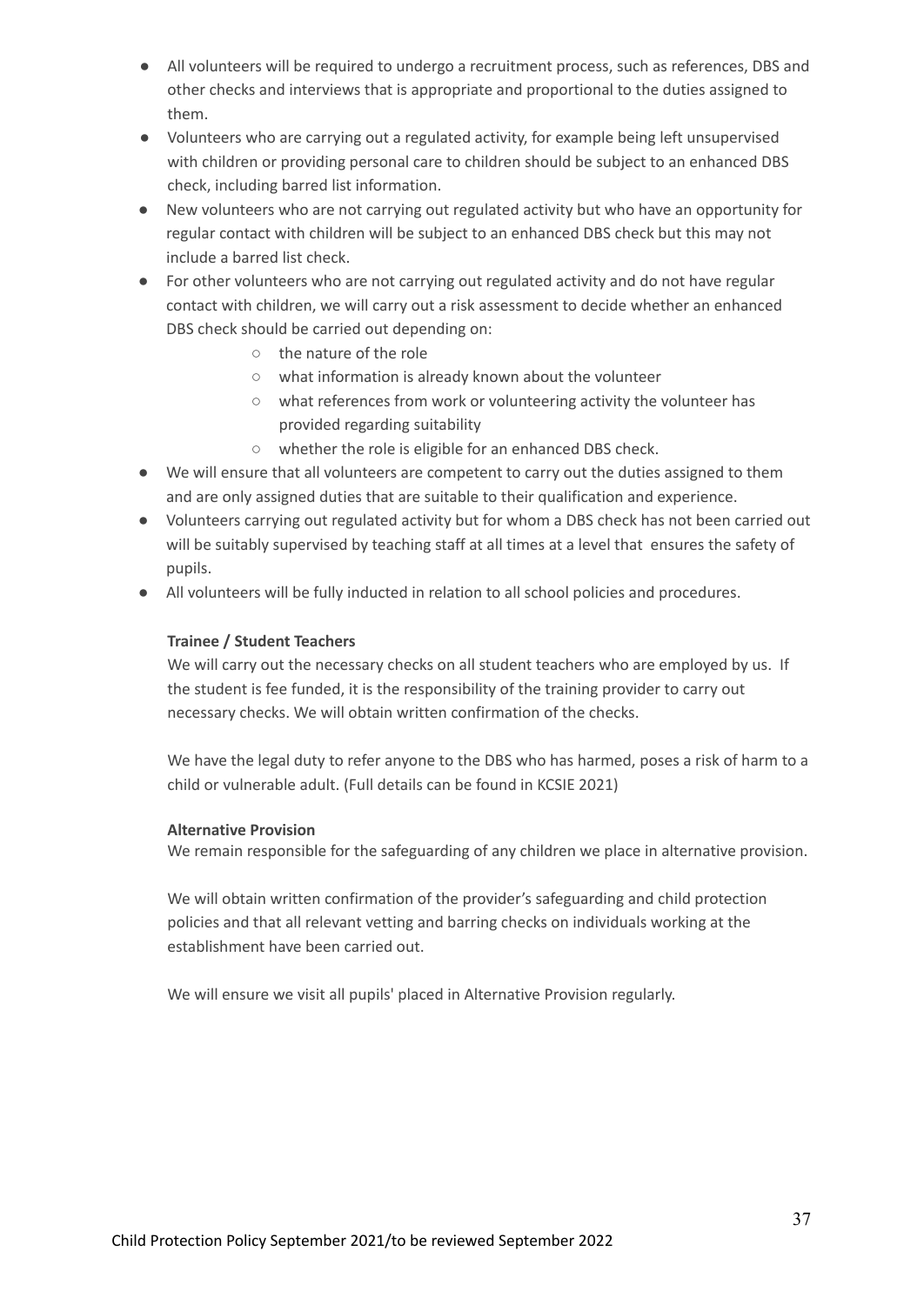- All volunteers will be required to undergo a recruitment process, such as references, DBS and other checks and interviews that is appropriate and proportional to the duties assigned to them.
- Volunteers who are carrying out a regulated activity, for example being left unsupervised with children or providing personal care to children should be subject to an enhanced DBS check, including barred list information.
- New volunteers who are not carrying out regulated activity but who have an opportunity for regular contact with children will be subject to an enhanced DBS check but this may not include a barred list check.
- For other volunteers who are not carrying out regulated activity and do not have regular contact with children, we will carry out a risk assessment to decide whether an enhanced DBS check should be carried out depending on:
    - the nature of the role
    - what information is already known about the volunteer
    - what references from work or volunteering activity the volunteer has provided regarding suitability
    - whether the role is eligible for an enhanced DBS check.
- We will ensure that all volunteers are competent to carry out the duties assigned to them and are only assigned duties that are suitable to their qualification and experience.
- Volunteers carrying out regulated activity but for whom a DBS check has not been carried out will be suitably supervised by teaching staff at all times at a level that ensures the safety of pupils.
- All volunteers will be fully inducted in relation to all school policies and procedures.

**Trainee / Student Teachers**

We will carry out the necessary checks on all student teachers who are employed by us. If the student is fee funded, it is the responsibility of the training provider to carry out necessary checks. We will obtain written confirmation of the checks.

We have the legal duty to refer anyone to the DBS who has harmed, poses a risk of harm to a child or vulnerable adult. (Full details can be found in KCSIE 2021)

**Alternative Provision**

We remain responsible for the safeguarding of any children we place in alternative provision.

We will obtain written confirmation of the provider's safeguarding and child protection policies and that all relevant vetting and barring checks on individuals working at the establishment have been carried out.

We will ensure we visit all pupils' placed in Alternative Provision regularly.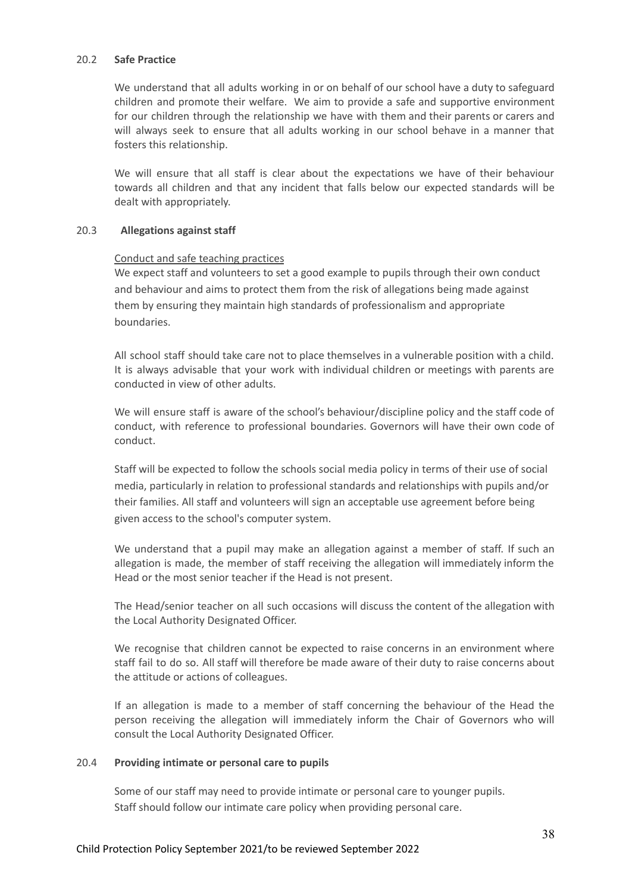### 20.2 **Safe Practice**

We understand that all adults working in or on behalf of our school have a duty to safeguard children and promote their welfare. We aim to provide a safe and supportive environment for our children through the relationship we have with them and their parents or carers and will always seek to ensure that all adults working in our school behave in a manner that fosters this relationship.

We will ensure that all staff is clear about the expectations we have of their behaviour towards all children and that any incident that falls below our expected standards will be dealt with appropriately.

### 20.3 **Allegations against staff**

Conduct and safe teaching practices

We expect staff and volunteers to set a good example to pupils through their own conduct and behaviour and aims to protect them from the risk of allegations being made against them by ensuring they maintain high standards of professionalism and appropriate boundaries.

All school staff should take care not to place themselves in a vulnerable position with a child. It is always advisable that your work with individual children or meetings with parents are conducted in view of other adults.

We will ensure staff is aware of the school's behaviour/discipline policy and the staff code of conduct, with reference to professional boundaries. Governors will have their own code of conduct.

Staff will be expected to follow the schools social media policy in terms of their use of social media, particularly in relation to professional standards and relationships with pupils and/or their families. All staff and volunteers will sign an acceptable use agreement before being given access to the school's computer system.

We understand that a pupil may make an allegation against a member of staff. If such an allegation is made, the member of staff receiving the allegation will immediately inform the Head or the most senior teacher if the Head is not present.

The Head/senior teacher on all such occasions will discuss the content of the allegation with the Local Authority Designated Officer.

We recognise that children cannot be expected to raise concerns in an environment where staff fail to do so. All staff will therefore be made aware of their duty to raise concerns about the attitude or actions of colleagues.

If an allegation is made to a member of staff concerning the behaviour of the Head the person receiving the allegation will immediately inform the Chair of Governors who will consult the Local Authority Designated Officer.

### 20.4 **Providing intimate or personal care to pupils**

Some of our staff may need to provide intimate or personal care to younger pupils.
Staff should follow our intimate care policy when providing personal care.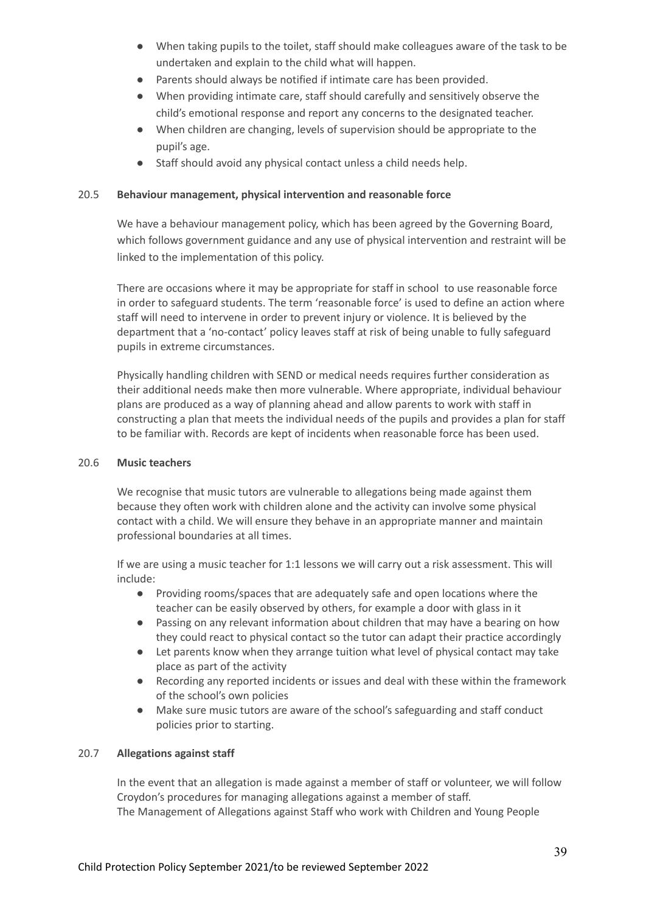- When taking pupils to the toilet, staff should make colleagues aware of the task to be undertaken and explain to the child what will happen.
- Parents should always be notified if intimate care has been provided.
- When providing intimate care, staff should carefully and sensitively observe the child's emotional response and report any concerns to the designated teacher.
- When children are changing, levels of supervision should be appropriate to the pupil's age.
- Staff should avoid any physical contact unless a child needs help.

### 20.5 **Behaviour management, physical intervention and reasonable force**

We have a behaviour management policy, which has been agreed by the Governing Board, which follows government guidance and any use of physical intervention and restraint will be linked to the implementation of this policy.

There are occasions where it may be appropriate for staff in school to use reasonable force in order to safeguard students. The term 'reasonable force' is used to define an action where staff will need to intervene in order to prevent injury or violence. It is believed by the department that a 'no-contact' policy leaves staff at risk of being unable to fully safeguard pupils in extreme circumstances.

Physically handling children with SEND or medical needs requires further consideration as their additional needs make then more vulnerable. Where appropriate, individual behaviour plans are produced as a way of planning ahead and allow parents to work with staff in constructing a plan that meets the individual needs of the pupils and provides a plan for staff to be familiar with. Records are kept of incidents when reasonable force has been used.

### 20.6 **Music teachers**

We recognise that music tutors are vulnerable to allegations being made against them because they often work with children alone and the activity can involve some physical contact with a child. We will ensure they behave in an appropriate manner and maintain professional boundaries at all times.

If we are using a music teacher for 1:1 lessons we will carry out a risk assessment. This will include:

- Providing rooms/spaces that are adequately safe and open locations where the teacher can be easily observed by others, for example a door with glass in it
- Passing on any relevant information about children that may have a bearing on how they could react to physical contact so the tutor can adapt their practice accordingly
- Let parents know when they arrange tuition what level of physical contact may take place as part of the activity
- Recording any reported incidents or issues and deal with these within the framework of the school's own policies
- Make sure music tutors are aware of the school's safeguarding and staff conduct policies prior to starting.

### 20.7 **Allegations against staff**

In the event that an allegation is made against a member of staff or volunteer, we will follow Croydon's procedures for managing allegations against a member of staff.
The Management of Allegations against Staff who work with Children and Young People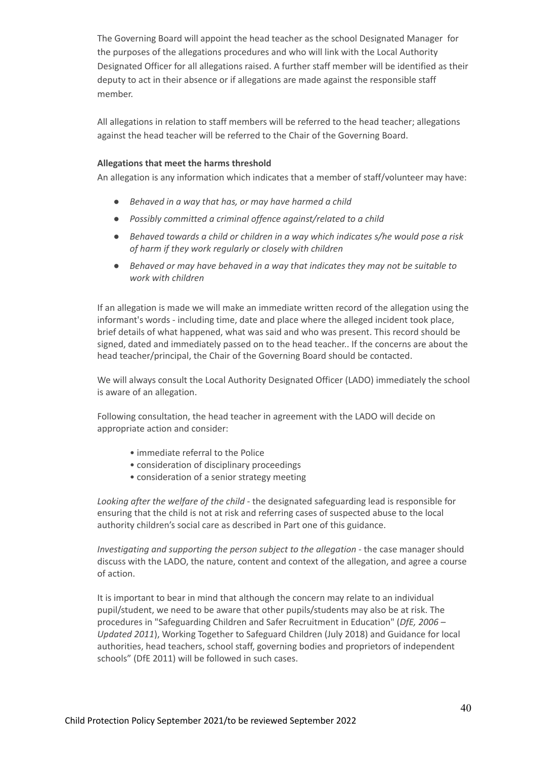The Governing Board will appoint the head teacher as the school Designated Manager  for the purposes of the allegations procedures and who will link with the Local Authority Designated Officer for all allegations raised. A further staff member will be identified as their deputy to act in their absence or if allegations are made against the responsible staff member.

All allegations in relation to staff members will be referred to the head teacher; allegations against the head teacher will be referred to the Chair of the Governing Board.

**Allegations that meet the harms threshold**

An allegation is any information which indicates that a member of staff/volunteer may have:

- *Behaved in a way that has, or may have harmed a child*
- *Possibly committed a criminal offence against/related to a child*
- *Behaved towards a child or children in a way which indicates s/he would pose a risk of harm if they work regularly or closely with children*
- *Behaved or may have behaved in a way that indicates they may not be suitable to work with children*

If an allegation is made we will make an immediate written record of the allegation using the informant's words - including time, date and place where the alleged incident took place, brief details of what happened, what was said and who was present. This record should be signed, dated and immediately passed on to the head teacher.. If the concerns are about the head teacher/principal, the Chair of the Governing Board should be contacted.

We will always consult the Local Authority Designated Officer (LADO) immediately the school is aware of an allegation.

Following consultation, the head teacher in agreement with the LADO will decide on appropriate action and consider:

- immediate referral to the Police
- consideration of disciplinary proceedings
- consideration of a senior strategy meeting

*Looking after the welfare of the child* - the designated safeguarding lead is responsible for ensuring that the child is not at risk and referring cases of suspected abuse to the local authority children's social care as described in Part one of this guidance.

*Investigating and supporting the person subject to the allegation* - the case manager should discuss with the LADO, the nature, content and context of the allegation, and agree a course of action.

It is important to bear in mind that although the concern may relate to an individual pupil/student, we need to be aware that other pupils/students may also be at risk. The procedures in "Safeguarding Children and Safer Recruitment in Education" (*DfE, 2006 – Updated 2011*), Working Together to Safeguard Children (July 2018) and Guidance for local authorities, head teachers, school staff, governing bodies and proprietors of independent schools" (DfE 2011) will be followed in such cases.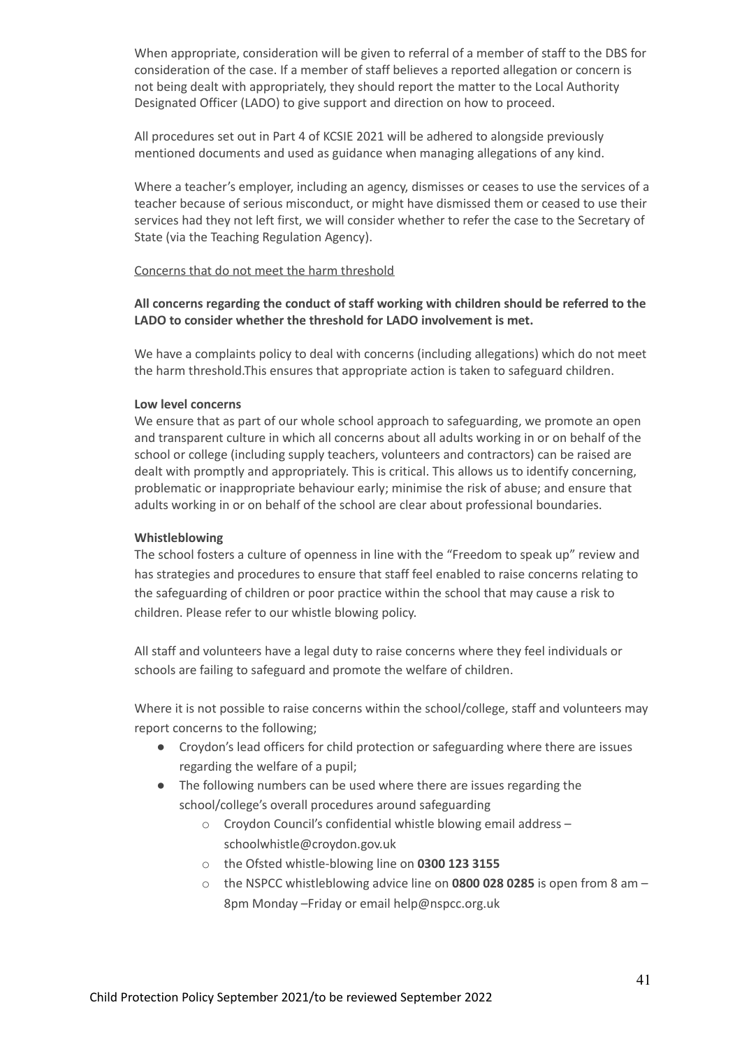When appropriate, consideration will be given to referral of a member of staff to the DBS for consideration of the case. If a member of staff believes a reported allegation or concern is not being dealt with appropriately, they should report the matter to the Local Authority Designated Officer (LADO) to give support and direction on how to proceed.

All procedures set out in Part 4 of KCSIE 2021 will be adhered to alongside previously mentioned documents and used as guidance when managing allegations of any kind.

Where a teacher's employer, including an agency, dismisses or ceases to use the services of a teacher because of serious misconduct, or might have dismissed them or ceased to use their services had they not left first, we will consider whether to refer the case to the Secretary of State (via the Teaching Regulation Agency).

Concerns that do not meet the harm threshold

**All concerns regarding the conduct of staff working with children should be referred to the LADO to consider whether the threshold for LADO involvement is met.**

We have a complaints policy to deal with concerns (including allegations) which do not meet the harm threshold.This ensures that appropriate action is taken to safeguard children.

**Low level concerns**

We ensure that as part of our whole school approach to safeguarding, we promote an open and transparent culture in which all concerns about all adults working in or on behalf of the school or college (including supply teachers, volunteers and contractors) can be raised are dealt with promptly and appropriately. This is critical. This allows us to identify concerning, problematic or inappropriate behaviour early; minimise the risk of abuse; and ensure that adults working in or on behalf of the school are clear about professional boundaries.

**Whistleblowing**

The school fosters a culture of openness in line with the "Freedom to speak up" review and has strategies and procedures to ensure that staff feel enabled to raise concerns relating to the safeguarding of children or poor practice within the school that may cause a risk to children. Please refer to our whistle blowing policy.

All staff and volunteers have a legal duty to raise concerns where they feel individuals or schools are failing to safeguard and promote the welfare of children.

Where it is not possible to raise concerns within the school/college, staff and volunteers may report concerns to the following;

- Croydon's lead officers for child protection or safeguarding where there are issues regarding the welfare of a pupil;
- The following numbers can be used where there are issues regarding the school/college's overall procedures around safeguarding
    - Croydon Council's confidential whistle blowing email address – schoolwhistle@croydon.gov.uk
    - the Ofsted whistle-blowing line on **0300 123 3155**
    - the NSPCC whistleblowing advice line on **0800 028 0285** is open from 8 am – 8pm Monday –Friday or email help@nspcc.org.uk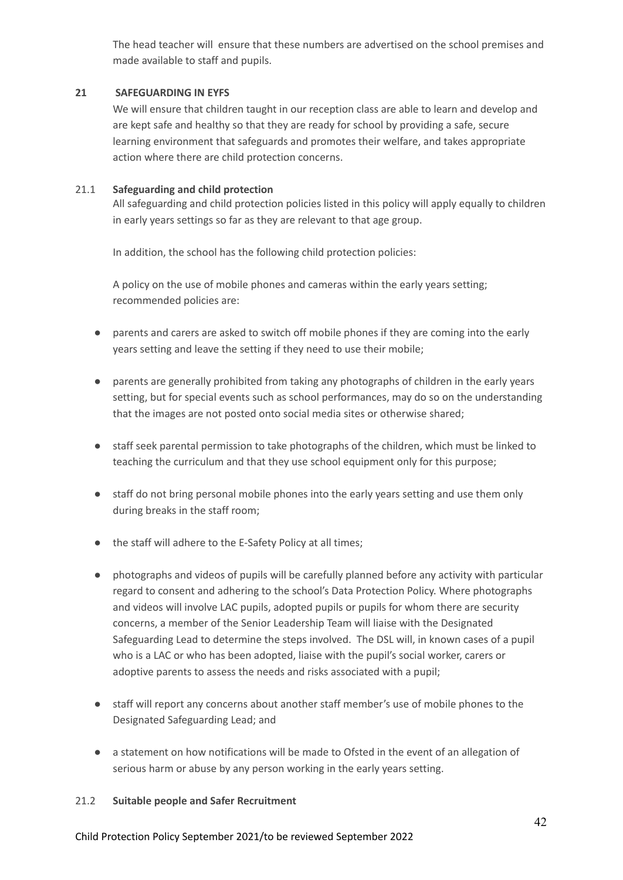The head teacher will ensure that these numbers are advertised on the school premises and made available to staff and pupils.

## 21 SAFEGUARDING IN EYFS

We will ensure that children taught in our reception class are able to learn and develop and are kept safe and healthy so that they are ready for school by providing a safe, secure learning environment that safeguards and promotes their welfare, and takes appropriate action where there are child protection concerns.

### 21.1 Safeguarding and child protection

All safeguarding and child protection policies listed in this policy will apply equally to children in early years settings so far as they are relevant to that age group.

In addition, the school has the following child protection policies:

A policy on the use of mobile phones and cameras within the early years setting; recommended policies are:

- parents and carers are asked to switch off mobile phones if they are coming into the early years setting and leave the setting if they need to use their mobile;
- parents are generally prohibited from taking any photographs of children in the early years setting, but for special events such as school performances, may do so on the understanding that the images are not posted onto social media sites or otherwise shared;
- staff seek parental permission to take photographs of the children, which must be linked to teaching the curriculum and that they use school equipment only for this purpose;
- staff do not bring personal mobile phones into the early years setting and use them only during breaks in the staff room;
- the staff will adhere to the E-Safety Policy at all times;
- photographs and videos of pupils will be carefully planned before any activity with particular regard to consent and adhering to the school's Data Protection Policy. Where photographs and videos will involve LAC pupils, adopted pupils or pupils for whom there are security concerns, a member of the Senior Leadership Team will liaise with the Designated Safeguarding Lead to determine the steps involved. The DSL will, in known cases of a pupil who is a LAC or who has been adopted, liaise with the pupil's social worker, carers or adoptive parents to assess the needs and risks associated with a pupil;
- staff will report any concerns about another staff member's use of mobile phones to the Designated Safeguarding Lead; and
- a statement on how notifications will be made to Ofsted in the event of an allegation of serious harm or abuse by any person working in the early years setting.

### 21.2 Suitable people and Safer Recruitment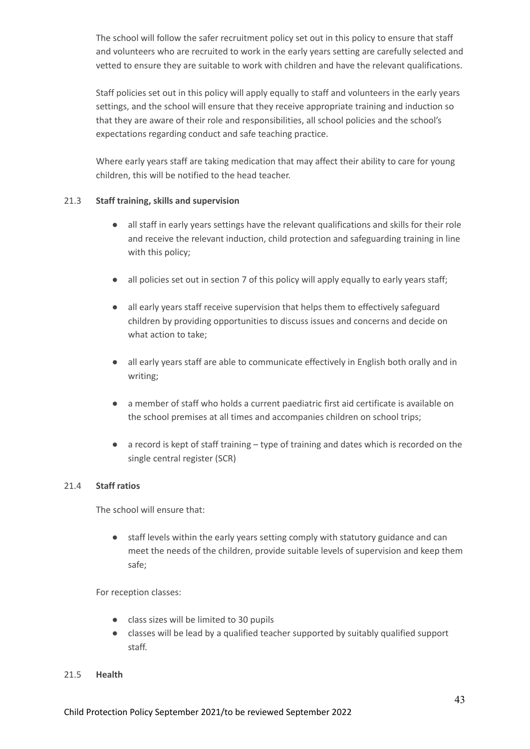The school will follow the safer recruitment policy set out in this policy to ensure that staff and volunteers who are recruited to work in the early years setting are carefully selected and vetted to ensure they are suitable to work with children and have the relevant qualifications.

Staff policies set out in this policy will apply equally to staff and volunteers in the early years settings, and the school will ensure that they receive appropriate training and induction so that they are aware of their role and responsibilities, all school policies and the school's expectations regarding conduct and safe teaching practice.

Where early years staff are taking medication that may affect their ability to care for young children, this will be notified to the head teacher.

### 21.3 Staff training, skills and supervision

- all staff in early years settings have the relevant qualifications and skills for their role and receive the relevant induction, child protection and safeguarding training in line with this policy;
- all policies set out in section 7 of this policy will apply equally to early years staff;
- all early years staff receive supervision that helps them to effectively safeguard children by providing opportunities to discuss issues and concerns and decide on what action to take;
- all early years staff are able to communicate effectively in English both orally and in writing;
- a member of staff who holds a current paediatric first aid certificate is available on the school premises at all times and accompanies children on school trips;
- a record is kept of staff training – type of training and dates which is recorded on the single central register (SCR)

### 21.4 Staff ratios

The school will ensure that:

- staff levels within the early years setting comply with statutory guidance and can meet the needs of the children, provide suitable levels of supervision and keep them safe;

For reception classes:

- class sizes will be limited to 30 pupils
- classes will be lead by a qualified teacher supported by suitably qualified support staff.

### 21.5 Health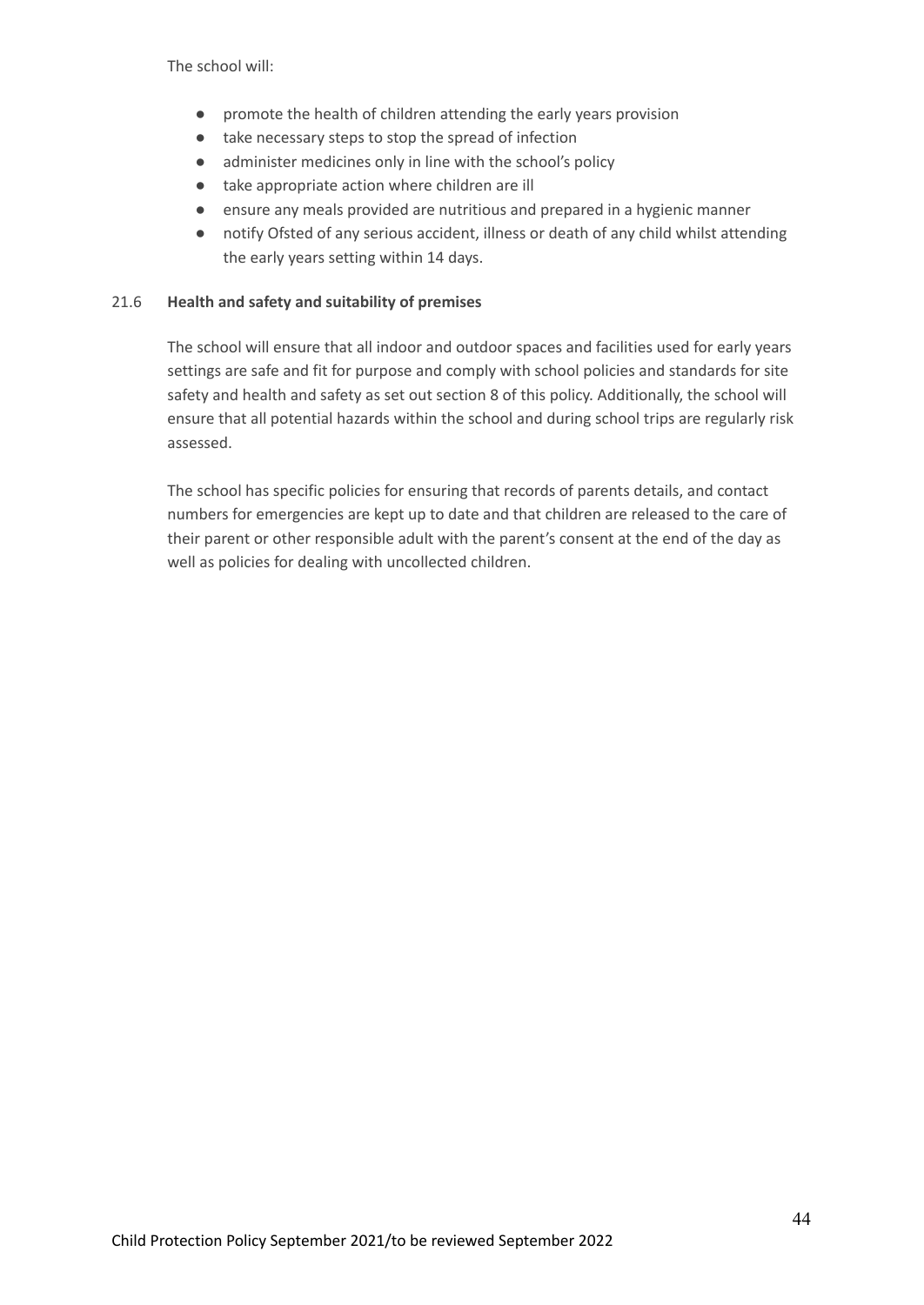The school will:

- promote the health of children attending the early years provision
- take necessary steps to stop the spread of infection
- administer medicines only in line with the school's policy
- take appropriate action where children are ill
- ensure any meals provided are nutritious and prepared in a hygienic manner
- notify Ofsted of any serious accident, illness or death of any child whilst attending the early years setting within 14 days.

### 21.6 Health and safety and suitability of premises

The school will ensure that all indoor and outdoor spaces and facilities used for early years settings are safe and fit for purpose and comply with school policies and standards for site safety and health and safety as set out section 8 of this policy. Additionally, the school will ensure that all potential hazards within the school and during school trips are regularly risk assessed.

The school has specific policies for ensuring that records of parents details, and contact numbers for emergencies are kept up to date and that children are released to the care of their parent or other responsible adult with the parent's consent at the end of the day as well as policies for dealing with uncollected children.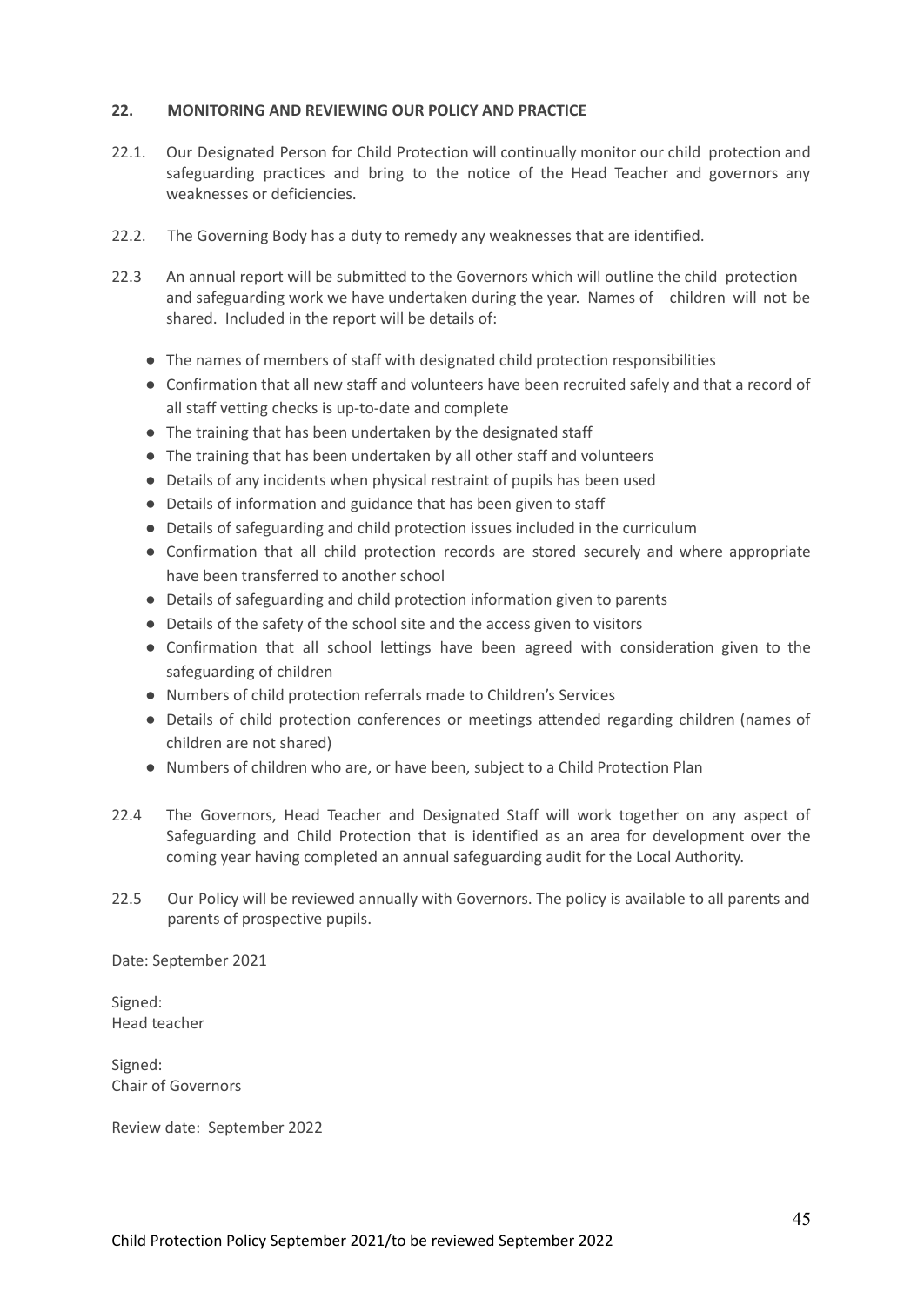## 22. MONITORING AND REVIEWING OUR POLICY AND PRACTICE

22.1. Our Designated Person for Child Protection will continually monitor our child protection and safeguarding practices and bring to the notice of the Head Teacher and governors any weaknesses or deficiencies.

22.2. The Governing Body has a duty to remedy any weaknesses that are identified.

22.3 An annual report will be submitted to the Governors which will outline the child protection and safeguarding work we have undertaken during the year. Names of children will not be shared. Included in the report will be details of:

- The names of members of staff with designated child protection responsibilities
- Confirmation that all new staff and volunteers have been recruited safely and that a record of all staff vetting checks is up-to-date and complete
- The training that has been undertaken by the designated staff
- The training that has been undertaken by all other staff and volunteers
- Details of any incidents when physical restraint of pupils has been used
- Details of information and guidance that has been given to staff
- Details of safeguarding and child protection issues included in the curriculum
- Confirmation that all child protection records are stored securely and where appropriate have been transferred to another school
- Details of safeguarding and child protection information given to parents
- Details of the safety of the school site and the access given to visitors
- Confirmation that all school lettings have been agreed with consideration given to the safeguarding of children
- Numbers of child protection referrals made to Children's Services
- Details of child protection conferences or meetings attended regarding children (names of children are not shared)
- Numbers of children who are, or have been, subject to a Child Protection Plan

22.4 The Governors, Head Teacher and Designated Staff will work together on any aspect of Safeguarding and Child Protection that is identified as an area for development over the coming year having completed an annual safeguarding audit for the Local Authority.

22.5 Our Policy will be reviewed annually with Governors. The policy is available to all parents and parents of prospective pupils.

Date: September 2021

Signed:
Head teacher

Signed:
Chair of Governors

Review date: September 2022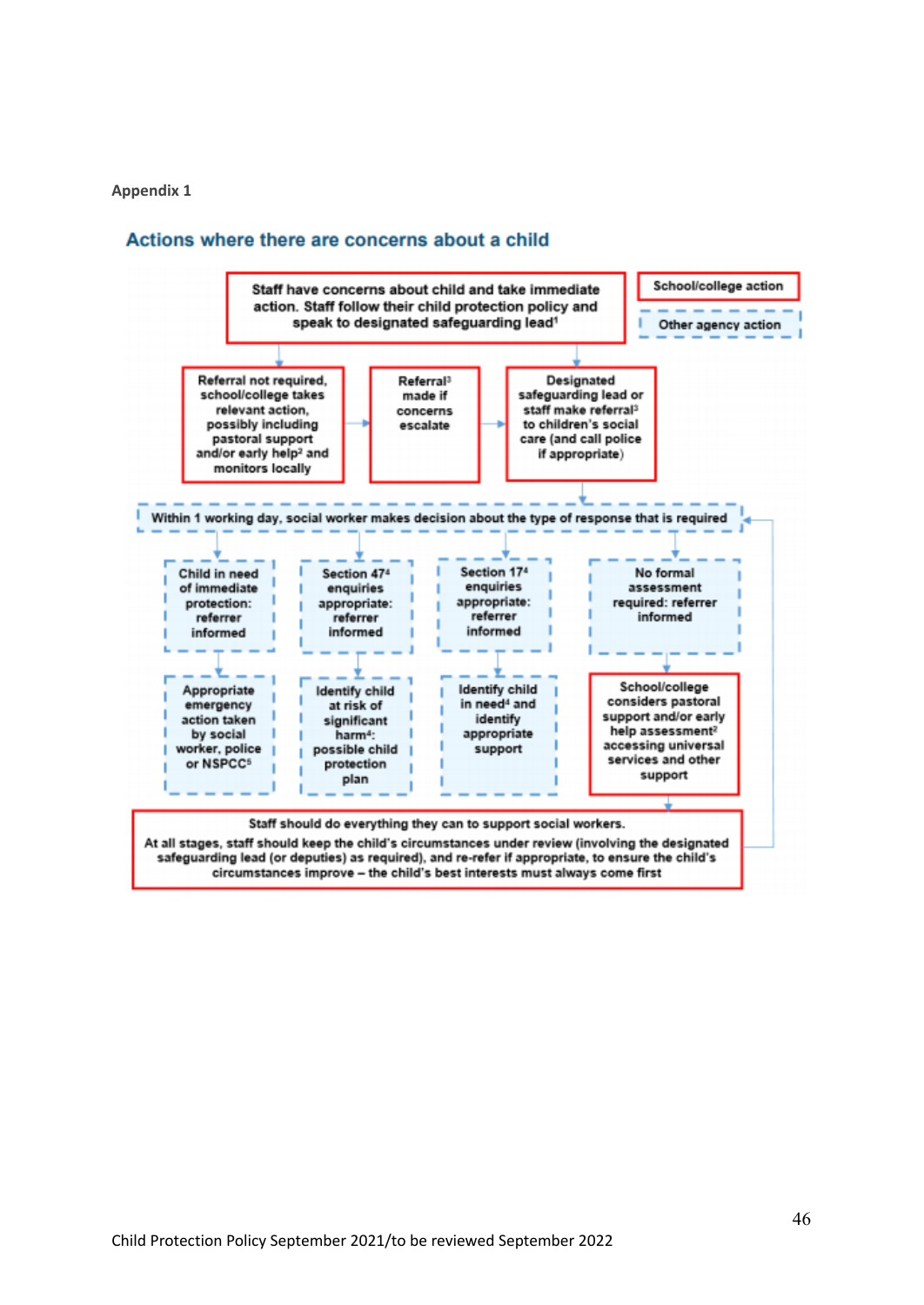Appendix 1

## Actions where there are concerns about a child

School/college action

Other agency action

Staff have concerns about child and take immediate action. Staff follow their child protection policy and speak to designated safeguarding lead[1]

Referral not required, school/college takes relevant action, possibly including pastoral support and/or early help[2] and monitors locally

Referral[3] made if concerns escalate

Designated safeguarding lead or staff make referral[3] to children's social care (and call police if appropriate)

Within 1 working day, social worker makes decision about the type of response that is required

Child in need of immediate protection: referrer informed

Section 47[4] enquiries appropriate: referrer informed

Section 17[4] enquiries appropriate: referrer informed

No formal assessment required: referrer informed

Appropriate emergency action taken by social worker, police or NSPCC[5]

Identify child at risk of significant harm[4]: possible child protection plan

Identify child in need[4] and identify appropriate support

School/college considers pastoral support and/or early help assessment[2] accessing universal services and other support

Staff should do everything they can to support social workers.

At all stages, staff should keep the child's circumstances under review (involving the designated safeguarding lead (or deputies) as required), and re-refer if appropriate, to ensure the child's circumstances improve – the child's best interests must always come first

Child Protection Policy September 2021/to be reviewed September 2022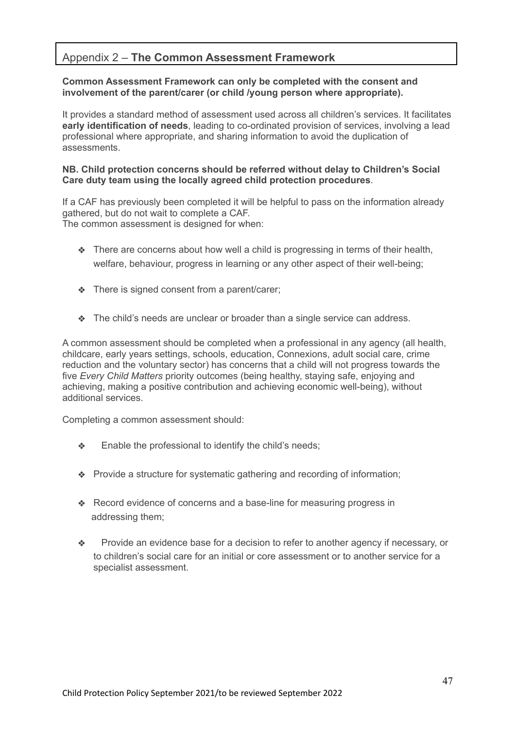## Appendix 2 – **The Common Assessment Framework**

**Common Assessment Framework can only be completed with the consent and involvement of the parent/carer (or child /young person where appropriate).**

It provides a standard method of assessment used across all children's services. It facilitates **early identification of needs**, leading to co-ordinated provision of services, involving a lead professional where appropriate, and sharing information to avoid the duplication of assessments.

**NB. Child protection concerns should be referred without delay to Children's Social Care duty team using the locally agreed child protection procedures**.

If a CAF has previously been completed it will be helpful to pass on the information already gathered, but do not wait to complete a CAF.
The common assessment is designed for when:

- There are concerns about how well a child is progressing in terms of their health, welfare, behaviour, progress in learning or any other aspect of their well-being;
- There is signed consent from a parent/carer;
- The child's needs are unclear or broader than a single service can address.

A common assessment should be completed when a professional in any agency (all health, childcare, early years settings, schools, education, Connexions, adult social care, crime reduction and the voluntary sector) has concerns that a child will not progress towards the five *Every Child Matters* priority outcomes (being healthy, staying safe, enjoying and achieving, making a positive contribution and achieving economic well-being), without additional services.

Completing a common assessment should:

- Enable the professional to identify the child's needs;
- Provide a structure for systematic gathering and recording of information;
- Record evidence of concerns and a base-line for measuring progress in addressing them;
- Provide an evidence base for a decision to refer to another agency if necessary, or to children's social care for an initial or core assessment or to another service for a specialist assessment.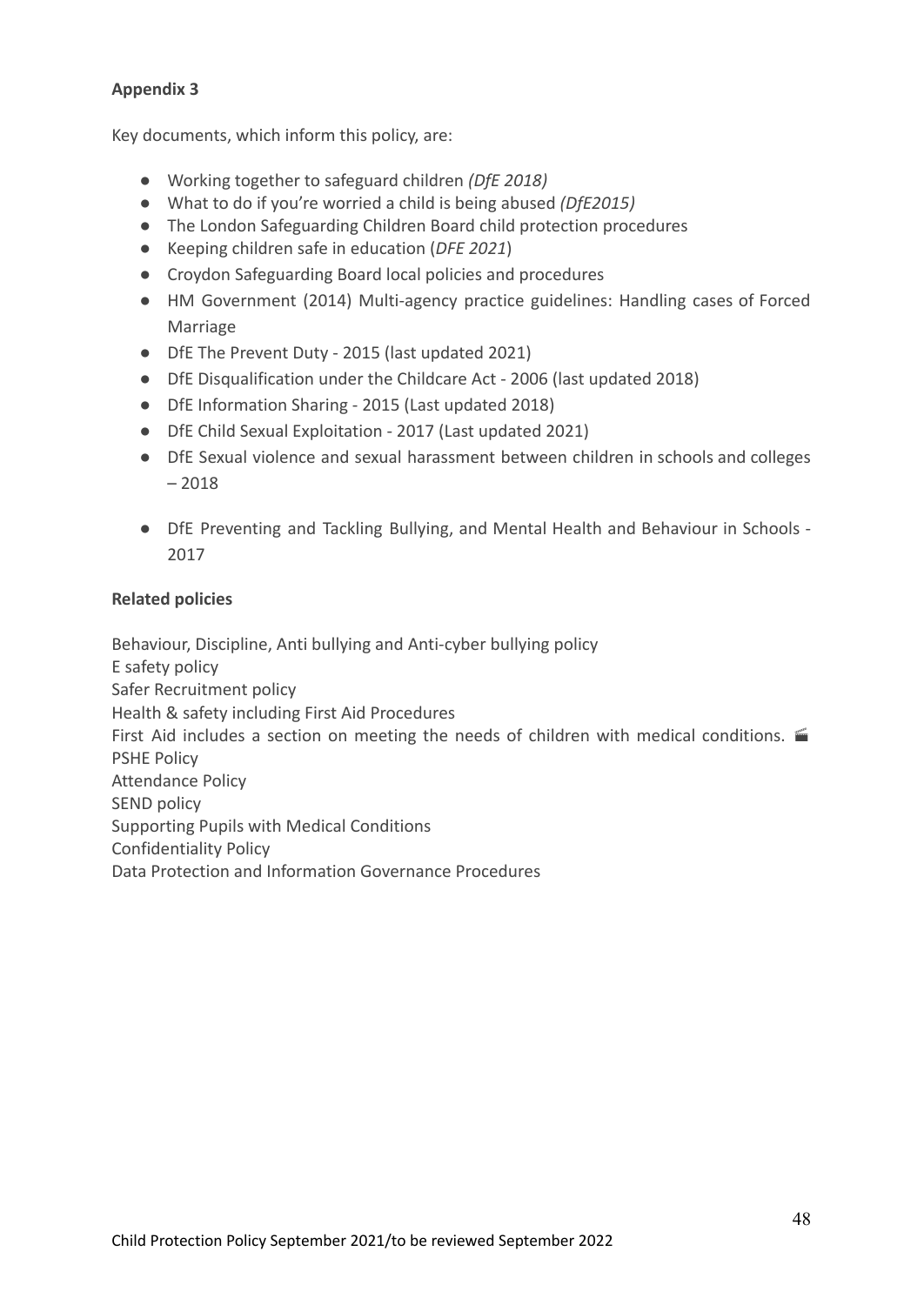**Appendix 3**

Key documents, which inform this policy, are:

- Working together to safeguard children *(DfE 2018)*
- What to do if you're worried a child is being abused *(DfE2015)*
- The London Safeguarding Children Board child protection procedures
- Keeping children safe in education (*DFE 2021*)
- Croydon Safeguarding Board local policies and procedures
- HM Government (2014) Multi-agency practice guidelines: Handling cases of Forced Marriage
- DfE The Prevent Duty - 2015 (last updated 2021)
- DfE Disqualification under the Childcare Act - 2006 (last updated 2018)
- DfE Information Sharing - 2015 (Last updated 2018)
- DfE Child Sexual Exploitation - 2017 (Last updated 2021)
- DfE Sexual violence and sexual harassment between children in schools and colleges – 2018
- DfE Preventing and Tackling Bullying, and Mental Health and Behaviour in Schools - 2017

**Related policies**

Behaviour, Discipline, Anti bullying and Anti-cyber bullying policy
E safety policy
Safer Recruitment policy
Health & safety including First Aid Procedures
First Aid includes a section on meeting the needs of children with medical conditions. 🎬
PSHE Policy
Attendance Policy
SEND policy
Supporting Pupils with Medical Conditions
Confidentiality Policy
Data Protection and Information Governance Procedures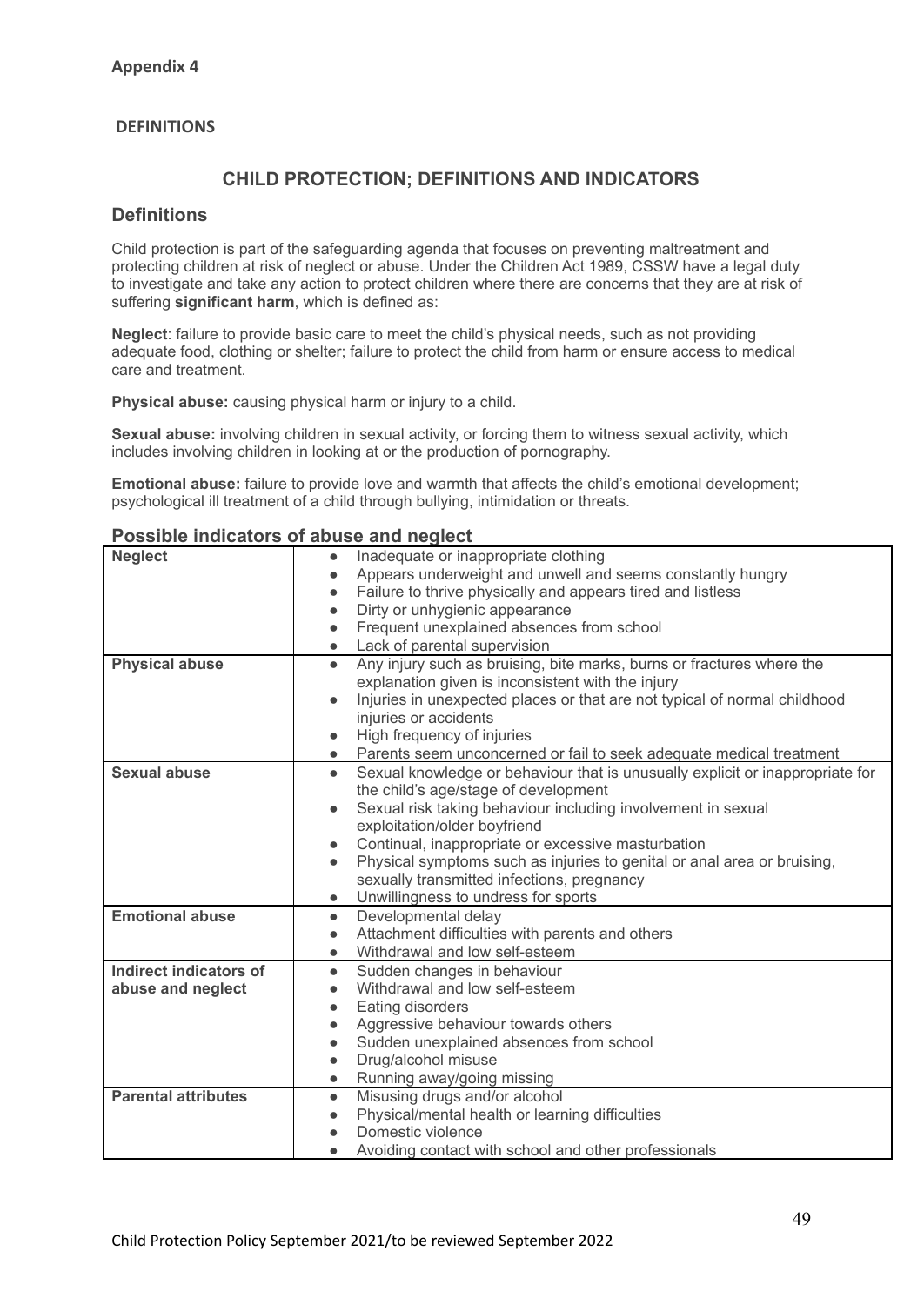**Appendix 4**

**DEFINITIONS**

## CHILD PROTECTION; DEFINITIONS AND INDICATORS

### Definitions

Child protection is part of the safeguarding agenda that focuses on preventing maltreatment and protecting children at risk of neglect or abuse. Under the Children Act 1989, CSSW have a legal duty to investigate and take any action to protect children where there are concerns that they are at risk of suffering **significant harm**, which is defined as:

**Neglect**: failure to provide basic care to meet the child's physical needs, such as not providing adequate food, clothing or shelter; failure to protect the child from harm or ensure access to medical care and treatment.

**Physical abuse:** causing physical harm or injury to a child.

**Sexual abuse:** involving children in sexual activity, or forcing them to witness sexual activity, which includes involving children in looking at or the production of pornography.

**Emotional abuse:** failure to provide love and warmth that affects the child's emotional development; psychological ill treatment of a child through bullying, intimidation or threats.

### Possible indicators of abuse and neglect

| | |
|---|---|
| **Neglect** | • Inadequate or inappropriate clothing<br>• Appears underweight and unwell and seems constantly hungry<br>• Failure to thrive physically and appears tired and listless<br>• Dirty or unhygienic appearance<br>• Frequent unexplained absences from school<br>• Lack of parental supervision |
| **Physical abuse** | • Any injury such as bruising, bite marks, burns or fractures where the explanation given is inconsistent with the injury<br>• Injuries in unexpected places or that are not typical of normal childhood injuries or accidents<br>• High frequency of injuries<br>• Parents seem unconcerned or fail to seek adequate medical treatment |
| **Sexual abuse** | • Sexual knowledge or behaviour that is unusually explicit or inappropriate for the child's age/stage of development<br>• Sexual risk taking behaviour including involvement in sexual exploitation/older boyfriend<br>• Continual, inappropriate or excessive masturbation<br>• Physical symptoms such as injuries to genital or anal area or bruising, sexually transmitted infections, pregnancy<br>• Unwillingness to undress for sports |
| **Emotional abuse** | • Developmental delay<br>• Attachment difficulties with parents and others<br>• Withdrawal and low self-esteem |
| **Indirect indicators of abuse and neglect** | • Sudden changes in behaviour<br>• Withdrawal and low self-esteem<br>• Eating disorders<br>• Aggressive behaviour towards others<br>• Sudden unexplained absences from school<br>• Drug/alcohol misuse<br>• Running away/going missing |
| **Parental attributes** | • Misusing drugs and/or alcohol<br>• Physical/mental health or learning difficulties<br>• Domestic violence<br>• Avoiding contact with school and other professionals |